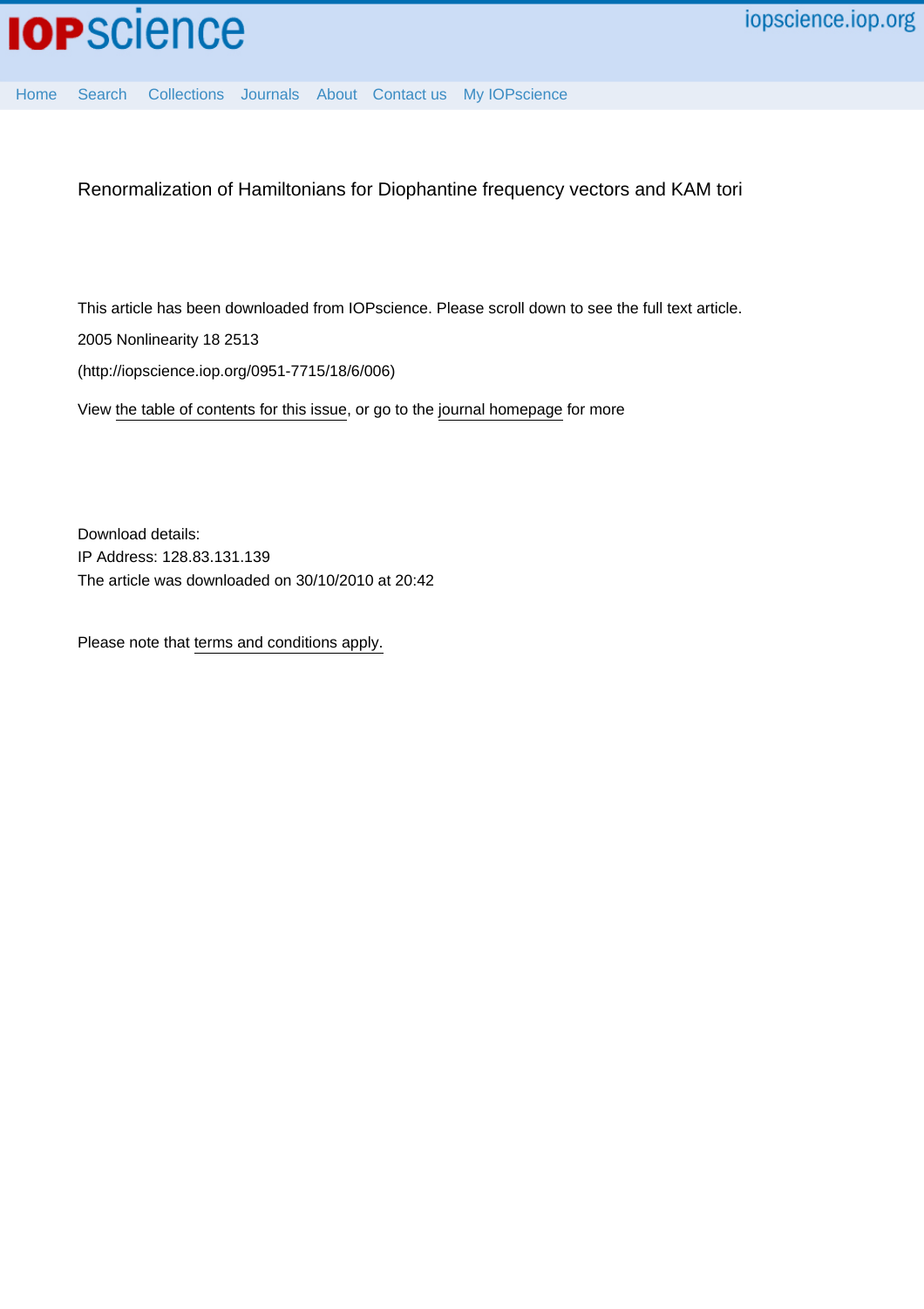Renormalization of Hamiltonians for Diophantine frequency vectors and KAM tori

This article has been downloaded from IOPscience. Please scroll down to see the full text article.

2005 Nonlinearity 18 2513

(http://iopscience.iop.org/0951-7715/18/6/006)

View the table of contents for this issue, or go to the journal homepage for more

Download details:
IP Address: 128.83.131.139
The article was downloaded on 30/10/2010 at 20:42

Please note that terms and conditions apply.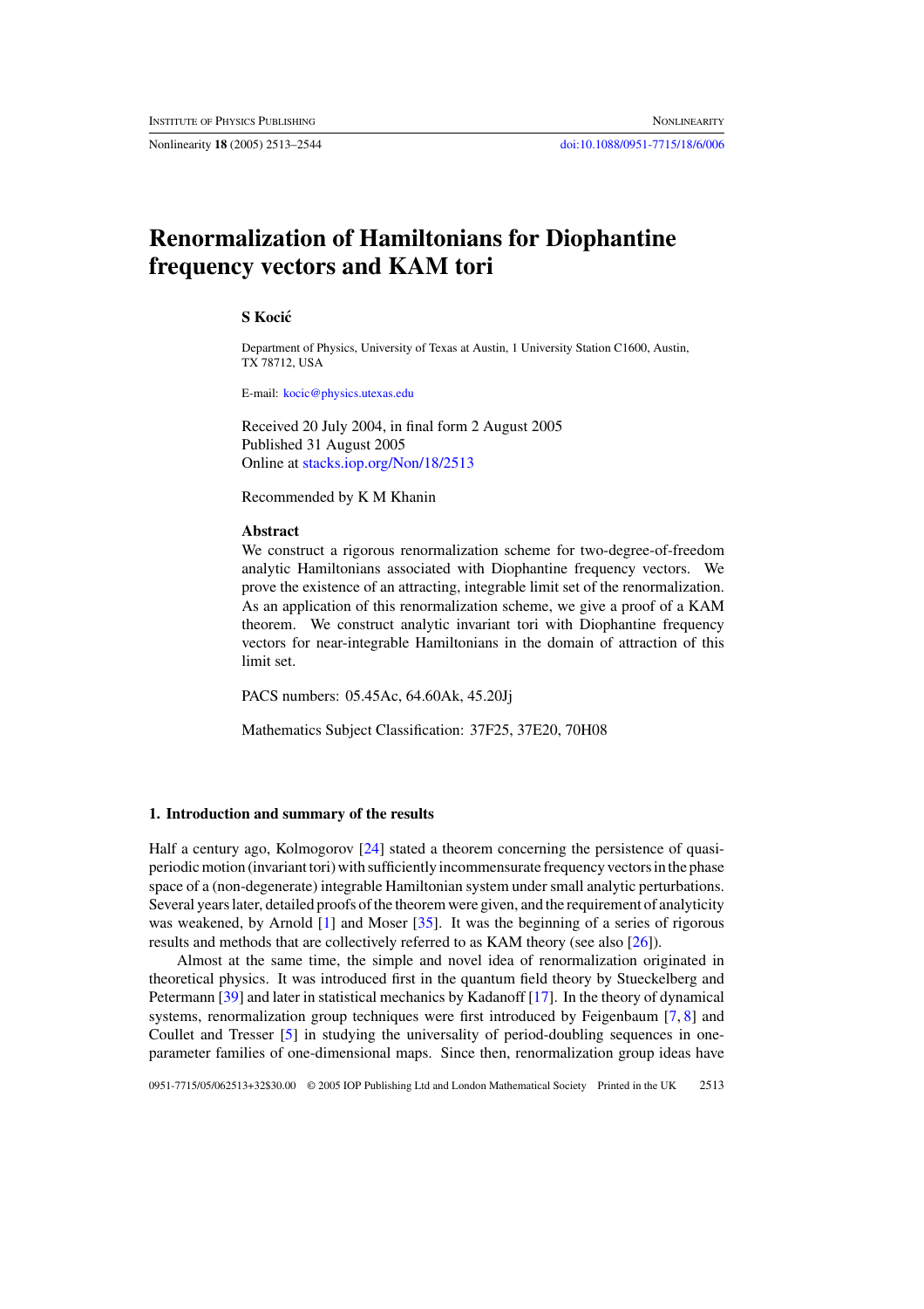# Renormalization of Hamiltonians for Diophantine frequency vectors and KAM tori

**S Kocić**

Department of Physics, University of Texas at Austin, 1 University Station C1600, Austin, TX 78712, USA

E-mail: kocic@physics.utexas.edu

Received 20 July 2004, in final form 2 August 2005
Published 31 August 2005
Online at stacks.iop.org/Non/18/2513

Recommended by K M Khanin

**Abstract**

We construct a rigorous renormalization scheme for two-degree-of-freedom analytic Hamiltonians associated with Diophantine frequency vectors. We prove the existence of an attracting, integrable limit set of the renormalization. As an application of this renormalization scheme, we give a proof of a KAM theorem. We construct analytic invariant tori with Diophantine frequency vectors for near-integrable Hamiltonians in the domain of attraction of this limit set.

PACS numbers: 05.45Ac, 64.60Ak, 45.20Jj

Mathematics Subject Classification: 37F25, 37E20, 70H08

## 1. Introduction and summary of the results

Half a century ago, Kolmogorov [24] stated a theorem concerning the persistence of quasi-periodic motion (invariant tori) with sufficiently incommensurate frequency vectors in the phase space of a (non-degenerate) integrable Hamiltonian system under small analytic perturbations. Several years later, detailed proofs of the theorem were given, and the requirement of analyticity was weakened, by Arnold [1] and Moser [35]. It was the beginning of a series of rigorous results and methods that are collectively referred to as KAM theory (see also [26]).

Almost at the same time, the simple and novel idea of renormalization originated in theoretical physics. It was introduced first in the quantum field theory by Stueckelberg and Petermann [39] and later in statistical mechanics by Kadanoff [17]. In the theory of dynamical systems, renormalization group techniques were first introduced by Feigenbaum [7, 8] and Coullet and Tresser [5] in studying the universality of period-doubling sequences in one-parameter families of one-dimensional maps. Since then, renormalization group ideas have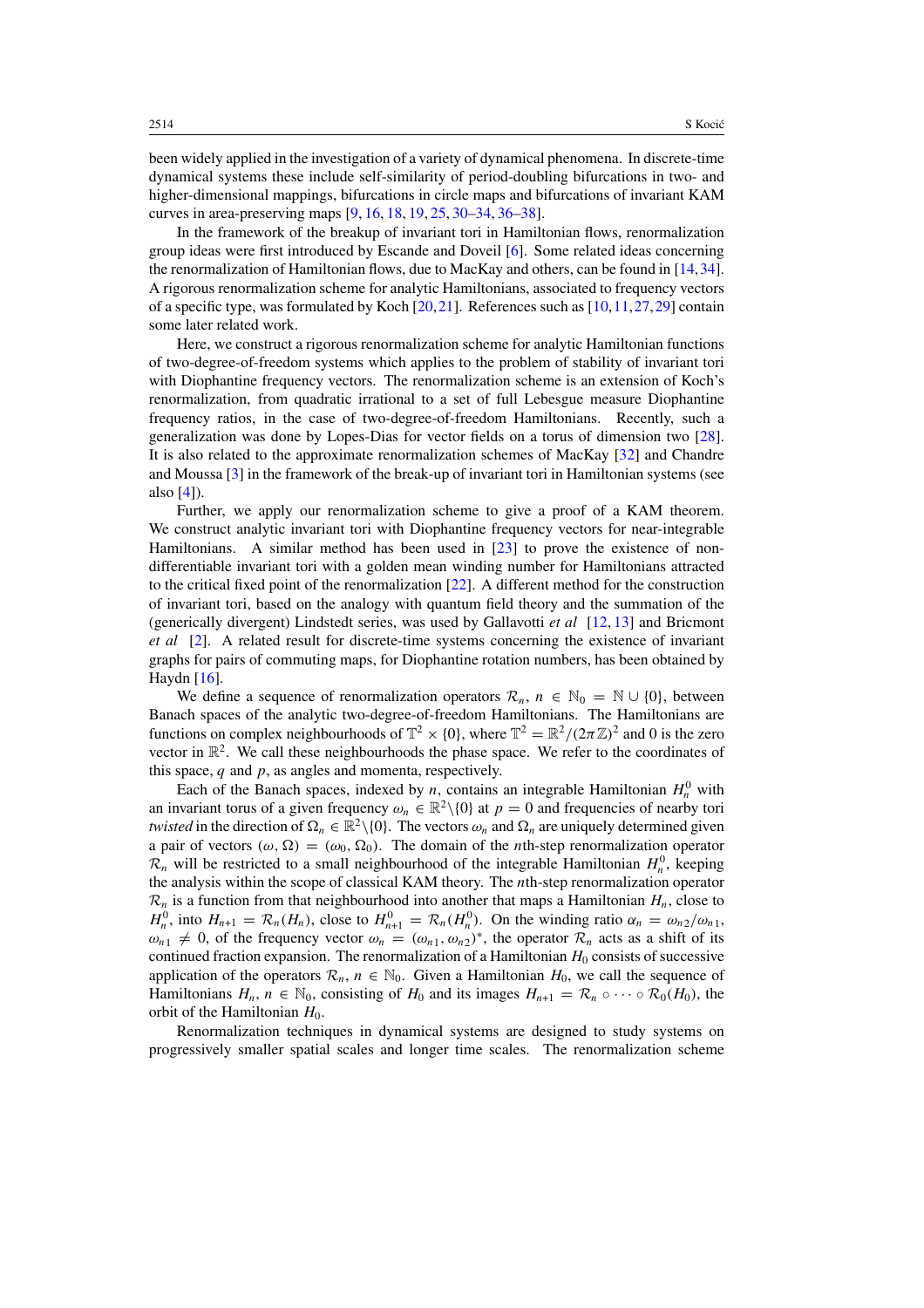been widely applied in the investigation of a variety of dynamical phenomena. In discrete-time dynamical systems these include self-similarity of period-doubling bifurcations in two- and higher-dimensional mappings, bifurcations in circle maps and bifurcations of invariant KAM curves in area-preserving maps [9, 16, 18, 19, 25, 30–34, 36–38].

In the framework of the breakup of invariant tori in Hamiltonian flows, renormalization group ideas were first introduced by Escande and Doveil [6]. Some related ideas concerning the renormalization of Hamiltonian flows, due to MacKay and others, can be found in [14, 34]. A rigorous renormalization scheme for analytic Hamiltonians, associated to frequency vectors of a specific type, was formulated by Koch [20, 21]. References such as [10, 11, 27, 29] contain some later related work.

Here, we construct a rigorous renormalization scheme for analytic Hamiltonian functions of two-degree-of-freedom systems which applies to the problem of stability of invariant tori with Diophantine frequency vectors. The renormalization scheme is an extension of Koch's renormalization, from quadratic irrational to a set of full Lebesgue measure Diophantine frequency ratios, in the case of two-degree-of-freedom Hamiltonians. Recently, such a generalization was done by Lopes-Dias for vector fields on a torus of dimension two [28]. It is also related to the approximate renormalization schemes of MacKay [32] and Chandre and Moussa [3] in the framework of the break-up of invariant tori in Hamiltonian systems (see also [4]).

Further, we apply our renormalization scheme to give a proof of a KAM theorem. We construct analytic invariant tori with Diophantine frequency vectors for near-integrable Hamiltonians. A similar method has been used in [23] to prove the existence of non-differentiable invariant tori with a golden mean winding number for Hamiltonians attracted to the critical fixed point of the renormalization [22]. A different method for the construction of invariant tori, based on the analogy with quantum field theory and the summation of the (generically divergent) Lindstedt series, was used by Gallavotti *et al* [12, 13] and Bricmont *et al* [2]. A related result for discrete-time systems concerning the existence of invariant graphs for pairs of commuting maps, for Diophantine rotation numbers, has been obtained by Haydn [16].

We define a sequence of renormalization operators $\mathcal{R}_n$, $n \in \mathbb{N}_0 = \mathbb{N} \cup \{0\}$, between Banach spaces of the analytic two-degree-of-freedom Hamiltonians. The Hamiltonians are functions on complex neighbourhoods of $\mathbb{T}^2 \times \{0\}$, where $\mathbb{T}^2 = \mathbb{R}^2/(2\pi\mathbb{Z})^2$ and 0 is the zero vector in $\mathbb{R}^2$. We call these neighbourhoods the phase space. We refer to the coordinates of this space, $q$ and $p$, as angles and momenta, respectively.

Each of the Banach spaces, indexed by $n$, contains an integrable Hamiltonian $H_n^0$ with an invariant torus of a given frequency $\omega_n \in \mathbb{R}^2\backslash\{0\}$ at $p = 0$ and frequencies of nearby tori *twisted* in the direction of $\Omega_n \in \mathbb{R}^2\backslash\{0\}$. The vectors $\omega_n$ and $\Omega_n$ are uniquely determined given a pair of vectors $(\omega, \Omega) = (\omega_0, \Omega_0)$. The domain of the $n$th-step renormalization operator $\mathcal{R}_n$ will be restricted to a small neighbourhood of the integrable Hamiltonian $H_n^0$, keeping the analysis within the scope of classical KAM theory. The $n$th-step renormalization operator $\mathcal{R}_n$ is a function from that neighbourhood into another that maps a Hamiltonian $H_n$, close to $H_n^0$, into $H_{n+1} = \mathcal{R}_n(H_n)$, close to $H_{n+1}^0 = \mathcal{R}_n(H_n^0)$. On the winding ratio $\alpha_n = \omega_{n2}/\omega_{n1}$, $\omega_{n1} \neq 0$, of the frequency vector $\omega_n = (\omega_{n1}, \omega_{n2})^*$, the operator $\mathcal{R}_n$ acts as a shift of its continued fraction expansion. The renormalization of a Hamiltonian $H_0$ consists of successive application of the operators $\mathcal{R}_n$, $n \in \mathbb{N}_0$. Given a Hamiltonian $H_0$, we call the sequence of Hamiltonians $H_n$, $n \in \mathbb{N}_0$, consisting of $H_0$ and its images $H_{n+1} = \mathcal{R}_n \circ \cdots \circ \mathcal{R}_0(H_0)$, the orbit of the Hamiltonian $H_0$.

Renormalization techniques in dynamical systems are designed to study systems on progressively smaller spatial scales and longer time scales. The renormalization scheme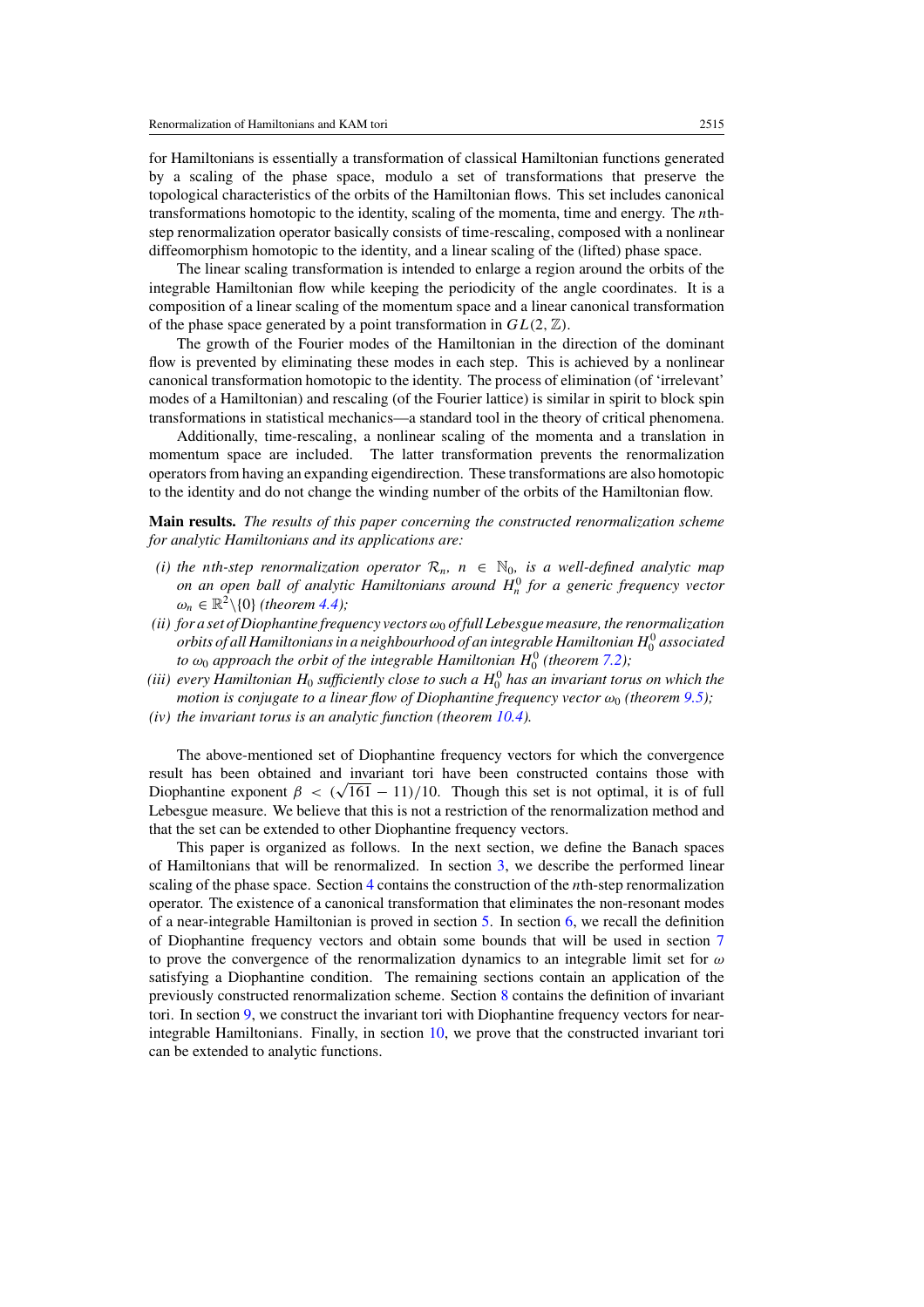for Hamiltonians is essentially a transformation of classical Hamiltonian functions generated by a scaling of the phase space, modulo a set of transformations that preserve the topological characteristics of the orbits of the Hamiltonian flows. This set includes canonical transformations homotopic to the identity, scaling of the momenta, time and energy. The $n$th-step renormalization operator basically consists of time-rescaling, composed with a nonlinear diffeomorphism homotopic to the identity, and a linear scaling of the (lifted) phase space.

The linear scaling transformation is intended to enlarge a region around the orbits of the integrable Hamiltonian flow while keeping the periodicity of the angle coordinates. It is a composition of a linear scaling of the momentum space and a linear canonical transformation of the phase space generated by a point transformation in $GL(2, \mathbb{Z})$.

The growth of the Fourier modes of the Hamiltonian in the direction of the dominant flow is prevented by eliminating these modes in each step. This is achieved by a nonlinear canonical transformation homotopic to the identity. The process of elimination (of 'irrelevant' modes of a Hamiltonian) and rescaling (of the Fourier lattice) is similar in spirit to block spin transformations in statistical mechanics—a standard tool in the theory of critical phenomena.

Additionally, time-rescaling, a nonlinear scaling of the momenta and a translation in momentum space are included. The latter transformation prevents the renormalization operators from having an expanding eigendirection. These transformations are also homotopic to the identity and do not change the winding number of the orbits of the Hamiltonian flow.

**Main results.** *The results of this paper concerning the constructed renormalization scheme for analytic Hamiltonians and its applications are:*

- *(i) the nth-step renormalization operator $\mathcal{R}_n$, $n \in \mathbb{N}_0$, is a well-defined analytic map on an open ball of analytic Hamiltonians around $H_n^0$ for a generic frequency vector $\omega_n \in \mathbb{R}^2\backslash\{0\}$ (theorem 4.4);*
- *(ii) for a set of Diophantine frequency vectors $\omega_0$ of full Lebesgue measure, the renormalization orbits of all Hamiltonians in a neighbourhood of an integrable Hamiltonian $H_0^0$ associated to $\omega_0$ approach the orbit of the integrable Hamiltonian $H_0^0$ (theorem 7.2);*
- *(iii) every Hamiltonian $H_0$ sufficiently close to such a $H_0^0$ has an invariant torus on which the motion is conjugate to a linear flow of Diophantine frequency vector $\omega_0$ (theorem 9.5);*
- *(iv) the invariant torus is an analytic function (theorem 10.4).*

The above-mentioned set of Diophantine frequency vectors for which the convergence result has been obtained and invariant tori have been constructed contains those with Diophantine exponent $\beta < (\sqrt{161} - 11)/10$. Though this set is not optimal, it is of full Lebesgue measure. We believe that this is not a restriction of the renormalization method and that the set can be extended to other Diophantine frequency vectors.

This paper is organized as follows. In the next section, we define the Banach spaces of Hamiltonians that will be renormalized. In section 3, we describe the performed linear scaling of the phase space. Section 4 contains the construction of the $n$th-step renormalization operator. The existence of a canonical transformation that eliminates the non-resonant modes of a near-integrable Hamiltonian is proved in section 5. In section 6, we recall the definition of Diophantine frequency vectors and obtain some bounds that will be used in section 7 to prove the convergence of the renormalization dynamics to an integrable limit set for $\omega$ satisfying a Diophantine condition. The remaining sections contain an application of the previously constructed renormalization scheme. Section 8 contains the definition of invariant tori. In section 9, we construct the invariant tori with Diophantine frequency vectors for near-integrable Hamiltonians. Finally, in section 10, we prove that the constructed invariant tori can be extended to analytic functions.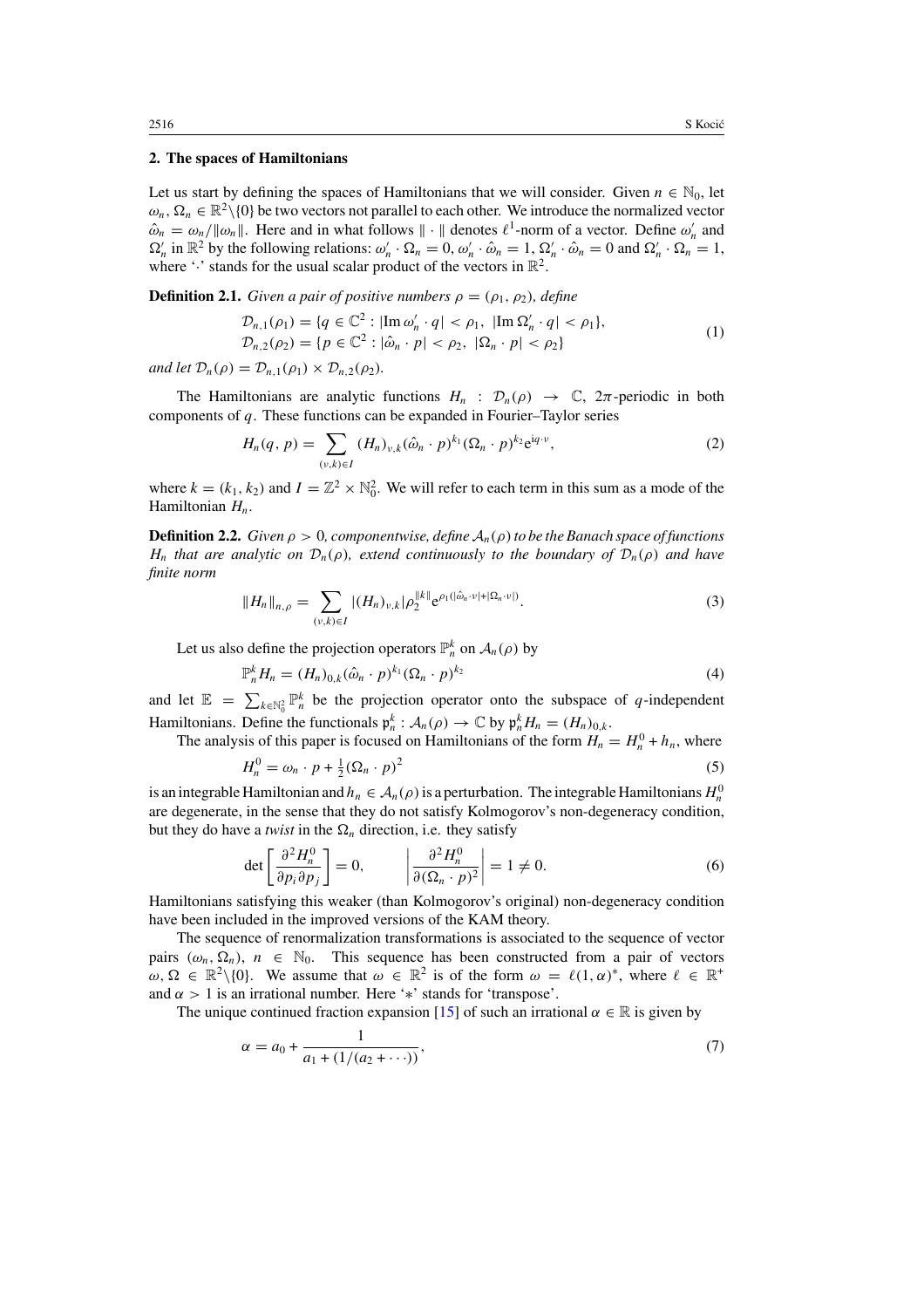## 2. The spaces of Hamiltonians

Let us start by defining the spaces of Hamiltonians that we will consider. Given $n \in \mathbb{N}_0$, let $\omega_n, \Omega_n \in \mathbb{R}^2\backslash\{0\}$ be two vectors not parallel to each other. We introduce the normalized vector $\hat{\omega}_n = \omega_n/\|\omega_n\|$. Here and in what follows $\|\cdot\|$ denotes $\ell^1$-norm of a vector. Define $\omega_n'$ and $\Omega_n'$ in $\mathbb{R}^2$ by the following relations: $\omega_n' \cdot \Omega_n = 0$, $\omega_n' \cdot \hat{\omega}_n = 1$, $\Omega_n' \cdot \hat{\omega}_n = 0$ and $\Omega_n' \cdot \Omega_n = 1$, where '$\cdot$' stands for the usual scalar product of the vectors in $\mathbb{R}^2$.

**Definition 2.1.** *Given a pair of positive numbers $\rho = (\rho_1, \rho_2)$, define*

$$
\begin{aligned}
\mathcal{D}_{n,1}(\rho_1) &= \{q \in \mathbb{C}^2 : |\mathrm{Im}\, \omega_n' \cdot q| < \rho_1,\ |\mathrm{Im}\, \Omega_n' \cdot q| < \rho_1\},\\
\mathcal{D}_{n,2}(\rho_2) &= \{p \in \mathbb{C}^2 : |\hat{\omega}_n \cdot p| < \rho_2,\ |\Omega_n \cdot p| < \rho_2\}
\end{aligned}
\tag{1}
$$

*and let $\mathcal{D}_n(\rho) = \mathcal{D}_{n,1}(\rho_1) \times \mathcal{D}_{n,2}(\rho_2)$.*

The Hamiltonians are analytic functions $H_n : \mathcal{D}_n(\rho) \to \mathbb{C}$, $2\pi$-periodic in both components of $q$. These functions can be expanded in Fourier–Taylor series

$$
H_n(q, p) = \sum_{(\nu,k)\in I} (H_n)_{\nu,k} (\hat{\omega}_n \cdot p)^{k_1} (\Omega_n \cdot p)^{k_2} \mathrm{e}^{\mathrm{i} q\cdot\nu},
\tag{2}
$$

where $k = (k_1, k_2)$ and $I = \mathbb{Z}^2 \times \mathbb{N}_0^2$. We will refer to each term in this sum as a mode of the Hamiltonian $H_n$.

**Definition 2.2.** *Given $\rho > 0$, componentwise, define $\mathcal{A}_n(\rho)$ to be the Banach space of functions $H_n$ that are analytic on $\mathcal{D}_n(\rho)$, extend continuously to the boundary of $\mathcal{D}_n(\rho)$ and have finite norm*

$$
\|H_n\|_{n,\rho} = \sum_{(\nu,k)\in I} |(H_n)_{\nu,k}| \rho_2^{\|k\|} \mathrm{e}^{\rho_1(|\hat{\omega}_n\cdot\nu| + |\Omega_n\cdot\nu|)}.
\tag{3}
$$

Let us also define the projection operators $\mathbb{P}_n^k$ on $\mathcal{A}_n(\rho)$ by

$$
\mathbb{P}_n^k H_n = (H_n)_{0,k} (\hat{\omega}_n \cdot p)^{k_1} (\Omega_n \cdot p)^{k_2}
\tag{4}
$$

and let $\mathbb{E} = \sum_{k\in\mathbb{N}_0^2} \mathbb{P}_n^k$ be the projection operator onto the subspace of $q$-independent Hamiltonians. Define the functionals $\mathfrak{p}_n^k : \mathcal{A}_n(\rho) \to \mathbb{C}$ by $\mathfrak{p}_n^k H_n = (H_n)_{0,k}$.

The analysis of this paper is focused on Hamiltonians of the form $H_n = H_n^0 + h_n$, where

$$
H_n^0 = \omega_n \cdot p + \tfrac{1}{2}(\Omega_n \cdot p)^2
\tag{5}
$$

is an integrable Hamiltonian and $h_n \in \mathcal{A}_n(\rho)$ is a perturbation. The integrable Hamiltonians $H_n^0$ are degenerate, in the sense that they do not satisfy Kolmogorov's non-degeneracy condition, but they do have a *twist* in the $\Omega_n$ direction, i.e. they satisfy

$$
\det\left[\frac{\partial^2 H_n^0}{\partial p_i \partial p_j}\right] = 0, \qquad \left|\frac{\partial^2 H_n^0}{\partial(\Omega_n \cdot p)^2}\right| = 1 \neq 0.
\tag{6}
$$

Hamiltonians satisfying this weaker (than Kolmogorov's original) non-degeneracy condition have been included in the improved versions of the KAM theory.

The sequence of renormalization transformations is associated to the sequence of vector pairs $(\omega_n, \Omega_n)$, $n \in \mathbb{N}_0$. This sequence has been constructed from a pair of vectors $\omega, \Omega \in \mathbb{R}^2\backslash\{0\}$. We assume that $\omega \in \mathbb{R}^2$ is of the form $\omega = \ell(1, \alpha)^*$, where $\ell \in \mathbb{R}^+$ and $\alpha > 1$ is an irrational number. Here '$*$' stands for 'transpose'.

The unique continued fraction expansion [15] of such an irrational $\alpha \in \mathbb{R}$ is given by

$$
\alpha = a_0 + \frac{1}{a_1 + (1/(a_2 + \cdots))},
\tag{7}
$$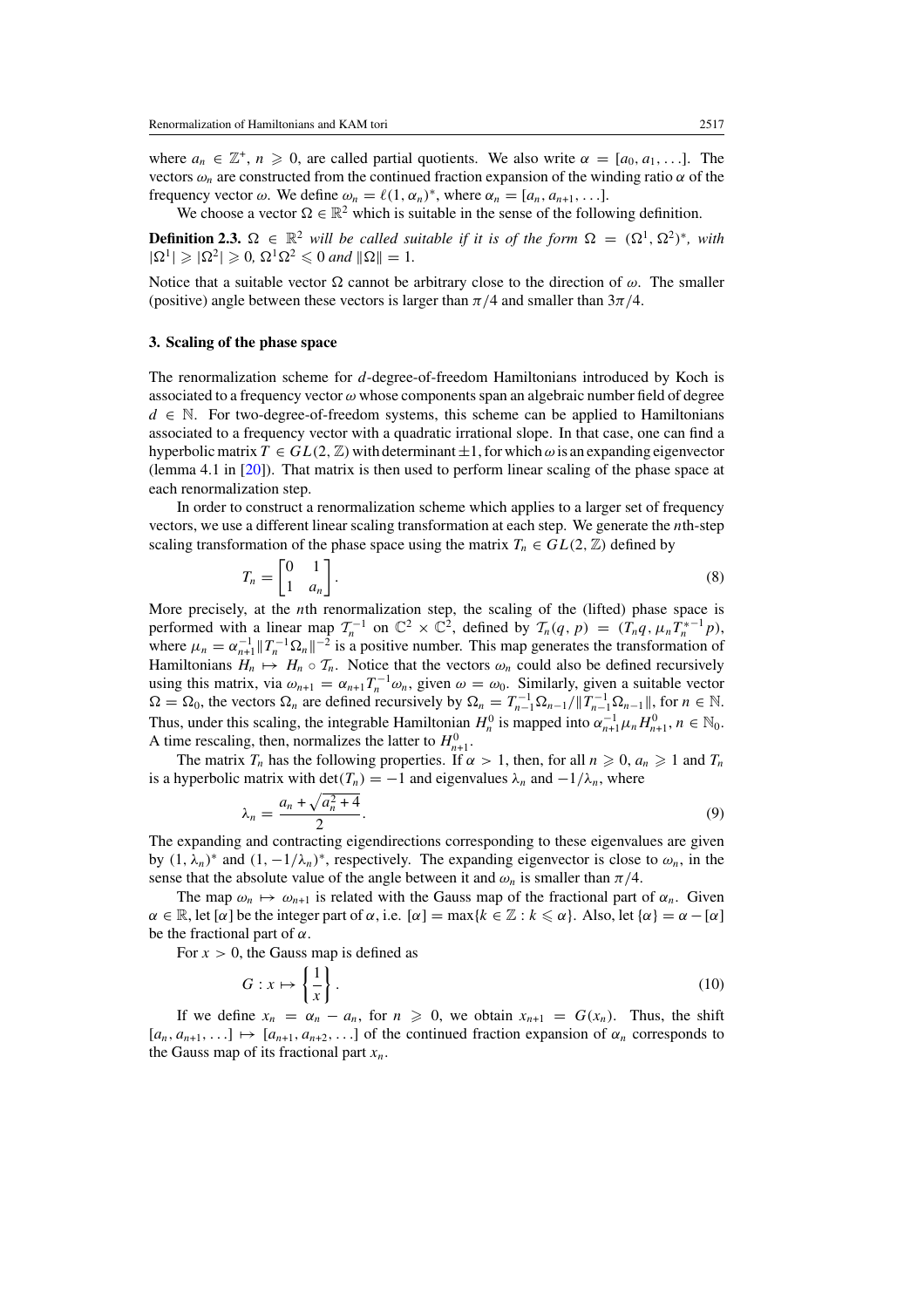where $a_n \in \mathbb{Z}^+$, $n \geqslant 0$, are called partial quotients. We also write $\alpha = [a_0, a_1, \ldots]$. The vectors $\omega_n$ are constructed from the continued fraction expansion of the winding ratio $\alpha$ of the frequency vector $\omega$. We define $\omega_n = \ell(1, \alpha_n)^*$, where $\alpha_n = [a_n, a_{n+1}, \ldots]$.

We choose a vector $\Omega \in \mathbb{R}^2$ which is suitable in the sense of the following definition.

**Definition 2.3.** *$\Omega \in \mathbb{R}^2$ will be called suitable if it is of the form $\Omega = (\Omega^1, \Omega^2)^*$, with $|\Omega^1| \geqslant |\Omega^2| \geqslant 0$, $\Omega^1\Omega^2 \leqslant 0$ and $\|\Omega\| = 1$.*

Notice that a suitable vector $\Omega$ cannot be arbitrary close to the direction of $\omega$. The smaller (positive) angle between these vectors is larger than $\pi/4$ and smaller than $3\pi/4$.

### 3. Scaling of the phase space

The renormalization scheme for $d$-degree-of-freedom Hamiltonians introduced by Koch is associated to a frequency vector $\omega$ whose components span an algebraic number field of degree $d \in \mathbb{N}$. For two-degree-of-freedom systems, this scheme can be applied to Hamiltonians associated to a frequency vector with a quadratic irrational slope. In that case, one can find a hyperbolic matrix $T \in GL(2, \mathbb{Z})$ with determinant $\pm 1$, for which $\omega$ is an expanding eigenvector (lemma 4.1 in [20]). That matrix is then used to perform linear scaling of the phase space at each renormalization step.

In order to construct a renormalization scheme which applies to a larger set of frequency vectors, we use a different linear scaling transformation at each step. We generate the $n$th-step scaling transformation of the phase space using the matrix $T_n \in GL(2, \mathbb{Z})$ defined by

$$T_n = \begin{bmatrix} 0 & 1 \\ 1 & a_n \end{bmatrix}. \tag{8}$$

More precisely, at the $n$th renormalization step, the scaling of the (lifted) phase space is performed with a linear map $\mathcal{T}_n^{-1}$ on $\mathbb{C}^2 \times \mathbb{C}^2$, defined by $\mathcal{T}_n(q, p) = (T_n q, \mu_n T_n^{*-1} p)$, where $\mu_n = \alpha_{n+1}^{-1} \|T_n^{-1}\Omega_n\|^{-2}$ is a positive number. This map generates the transformation of Hamiltonians $H_n \mapsto H_n \circ \mathcal{T}_n$. Notice that the vectors $\omega_n$ could also be defined recursively using this matrix, via $\omega_{n+1} = \alpha_{n+1} T_n^{-1} \omega_n$, given $\omega = \omega_0$. Similarly, given a suitable vector $\Omega = \Omega_0$, the vectors $\Omega_n$ are defined recursively by $\Omega_n = T_{n-1}^{-1}\Omega_{n-1}/\|T_{n-1}^{-1}\Omega_{n-1}\|$, for $n \in \mathbb{N}$. Thus, under this scaling, the integrable Hamiltonian $H_n^0$ is mapped into $\alpha_{n+1}^{-1}\mu_n H_{n+1}^0$, $n \in \mathbb{N}_0$. A time rescaling, then, normalizes the latter to $H_{n+1}^0$.

The matrix $T_n$ has the following properties. If $\alpha > 1$, then, for all $n \geqslant 0$, $a_n \geqslant 1$ and $T_n$ is a hyperbolic matrix with $\det(T_n) = -1$ and eigenvalues $\lambda_n$ and $-1/\lambda_n$, where

$$\lambda_n = \frac{a_n + \sqrt{a_n^2 + 4}}{2}. \tag{9}$$

The expanding and contracting eigendirections corresponding to these eigenvalues are given by $(1, \lambda_n)^*$ and $(1, -1/\lambda_n)^*$, respectively. The expanding eigenvector is close to $\omega_n$, in the sense that the absolute value of the angle between it and $\omega_n$ is smaller than $\pi/4$.

The map $\omega_n \mapsto \omega_{n+1}$ is related with the Gauss map of the fractional part of $\alpha_n$. Given $\alpha \in \mathbb{R}$, let $[\alpha]$ be the integer part of $\alpha$, i.e. $[\alpha] = \max\{k \in \mathbb{Z} : k \leqslant \alpha\}$. Also, let $\{\alpha\} = \alpha - [\alpha]$ be the fractional part of $\alpha$.

For $x > 0$, the Gauss map is defined as

$$G : x \mapsto \left\{ \frac{1}{x} \right\}. \tag{10}$$

If we define $x_n = \alpha_n - a_n$, for $n \geqslant 0$, we obtain $x_{n+1} = G(x_n)$. Thus, the shift $[a_n, a_{n+1}, \ldots] \mapsto [a_{n+1}, a_{n+2}, \ldots]$ of the continued fraction expansion of $\alpha_n$ corresponds to the Gauss map of its fractional part $x_n$.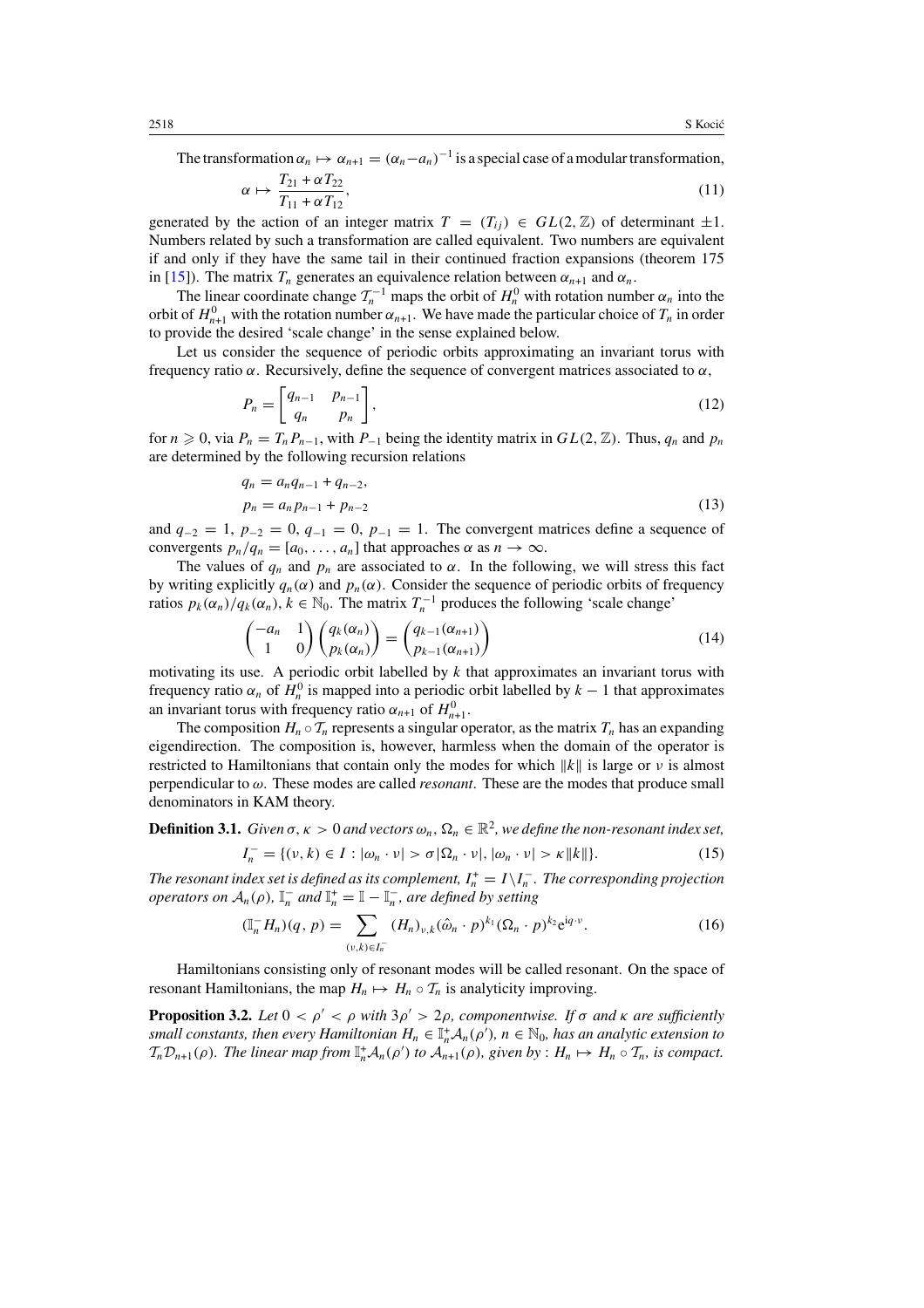The transformation $\alpha_n \mapsto \alpha_{n+1} = (\alpha_n - a_n)^{-1}$ is a special case of a modular transformation,

$$\alpha \mapsto \frac{T_{21} + \alpha T_{22}}{T_{11} + \alpha T_{12}}, \tag{11}$$

generated by the action of an integer matrix $T = (T_{ij}) \in GL(2, \mathbb{Z})$ of determinant $\pm 1$. Numbers related by such a transformation are called equivalent. Two numbers are equivalent if and only if they have the same tail in their continued fraction expansions (theorem 175 in [15]). The matrix $T_n$ generates an equivalence relation between $\alpha_{n+1}$ and $\alpha_n$.

The linear coordinate change $\mathcal{T}_n^{-1}$ maps the orbit of $H_n^0$ with rotation number $\alpha_n$ into the orbit of $H_{n+1}^0$ with the rotation number $\alpha_{n+1}$. We have made the particular choice of $T_n$ in order to provide the desired 'scale change' in the sense explained below.

Let us consider the sequence of periodic orbits approximating an invariant torus with frequency ratio $\alpha$. Recursively, define the sequence of convergent matrices associated to $\alpha$,

$$P_n = \begin{bmatrix} q_{n-1} & p_{n-1} \\ q_n & p_n \end{bmatrix}, \tag{12}$$

for $n \geqslant 0$, via $P_n = T_n P_{n-1}$, with $P_{-1}$ being the identity matrix in $GL(2, \mathbb{Z})$. Thus, $q_n$ and $p_n$ are determined by the following recursion relations

$$\begin{aligned} q_n &= a_n q_{n-1} + q_{n-2}, \\ p_n &= a_n p_{n-1} + p_{n-2} \end{aligned} \tag{13}$$

and $q_{-2} = 1$, $p_{-2} = 0$, $q_{-1} = 0$, $p_{-1} = 1$. The convergent matrices define a sequence of convergents $p_n/q_n = [a_0, \ldots, a_n]$ that approaches $\alpha$ as $n \to \infty$.

The values of $q_n$ and $p_n$ are associated to $\alpha$. In the following, we will stress this fact by writing explicitly $q_n(\alpha)$ and $p_n(\alpha)$. Consider the sequence of periodic orbits of frequency ratios $p_k(\alpha_n)/q_k(\alpha_n)$, $k \in \mathbb{N}_0$. The matrix $T_n^{-1}$ produces the following 'scale change'

$$\begin{pmatrix} -a_n & 1 \\ 1 & 0 \end{pmatrix} \begin{pmatrix} q_k(\alpha_n) \\ p_k(\alpha_n) \end{pmatrix} = \begin{pmatrix} q_{k-1}(\alpha_{n+1}) \\ p_{k-1}(\alpha_{n+1}) \end{pmatrix} \tag{14}$$

motivating its use. A periodic orbit labelled by $k$ that approximates an invariant torus with frequency ratio $\alpha_n$ of $H_n^0$ is mapped into a periodic orbit labelled by $k-1$ that approximates an invariant torus with frequency ratio $\alpha_{n+1}$ of $H_{n+1}^0$.

The composition $H_n \circ \mathcal{T}_n$ represents a singular operator, as the matrix $T_n$ has an expanding eigendirection. The composition is, however, harmless when the domain of the operator is restricted to Hamiltonians that contain only the modes for which $\|k\|$ is large or $\nu$ is almost perpendicular to $\omega$. These modes are called *resonant*. These are the modes that produce small denominators in KAM theory.

**Definition 3.1.** *Given $\sigma, \kappa > 0$ and vectors $\omega_n, \Omega_n \in \mathbb{R}^2$, we define the non-resonant index set,*

$$I_n^- = \{(\nu, k) \in I : |\omega_n \cdot \nu| > \sigma |\Omega_n \cdot \nu|, |\omega_n \cdot \nu| > \kappa \|k\|\}. \tag{15}$$

*The resonant index set is defined as its complement, $I_n^+ = I \backslash I_n^-$. The corresponding projection operators on $\mathcal{A}_n(\rho)$, $\mathbb{I}_n^-$ and $\mathbb{I}_n^+ = \mathbb{I} - \mathbb{I}_n^-$, are defined by setting*

$$(\mathbb{I}_n^- H_n)(q, p) = \sum_{(\nu,k) \in I_n^-} (H_n)_{\nu,k} (\hat{\omega}_n \cdot p)^{k_1} (\Omega_n \cdot p)^{k_2} \mathrm{e}^{\mathrm{i} q \cdot \nu}. \tag{16}$$

Hamiltonians consisting only of resonant modes will be called resonant. On the space of resonant Hamiltonians, the map $H_n \mapsto H_n \circ \mathcal{T}_n$ is analyticity improving.

**Proposition 3.2.** *Let $0 < \rho' < \rho$ with $3\rho' > 2\rho$, componentwise. If $\sigma$ and $\kappa$ are sufficiently small constants, then every Hamiltonian $H_n \in \mathbb{I}_n^+ \mathcal{A}_n(\rho')$, $n \in \mathbb{N}_0$, has an analytic extension to $\mathcal{T}_n \mathcal{D}_{n+1}(\rho)$. The linear map from $\mathbb{I}_n^+ \mathcal{A}_n(\rho')$ to $\mathcal{A}_{n+1}(\rho)$, given by : $H_n \mapsto H_n \circ \mathcal{T}_n$, is compact.*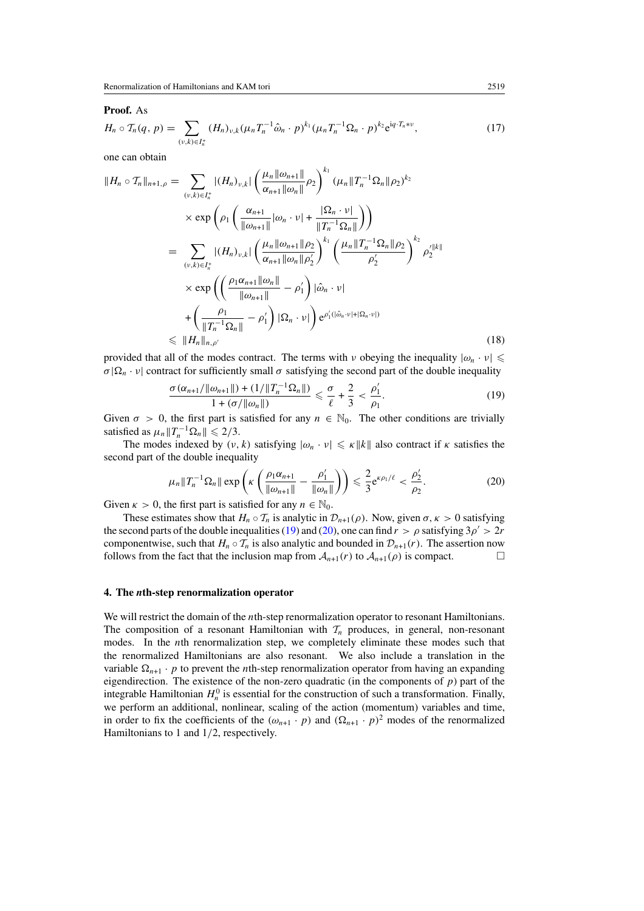**Proof.** As

$$H_n \circ \mathcal{T}_n(q, p) = \sum_{(\nu,k)\in I_n^+} (H_n)_{\nu,k} (\mu_n T_n^{-1}\hat{\omega}_n \cdot p)^{k_1} (\mu_n T_n^{-1}\Omega_n \cdot p)^{k_2} \mathrm{e}^{\mathrm{i}q\cdot T_n * \nu}, \tag{17}$$

one can obtain

$$\begin{aligned}
\|H_n \circ \mathcal{T}_n\|_{n+1,\rho} &= \sum_{(\nu,k)\in I_n^+} |(H_n)_{\nu,k}| \left(\frac{\mu_n \|\omega_{n+1}\|}{\alpha_{n+1}\|\omega_n\|}\rho_2\right)^{k_1} (\mu_n \|T_n^{-1}\Omega_n\|\rho_2)^{k_2} \\
&\quad \times \exp\left(\rho_1 \left(\frac{\alpha_{n+1}}{\|\omega_{n+1}\|}|\omega_n \cdot \nu| + \frac{|\Omega_n \cdot \nu|}{\|T_n^{-1}\Omega_n\|}\right)\right) \\
&= \sum_{(\nu,k)\in I_n^+} |(H_n)_{\nu,k}| \left(\frac{\mu_n \|\omega_{n+1}\|\rho_2}{\alpha_{n+1}\|\omega_n\|\rho_2'}\right)^{k_1} \left(\frac{\mu_n \|T_n^{-1}\Omega_n\|\rho_2}{\rho_2'}\right)^{k_2} \rho_2'^{\|k\|} \\
&\quad \times \exp\left(\left(\frac{\rho_1 \alpha_{n+1}\|\omega_n\|}{\|\omega_{n+1}\|} - \rho_1'\right)|\hat{\omega}_n \cdot \nu| \right. \\
&\quad \left. + \left(\frac{\rho_1}{\|T_n^{-1}\Omega_n\|} - \rho_1'\right)|\Omega_n \cdot \nu|\right) \mathrm{e}^{\rho_1'(|\hat{\omega}_n\cdot\nu| + |\Omega_n\cdot\nu|)} \\
&\leqslant \|H_n\|_{n,\rho'}
\end{aligned} \tag{18}$$

provided that all of the modes contract. The terms with $\nu$ obeying the inequality $|\omega_n \cdot \nu| \leqslant \sigma |\Omega_n \cdot \nu|$ contract for sufficiently small $\sigma$ satisfying the second part of the double inequality

$$\frac{\sigma(\alpha_{n+1}/\|\omega_{n+1}\|) + (1/\|T_n^{-1}\Omega_n\|)}{1 + (\sigma/\|\omega_n\|)} \leqslant \frac{\sigma}{\ell} + \frac{2}{3} < \frac{\rho_1'}{\rho_1}. \tag{19}$$

Given $\sigma > 0$, the first part is satisfied for any $n \in \mathbb{N}_0$. The other conditions are trivially satisfied as $\mu_n \|T_n^{-1}\Omega_n\| \leqslant 2/3$.

The modes indexed by $(\nu, k)$ satisfying $|\omega_n \cdot \nu| \leqslant \kappa \|k\|$ also contract if $\kappa$ satisfies the second part of the double inequality

$$\mu_n \|T_n^{-1}\Omega_n\| \exp\left(\kappa\left(\frac{\rho_1 \alpha_{n+1}}{\|\omega_{n+1}\|} - \frac{\rho_1'}{\|\omega_n\|}\right)\right) \leqslant \frac{2}{3}\mathrm{e}^{\kappa\rho_1/\ell} < \frac{\rho_2'}{\rho_2}. \tag{20}$$

Given $\kappa > 0$, the first part is satisfied for any $n \in \mathbb{N}_0$.

These estimates show that $H_n \circ \mathcal{T}_n$ is analytic in $\mathcal{D}_{n+1}(\rho)$. Now, given $\sigma, \kappa > 0$ satisfying the second parts of the double inequalities (19) and (20), one can find $r > \rho$ satisfying $3\rho' > 2r$ componentwise, such that $H_n \circ \mathcal{T}_n$ is also analytic and bounded in $\mathcal{D}_{n+1}(r)$. The assertion now follows from the fact that the inclusion map from $\mathcal{A}_{n+1}(r)$ to $\mathcal{A}_{n+1}(\rho)$ is compact. □

## 4. The *n*th-step renormalization operator

We will restrict the domain of the $n$th-step renormalization operator to resonant Hamiltonians. The composition of a resonant Hamiltonian with $\mathcal{T}_n$ produces, in general, non-resonant modes. In the $n$th renormalization step, we completely eliminate these modes such that the renormalized Hamiltonians are also resonant. We also include a translation in the variable $\Omega_{n+1} \cdot p$ to prevent the $n$th-step renormalization operator from having an expanding eigendirection. The existence of the non-zero quadratic (in the components of $p$) part of the integrable Hamiltonian $H_n^0$ is essential for the construction of such a transformation. Finally, we perform an additional, nonlinear, scaling of the action (momentum) variables and time, in order to fix the coefficients of the $(\omega_{n+1} \cdot p)$ and $(\Omega_{n+1} \cdot p)^2$ modes of the renormalized Hamiltonians to 1 and $1/2$, respectively.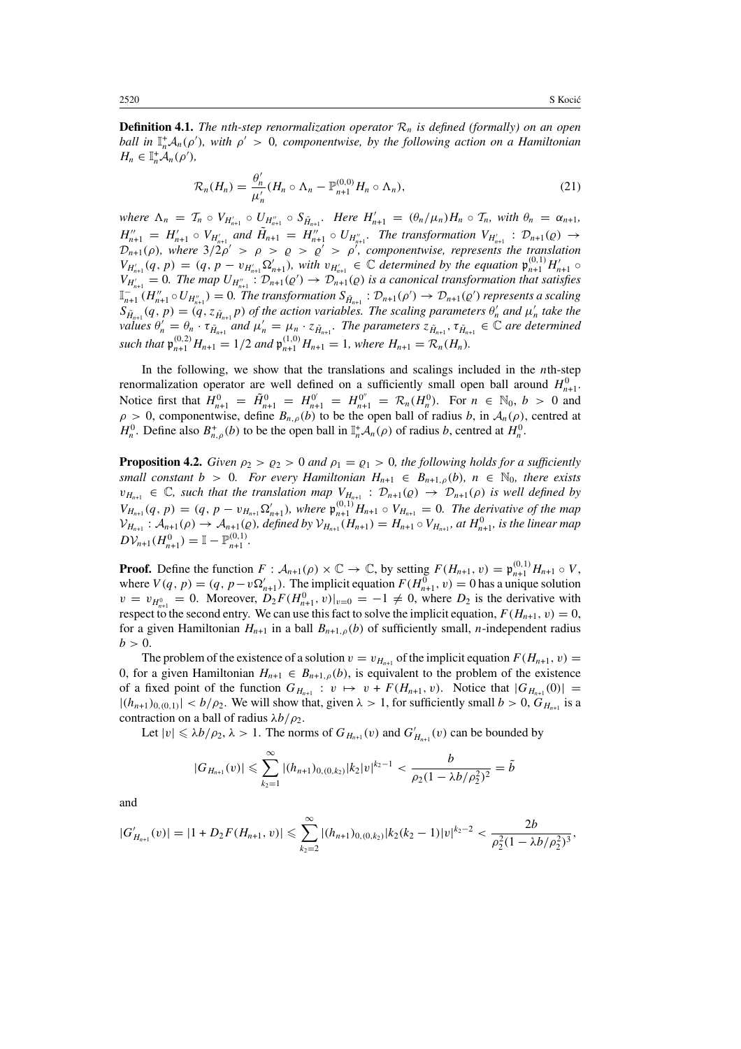**Definition 4.1.** *The nth-step renormalization operator $\mathcal{R}_n$ is defined (formally) on an open ball in $\mathbb{I}_n^+\mathcal{A}_n(\rho')$, with $\rho' > 0$, componentwise, by the following action on a Hamiltonian $H_n \in \mathbb{I}_n^+\mathcal{A}_n(\rho')$,*

$$\mathcal{R}_n(H_n) = \frac{\theta_n'}{\mu_n'}(H_n \circ \Lambda_n - \mathbb{P}_{n+1}^{(0,0)} H_n \circ \Lambda_n), \tag{21}$$

*where $\Lambda_n = \mathcal{T}_n \circ V_{H_{n+1}'} \circ U_{H_{n+1}''} \circ S_{\tilde{H}_{n+1}}$. Here $H_{n+1}' = (\theta_n/\mu_n) H_n \circ \mathcal{T}_n$, with $\theta_n = \alpha_{n+1}$, $H_{n+1}'' = H_{n+1}' \circ V_{H_{n+1}'}$ and $\tilde{H}_{n+1} = H_{n+1}'' \circ U_{H_{n+1}''}$. The transformation $V_{H_{n+1}'} : \mathcal{D}_{n+1}(\varrho) \to \mathcal{D}_{n+1}(\rho)$, where $3/2\rho' > \rho > \varrho > \varrho' > \rho'$, componentwise, represents the translation $V_{H_{n+1}'}(q, p) = (q, p - v_{H_{n+1}'} \Omega_{n+1}')$, with $v_{H_{n+1}'} \in \mathbb{C}$ determined by the equation $\mathfrak{p}_{n+1}^{(0,1)} H_{n+1}' \circ V_{H_{n+1}'} = 0$. The map $U_{H_{n+1}''} : \mathcal{D}_{n+1}(\varrho') \to \mathcal{D}_{n+1}(\varrho)$ is a canonical transformation that satisfies $\mathbb{I}_{n+1}^-(H_{n+1}'' \circ U_{H_{n+1}''}) = 0$. The transformation $S_{\tilde{H}_{n+1}} : \mathcal{D}_{n+1}(\rho') \to \mathcal{D}_{n+1}(\varrho')$ represents a scaling $S_{\tilde{H}_{n+1}}(q, p) = (q, z_{\tilde{H}_{n+1}} p)$ of the action variables. The scaling parameters $\theta_n'$ and $\mu_n'$ take the values $\theta_n' = \theta_n \cdot \tau_{\tilde{H}_{n+1}}$ and $\mu_n' = \mu_n \cdot z_{\tilde{H}_{n+1}}$. The parameters $z_{\tilde{H}_{n+1}}, \tau_{\tilde{H}_{n+1}} \in \mathbb{C}$ are determined such that $\mathfrak{p}_{n+1}^{(0,2)} H_{n+1} = 1/2$ and $\mathfrak{p}_{n+1}^{(1,0)} H_{n+1} = 1$, where $H_{n+1} = \mathcal{R}_n(H_n)$.*

In the following, we show that the translations and scalings included in the $n$th-step renormalization operator are well defined on a sufficiently small open ball around $H_{n+1}^0$. Notice first that $H_{n+1}^0 = \tilde{H}_{n+1}^0 = H_{n+1}^{0'} = H_{n+1}^{0''} = \mathcal{R}_n(H_n^0)$. For $n \in \mathbb{N}_0$, $b > 0$ and $\rho > 0$, componentwise, define $B_{n,\rho}(b)$ to be the open ball of radius $b$, in $\mathcal{A}_n(\rho)$, centred at $H_n^0$. Define also $B_{n,\rho}^+(b)$ to be the open ball in $\mathbb{I}_n^+\mathcal{A}_n(\rho)$ of radius $b$, centred at $H_n^0$.

**Proposition 4.2.** *Given $\rho_2 > \varrho_2 > 0$ and $\rho_1 = \varrho_1 > 0$, the following holds for a sufficiently small constant $b > 0$. For every Hamiltonian $H_{n+1} \in B_{n+1,\rho}(b)$, $n \in \mathbb{N}_0$, there exists $v_{H_{n+1}} \in \mathbb{C}$, such that the translation map $V_{H_{n+1}} : \mathcal{D}_{n+1}(\varrho) \to \mathcal{D}_{n+1}(\rho)$ is well defined by $V_{H_{n+1}}(q, p) = (q, p - v_{H_{n+1}} \Omega_{n+1}')$, where $\mathfrak{p}_{n+1}^{(0,1)} H_{n+1} \circ V_{H_{n+1}} = 0$. The derivative of the map $\mathcal{V}_{H_{n+1}} : \mathcal{A}_{n+1}(\rho) \to \mathcal{A}_{n+1}(\varrho)$, defined by $\mathcal{V}_{H_{n+1}}(H_{n+1}) = H_{n+1} \circ V_{H_{n+1}}$, at $H_{n+1}^0$, is the linear map $D\mathcal{V}_{n+1}(H_{n+1}^0) = \mathbb{I} - \mathbb{P}_{n+1}^{(0,1)}$.*

**Proof.** Define the function $F : \mathcal{A}_{n+1}(\rho) \times \mathbb{C} \to \mathbb{C}$, by setting $F(H_{n+1}, v) = \mathfrak{p}_{n+1}^{(0,1)} H_{n+1} \circ V$, where $V(q, p) = (q, p - v\Omega_{n+1}')$. The implicit equation $F(H_{n+1}^0, v) = 0$ has a unique solution $v = v_{H_{n+1}^0} = 0$. Moreover, $D_2 F(H_{n+1}^0, v)|_{v=0} = -1 \neq 0$, where $D_2$ is the derivative with respect to the second entry. We can use this fact to solve the implicit equation, $F(H_{n+1}, v) = 0$, for a given Hamiltonian $H_{n+1}$ in a ball $B_{n+1,\rho}(b)$ of sufficiently small, $n$-independent radius $b > 0$.

The problem of the existence of a solution $v = v_{H_{n+1}}$ of the implicit equation $F(H_{n+1}, v) = 0$, for a given Hamiltonian $H_{n+1} \in B_{n+1,\rho}(b)$, is equivalent to the problem of the existence of a fixed point of the function $G_{H_{n+1}} : v \mapsto v + F(H_{n+1}, v)$. Notice that $|G_{H_{n+1}}(0)| = |(h_{n+1})_{0,(0,1)}| < b/\rho_2$. We will show that, given $\lambda > 1$, for sufficiently small $b > 0$, $G_{H_{n+1}}$ is a contraction on a ball of radius $\lambda b/\rho_2$.

Let $|v| \leqslant \lambda b/\rho_2$, $\lambda > 1$. The norms of $G_{H_{n+1}}(v)$ and $G_{H_{n+1}}'(v)$ can be bounded by

$$|G_{H_{n+1}}(v)| \leqslant \sum_{k_2=1}^{\infty} |(h_{n+1})_{0,(0,k_2)}| k_2 |v|^{k_2-1} < \frac{b}{\rho_2(1 - \lambda b/\rho_2^2)^2} = \tilde{b}$$

and

$$|G_{H_{n+1}}'(v)| = |1 + D_2 F(H_{n+1}, v)| \leqslant \sum_{k_2=2}^{\infty} |(h_{n+1})_{0,(0,k_2)}| k_2(k_2 - 1)|v|^{k_2-2} < \frac{2b}{\rho_2^2(1 - \lambda b/\rho_2^2)^3},$$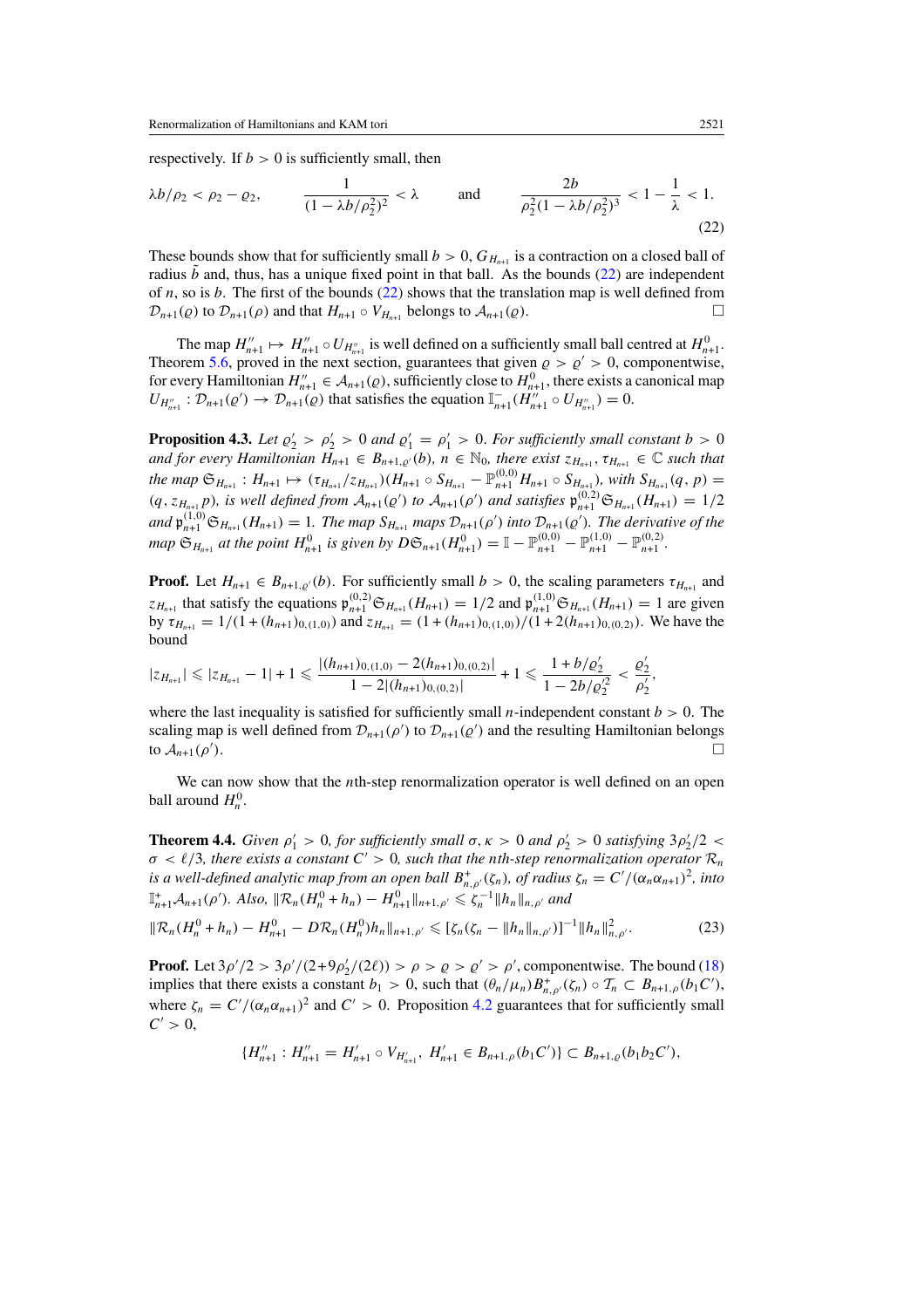respectively. If $b > 0$ is sufficiently small, then

$$\lambda b/\rho_2 < \rho_2 - \varrho_2, \qquad \frac{1}{(1-\lambda b/\rho_2^2)^2} < \lambda \qquad \text{and} \qquad \frac{2b}{\rho_2^2(1-\lambda b/\rho_2^2)^3} < 1 - \frac{1}{\lambda} < 1. \tag{22}$$

These bounds show that for sufficiently small $b > 0$, $G_{H_{n+1}}$ is a contraction on a closed ball of radius $\tilde{b}$ and, thus, has a unique fixed point in that ball. As the bounds (22) are independent of $n$, so is $b$. The first of the bounds (22) shows that the translation map is well defined from $\mathcal{D}_{n+1}(\varrho)$ to $\mathcal{D}_{n+1}(\rho)$ and that $H_{n+1} \circ V_{H_{n+1}}$ belongs to $\mathcal{A}_{n+1}(\varrho)$. $\square$

The map $H''_{n+1} \mapsto H''_{n+1} \circ U_{H''_{n+1}}$ is well defined on a sufficiently small ball centred at $H^0_{n+1}$. Theorem 5.6, proved in the next section, guarantees that given $\varrho > \varrho' > 0$, componentwise, for every Hamiltonian $H''_{n+1} \in \mathcal{A}_{n+1}(\varrho)$, sufficiently close to $H^0_{n+1}$, there exists a canonical map $U_{H''_{n+1}} : \mathcal{D}_{n+1}(\varrho') \to \mathcal{D}_{n+1}(\varrho)$ that satisfies the equation $\mathbb{I}^-_{n+1}(H''_{n+1} \circ U_{H''_{n+1}}) = 0$.

**Proposition 4.3.** *Let $\varrho'_2 > \rho'_2 > 0$ and $\varrho'_1 = \rho'_1 > 0$. For sufficiently small constant $b > 0$ and for every Hamiltonian $H_{n+1} \in B_{n+1,\varrho'}(b)$, $n \in \mathbb{N}_0$, there exist $z_{H_{n+1}}, \tau_{H_{n+1}} \in \mathbb{C}$ such that the map $\mathfrak{S}_{H_{n+1}} : H_{n+1} \mapsto (\tau_{H_{n+1}}/z_{H_{n+1}})(H_{n+1} \circ S_{H_{n+1}} - \mathbb{P}^{(0,0)}_{n+1} H_{n+1} \circ S_{H_{n+1}})$, with $S_{H_{n+1}}(q,p) = (q, z_{H_{n+1}} p)$, is well defined from $\mathcal{A}_{n+1}(\varrho')$ to $\mathcal{A}_{n+1}(\rho')$ and satisfies $\mathfrak{p}^{(0,2)}_{n+1} \mathfrak{S}_{H_{n+1}}(H_{n+1}) = 1/2$ and $\mathfrak{p}^{(1,0)}_{n+1} \mathfrak{S}_{H_{n+1}}(H_{n+1}) = 1$. The map $S_{H_{n+1}}$ maps $\mathcal{D}_{n+1}(\rho')$ into $\mathcal{D}_{n+1}(\varrho')$. The derivative of the map $\mathfrak{S}_{H_{n+1}}$ at the point $H^0_{n+1}$ is given by $D\mathfrak{S}_{n+1}(H^0_{n+1}) = \mathbb{I} - \mathbb{P}^{(0,0)}_{n+1} - \mathbb{P}^{(1,0)}_{n+1} - \mathbb{P}^{(0,2)}_{n+1}$.*

**Proof.** Let $H_{n+1} \in B_{n+1,\varrho'}(b)$. For sufficiently small $b > 0$, the scaling parameters $\tau_{H_{n+1}}$ and $z_{H_{n+1}}$ that satisfy the equations $\mathfrak{p}^{(0,2)}_{n+1} \mathfrak{S}_{H_{n+1}}(H_{n+1}) = 1/2$ and $\mathfrak{p}^{(1,0)}_{n+1} \mathfrak{S}_{H_{n+1}}(H_{n+1}) = 1$ are given by $\tau_{H_{n+1}} = 1/(1 + (h_{n+1})_{0,(1,0)})$ and $z_{H_{n+1}} = (1 + (h_{n+1})_{0,(1,0)})/(1 + 2(h_{n+1})_{0,(0,2)})$. We have the bound

$$|z_{H_{n+1}}| \leqslant |z_{H_{n+1}} - 1| + 1 \leqslant \frac{|(h_{n+1})_{0,(1,0)} - 2(h_{n+1})_{0,(0,2)}|}{1 - 2|(h_{n+1})_{0,(0,2)}|} + 1 \leqslant \frac{1 + b/\varrho'_2}{1 - 2b/\varrho'^2_2} < \frac{\varrho'_2}{\rho'_2},$$

where the last inequality is satisfied for sufficiently small $n$-independent constant $b > 0$. The scaling map is well defined from $\mathcal{D}_{n+1}(\rho')$ to $\mathcal{D}_{n+1}(\varrho')$ and the resulting Hamiltonian belongs to $\mathcal{A}_{n+1}(\rho')$. $\square$

We can now show that the $n$th-step renormalization operator is well defined on an open ball around $H^0_n$.

**Theorem 4.4.** *Given $\rho'_1 > 0$, for sufficiently small $\sigma, \kappa > 0$ and $\rho'_2 > 0$ satisfying $3\rho'_2/2 < \sigma < \ell/3$, there exists a constant $C' > 0$, such that the $n$th-step renormalization operator $\mathcal{R}_n$ is a well-defined analytic map from an open ball $B^+_{n,\rho'}(\zeta_n)$, of radius $\zeta_n = C'/(\alpha_n \alpha_{n+1})^2$, into $\mathbb{I}^+_{n+1}\mathcal{A}_{n+1}(\rho')$. Also, $\|\mathcal{R}_n(H^0_n + h_n) - H^0_{n+1}\|_{n+1,\rho'} \leqslant \zeta_n^{-1} \|h_n\|_{n,\rho'}$ and*

$$\|\mathcal{R}_n(H^0_n + h_n) - H^0_{n+1} - D\mathcal{R}_n(H^0_n) h_n\|_{n+1,\rho'} \leqslant [\zeta_n(\zeta_n - \|h_n\|_{n,\rho'})]^{-1} \|h_n\|^2_{n,\rho'}. \tag{23}$$

**Proof.** Let $3\rho'/2 > 3\rho'/(2 + 9\rho'_2/(2\ell)) > \rho > \varrho > \varrho' > \rho'$, componentwise. The bound (18) implies that there exists a constant $b_1 > 0$, such that $(\theta_n/\mu_n) B^+_{n,\rho'}(\zeta_n) \circ \mathcal{T}_n \subset B_{n+1,\rho}(b_1 C')$, where $\zeta_n = C'/(\alpha_n \alpha_{n+1})^2$ and $C' > 0$. Proposition 4.2 guarantees that for sufficiently small $C' > 0$,

$$\{H''_{n+1} : H''_{n+1} = H'_{n+1} \circ V_{H'_{n+1}},\ H'_{n+1} \in B_{n+1,\rho}(b_1 C')\} \subset B_{n+1,\varrho}(b_1 b_2 C'),$$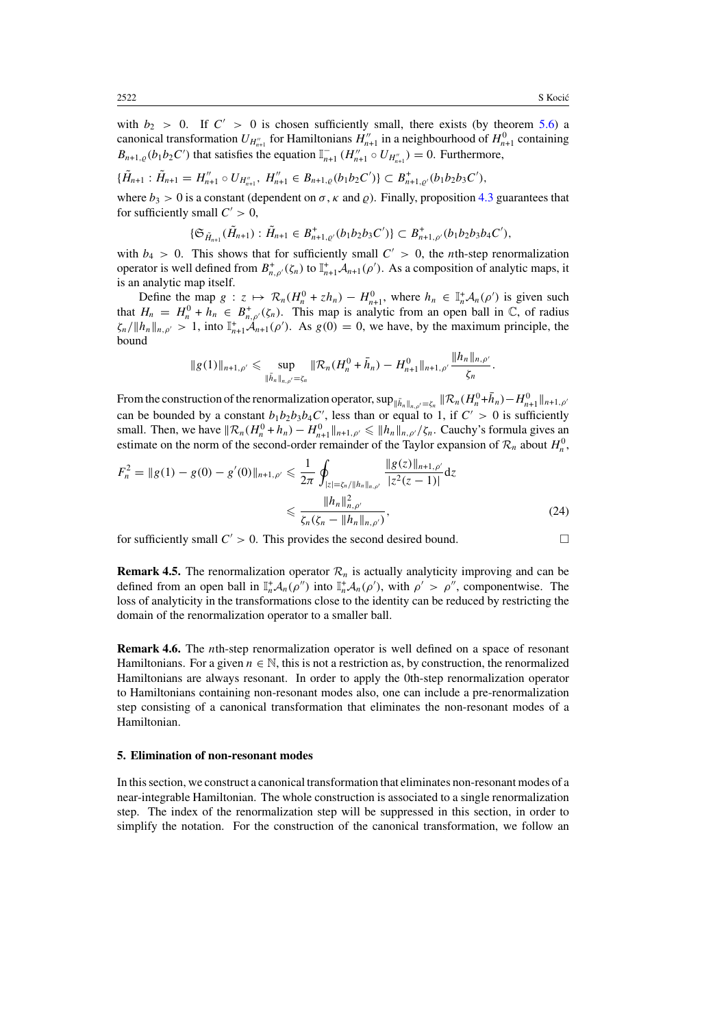with $b_2 > 0$. If $C' > 0$ is chosen sufficiently small, there exists (by theorem 5.6) a canonical transformation $U_{H''_{n+1}}$ for Hamiltonians $H''_{n+1}$ in a neighbourhood of $H^0_{n+1}$ containing $B_{n+1,\varrho}(b_1 b_2 C')$ that satisfies the equation $\mathbb{I}^-_{n+1}(H''_{n+1} \circ U_{H''_{n+1}}) = 0$. Furthermore,

$$\{\tilde{H}_{n+1} : \tilde{H}_{n+1} = H''_{n+1} \circ U_{H''_{n+1}},\ H''_{n+1} \in B_{n+1,\varrho}(b_1 b_2 C')\} \subset B^+_{n+1,\varrho'}(b_1 b_2 b_3 C'),$$

where $b_3 > 0$ is a constant (dependent on $\sigma$, $\kappa$ and $\varrho$). Finally, proposition 4.3 guarantees that for sufficiently small $C' > 0$,

$$\{\mathfrak{S}_{\tilde{H}_{n+1}}(\tilde{H}_{n+1}) : \tilde{H}_{n+1} \in B^+_{n+1,\varrho'}(b_1 b_2 b_3 C')\} \subset B^+_{n+1,\rho'}(b_1 b_2 b_3 b_4 C'),$$

with $b_4 > 0$. This shows that for sufficiently small $C' > 0$, the $n$th-step renormalization operator is well defined from $B^+_{n,\rho'}(\zeta_n)$ to $\mathbb{I}^+_{n+1}\mathcal{A}_{n+1}(\rho')$. As a composition of analytic maps, it is an analytic map itself.

Define the map $g : z \mapsto \mathcal{R}_n(H^0_n + z h_n) - H^0_{n+1}$, where $h_n \in \mathbb{I}^+_n\mathcal{A}_n(\rho')$ is given such that $H_n = H^0_n + h_n \in B^+_{n,\rho'}(\zeta_n)$. This map is analytic from an open ball in $\mathbb{C}$, of radius $\zeta_n / \|h_n\|_{n,\rho'} > 1$, into $\mathbb{I}^+_{n+1}\mathcal{A}_{n+1}(\rho')$. As $g(0) = 0$, we have, by the maximum principle, the bound

$$\|g(1)\|_{n+1,\rho'} \leqslant \sup_{\|\bar{h}_n\|_{n,\rho'} = \zeta_n} \|\mathcal{R}_n(H^0_n + \bar{h}_n) - H^0_{n+1}\|_{n+1,\rho'} \frac{\|h_n\|_{n,\rho'}}{\zeta_n}.$$

From the construction of the renormalization operator, $\sup_{\|\bar{h}_n\|_{n,\rho'} = \zeta_n} \|\mathcal{R}_n(H^0_n + \bar{h}_n) - H^0_{n+1}\|_{n+1,\rho'}$ can be bounded by a constant $b_1 b_2 b_3 b_4 C'$, less than or equal to 1, if $C' > 0$ is sufficiently small. Then, we have $\|\mathcal{R}_n(H^0_n + h_n) - H^0_{n+1}\|_{n+1,\rho'} \leqslant \|h_n\|_{n,\rho'}/\zeta_n$. Cauchy's formula gives an estimate on the norm of the second-order remainder of the Taylor expansion of $\mathcal{R}_n$ about $H^0_n$,

$$F^2_n = \|g(1) - g(0) - g'(0)\|_{n+1,\rho'} \leqslant \frac{1}{2\pi} \oint_{|z| = \zeta_n / \|h_n\|_{n,\rho'}} \frac{\|g(z)\|_{n+1,\rho'}}{|z^2(z-1)|} \mathrm{d}z$$
$$\leqslant \frac{\|h_n\|^2_{n,\rho'}}{\zeta_n(\zeta_n - \|h_n\|_{n,\rho'})}, \tag{24}$$

for sufficiently small $C' > 0$. This provides the second desired bound. □

**Remark 4.5.** The renormalization operator $\mathcal{R}_n$ is actually analyticity improving and can be defined from an open ball in $\mathbb{I}^+_n\mathcal{A}_n(\rho'')$ into $\mathbb{I}^+_n\mathcal{A}_n(\rho')$, with $\rho' > \rho''$, componentwise. The loss of analyticity in the transformations close to the identity can be reduced by restricting the domain of the renormalization operator to a smaller ball.

**Remark 4.6.** The $n$th-step renormalization operator is well defined on a space of resonant Hamiltonians. For a given $n \in \mathbb{N}$, this is not a restriction as, by construction, the renormalized Hamiltonians are always resonant. In order to apply the 0th-step renormalization operator to Hamiltonians containing non-resonant modes also, one can include a pre-renormalization step consisting of a canonical transformation that eliminates the non-resonant modes of a Hamiltonian.

## 5. Elimination of non-resonant modes

In this section, we construct a canonical transformation that eliminates non-resonant modes of a near-integrable Hamiltonian. The whole construction is associated to a single renormalization step. The index of the renormalization step will be suppressed in this section, in order to simplify the notation. For the construction of the canonical transformation, we follow an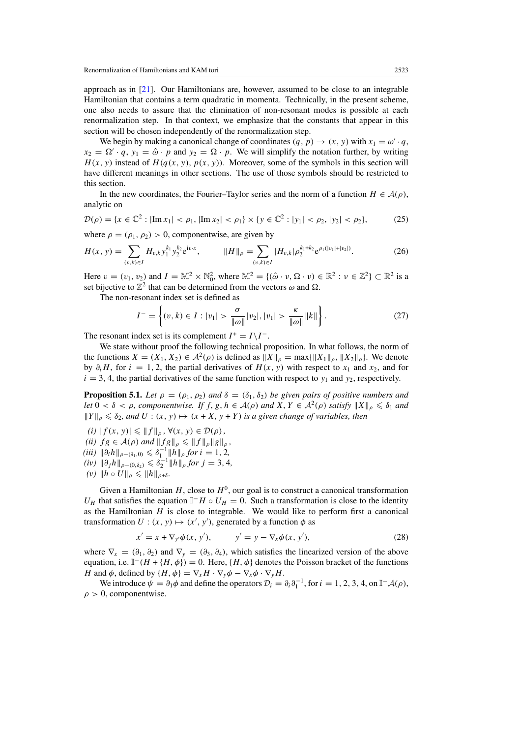approach as in [21]. Our Hamiltonians are, however, assumed to be close to an integrable Hamiltonian that contains a term quadratic in momenta. Technically, in the present scheme, one also needs to assure that the elimination of non-resonant modes is possible at each renormalization step. In that context, we emphasize that the constants that appear in this section will be chosen independently of the renormalization step.

We begin by making a canonical change of coordinates $(q, p) \to (x, y)$ with $x_1 = \omega' \cdot q$, $x_2 = \Omega' \cdot q$, $y_1 = \hat{\omega} \cdot p$ and $y_2 = \Omega \cdot p$. We will simplify the notation further, by writing $H(x, y)$ instead of $H(q(x, y), p(x, y))$. Moreover, some of the symbols in this section will have different meanings in other sections. The use of those symbols should be restricted to this section.

In the new coordinates, the Fourier–Taylor series and the norm of a function $H \in \mathcal{A}(\rho)$, analytic on

$$\mathcal{D}(\rho) = \{x \in \mathbb{C}^2 : |\mathrm{Im}\, x_1| < \rho_1, |\mathrm{Im}\, x_2| < \rho_1\} \times \{y \in \mathbb{C}^2 : |y_1| < \rho_2, |y_2| < \rho_2\}, \tag{25}$$

where $\rho = (\rho_1, \rho_2) > 0$, componentwise, are given by

$$H(x, y) = \sum_{(\upsilon,k)\in I} H_{\upsilon,k}\, y_1^{k_1} y_2^{k_2} \mathrm{e}^{\mathrm{i}\upsilon\cdot x}, \qquad \|H\|_\rho = \sum_{(\upsilon,k)\in I} |H_{\upsilon,k}| \rho_2^{k_1+k_2} \mathrm{e}^{\rho_1(|\upsilon_1|+|\upsilon_2|)}. \tag{26}$$

Here $\upsilon = (\upsilon_1, \upsilon_2)$ and $I = \mathbb{M}^2 \times \mathbb{N}_0^2$, where $\mathbb{M}^2 = \{(\hat{\omega} \cdot \nu, \Omega \cdot \nu) \in \mathbb{R}^2 : \nu \in \mathbb{Z}^2\} \subset \mathbb{R}^2$ is a set bijective to $\mathbb{Z}^2$ that can be determined from the vectors $\omega$ and $\Omega$.

The non-resonant index set is defined as

$$I^- = \left\{(\upsilon, k) \in I : |\upsilon_1| > \frac{\sigma}{\|\omega\|}|\upsilon_2|, |\upsilon_1| > \frac{\kappa}{\|\omega\|}\|k\|\right\}. \tag{27}$$

The resonant index set is its complement $I^+ = I \backslash I^-$.

We state without proof the following technical proposition. In what follows, the norm of the functions $X = (X_1, X_2) \in \mathcal{A}^2(\rho)$ is defined as $\|X\|_\rho = \max\{\|X_1\|_\rho, \|X_2\|_\rho\}$. We denote by $\partial_i H$, for $i = 1, 2$, the partial derivatives of $H(x, y)$ with respect to $x_1$ and $x_2$, and for $i = 3, 4$, the partial derivatives of the same function with respect to $y_1$ and $y_2$, respectively.

**Proposition 5.1.** *Let $\rho = (\rho_1, \rho_2)$ and $\delta = (\delta_1, \delta_2)$ be given pairs of positive numbers and let $0 < \delta < \rho$, componentwise. If $f, g, h \in \mathcal{A}(\rho)$ and $X, Y \in \mathcal{A}^2(\rho)$ satisfy $\|X\|_\rho \leqslant \delta_1$ and $\|Y\|_\rho \leqslant \delta_2$, and $U : (x, y) \mapsto (x + X, y + Y)$ is a given change of variables, then*

*(i)* $|f(x, y)| \leqslant \|f\|_\rho$, $\forall (x, y) \in \mathcal{D}(\rho)$,
*(ii)* $fg \in \mathcal{A}(\rho)$ *and* $\|fg\|_\rho \leqslant \|f\|_\rho \|g\|_\rho$,
*(iii)* $\|\partial_i h\|_{\rho-(\delta_1,0)} \leqslant \delta_1^{-1}\|h\|_\rho$ *for* $i = 1, 2$,
*(iv)* $\|\partial_j h\|_{\rho-(0,\delta_2)} \leqslant \delta_2^{-1}\|h\|_\rho$ *for* $j = 3, 4$,
*(v)* $\|h \circ U\|_\rho \leqslant \|h\|_{\rho+\delta}$.

Given a Hamiltonian $H$, close to $H^0$, our goal is to construct a canonical transformation $U_H$ that satisfies the equation $\mathbb{I}^- H \circ U_H = 0$. Such a transformation is close to the identity as the Hamiltonian $H$ is close to integrable. We would like to perform first a canonical transformation $U : (x, y) \mapsto (x', y')$, generated by a function $\phi$ as

$$x' = x + \nabla_{y'}\phi(x, y'), \qquad y' = y - \nabla_x\phi(x, y'), \tag{28}$$

where $\nabla_x = (\partial_1, \partial_2)$ and $\nabla_y = (\partial_3, \partial_4)$, which satisfies the linearized version of the above equation, i.e. $\mathbb{I}^-(H + \{H, \phi\}) = 0$. Here, $\{H, \phi\}$ denotes the Poisson bracket of the functions $H$ and $\phi$, defined by $\{H, \phi\} = \nabla_x H \cdot \nabla_y \phi - \nabla_x \phi \cdot \nabla_y H$.

We introduce $\psi = \partial_1 \phi$ and define the operators $\mathcal{D}_i = \partial_i \partial_1^{-1}$, for $i = 1, 2, 3, 4$, on $\mathbb{I}^- \mathcal{A}(\rho)$, $\rho > 0$, componentwise.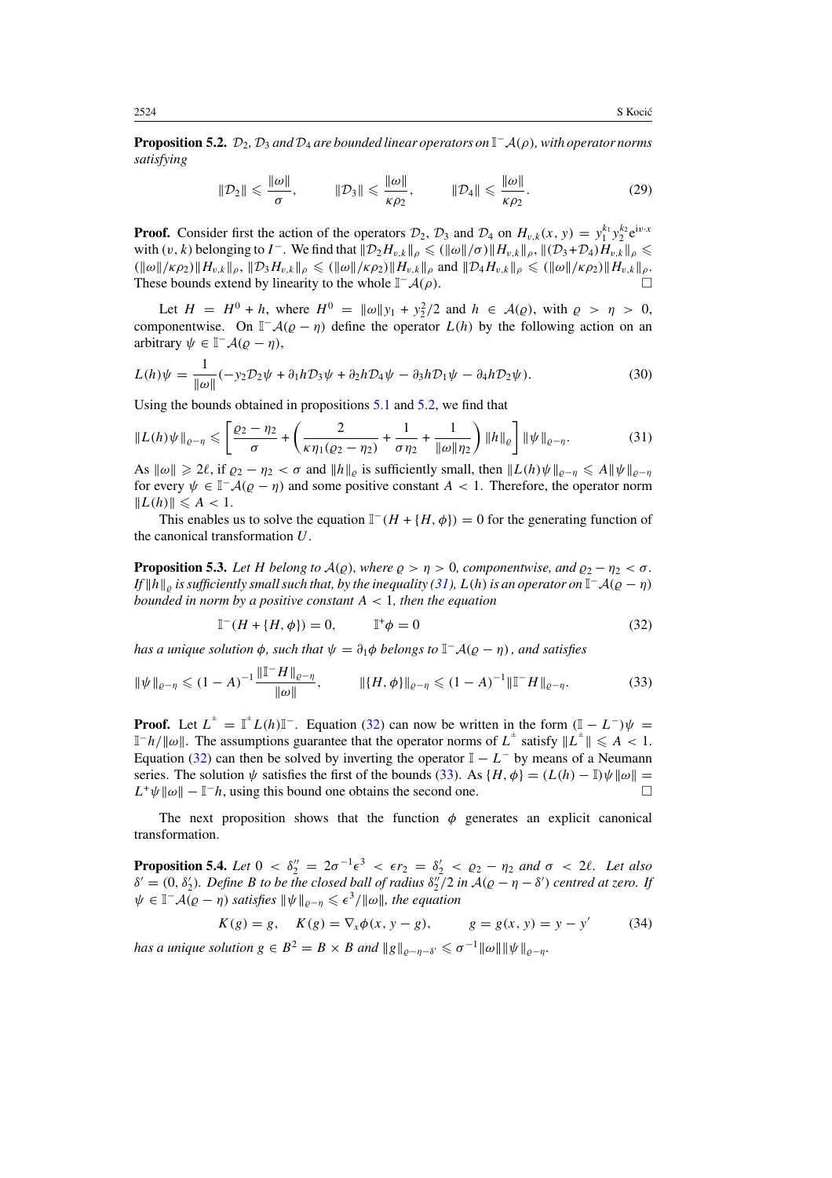**Proposition 5.2.** *$\mathcal{D}_2$, $\mathcal{D}_3$ and $\mathcal{D}_4$ are bounded linear operators on $\mathbb{I}^-\mathcal{A}(\rho)$, with operator norms satisfying*

$$\|\mathcal{D}_2\| \leqslant \frac{\|\omega\|}{\sigma}, \qquad \|\mathcal{D}_3\| \leqslant \frac{\|\omega\|}{\kappa\rho_2}, \qquad \|\mathcal{D}_4\| \leqslant \frac{\|\omega\|}{\kappa\rho_2}. \tag{29}$$

**Proof.** Consider first the action of the operators $\mathcal{D}_2$, $\mathcal{D}_3$ and $\mathcal{D}_4$ on $H_{v,k}(x, y) = y_1^{k_1} y_2^{k_2} e^{iv\cdot x}$ with $(v, k)$ belonging to $I^-$. We find that $\|\mathcal{D}_2 H_{v,k}\|_\rho \leqslant (\|\omega\|/\sigma)\|H_{v,k}\|_\rho$, $\|(\mathcal{D}_3+\mathcal{D}_4)H_{v,k}\|_\rho \leqslant (\|\omega\|/\kappa\rho_2)\|H_{v,k}\|_\rho$, $\|\mathcal{D}_3 H_{v,k}\|_\rho \leqslant (\|\omega\|/\kappa\rho_2)\|H_{v,k}\|_\rho$ and $\|\mathcal{D}_4 H_{v,k}\|_\rho \leqslant (\|\omega\|/\kappa\rho_2)\|H_{v,k}\|_\rho$. These bounds extend by linearity to the whole $\mathbb{I}^-\mathcal{A}(\rho)$. □

Let $H = H^0 + h$, where $H^0 = \|\omega\| y_1 + y_2^2/2$ and $h \in \mathcal{A}(\varrho)$, with $\varrho > \eta > 0$, componentwise. On $\mathbb{I}^-\mathcal{A}(\varrho - \eta)$ define the operator $L(h)$ by the following action on an arbitrary $\psi \in \mathbb{I}^-\mathcal{A}(\varrho - \eta)$,

$$L(h)\psi = \frac{1}{\|\omega\|}(-y_2\mathcal{D}_2\psi + \partial_1 h\mathcal{D}_3\psi + \partial_2 h\mathcal{D}_4\psi - \partial_3 h\mathcal{D}_1\psi - \partial_4 h\mathcal{D}_2\psi). \tag{30}$$

Using the bounds obtained in propositions 5.1 and 5.2, we find that

$$\|L(h)\psi\|_{\varrho-\eta} \leqslant \left[\frac{\varrho_2 - \eta_2}{\sigma} + \left(\frac{2}{\kappa\eta_1(\varrho_2 - \eta_2)} + \frac{1}{\sigma\eta_2} + \frac{1}{\|\omega\|\eta_2}\right)\|h\|_\varrho\right]\|\psi\|_{\varrho-\eta}. \tag{31}$$

As $\|\omega\| \geqslant 2\ell$, if $\varrho_2 - \eta_2 < \sigma$ and $\|h\|_\varrho$ is sufficiently small, then $\|L(h)\psi\|_{\varrho-\eta} \leqslant A\|\psi\|_{\varrho-\eta}$ for every $\psi \in \mathbb{I}^-\mathcal{A}(\varrho - \eta)$ and some positive constant $A < 1$. Therefore, the operator norm $\|L(h)\| \leqslant A < 1$.

This enables us to solve the equation $\mathbb{I}^-(H + \{H, \phi\}) = 0$ for the generating function of the canonical transformation $U$.

**Proposition 5.3.** *Let $H$ belong to $\mathcal{A}(\varrho)$, where $\varrho > \eta > 0$, componentwise, and $\varrho_2 - \eta_2 < \sigma$. If $\|h\|_\varrho$ is sufficiently small such that, by the inequality (31), $L(h)$ is an operator on $\mathbb{I}^-\mathcal{A}(\varrho - \eta)$ bounded in norm by a positive constant $A < 1$, then the equation*

$$\mathbb{I}^-(H + \{H, \phi\}) = 0, \qquad \mathbb{I}^+\phi = 0 \tag{32}$$

*has a unique solution $\phi$, such that $\psi = \partial_1\phi$ belongs to $\mathbb{I}^-\mathcal{A}(\varrho - \eta)$, and satisfies*

$$\|\psi\|_{\varrho-\eta} \leqslant (1 - A)^{-1}\frac{\|\mathbb{I}^- H\|_{\varrho-\eta}}{\|\omega\|}, \qquad \|\{H, \phi\}\|_{\varrho-\eta} \leqslant (1 - A)^{-1}\|\mathbb{I}^- H\|_{\varrho-\eta}. \tag{33}$$

**Proof.** Let $L^\pm = \mathbb{I}^\pm L(h)\mathbb{I}^-$. Equation (32) can now be written in the form $(\mathbb{I} - L^-)\psi = \mathbb{I}^- h/\|\omega\|$. The assumptions guarantee that the operator norms of $L^\pm$ satisfy $\|L^\pm\| \leqslant A < 1$. Equation (32) can then be solved by inverting the operator $\mathbb{I} - L^-$ by means of a Neumann series. The solution $\psi$ satisfies the first of the bounds (33). As $\{H, \phi\} = (L(h) - \mathbb{I})\psi\|\omega\| = L^+\psi\|\omega\| - \mathbb{I}^- h$, using this bound one obtains the second one. □

The next proposition shows that the function $\phi$ generates an explicit canonical transformation.

**Proposition 5.4.** *Let $0 < \delta_2'' = 2\sigma^{-1}\epsilon^3 < \epsilon r_2 = \delta_2' < \varrho_2 - \eta_2$ and $\sigma < 2\ell$. Let also $\delta' = (0, \delta_2')$. Define $B$ to be the closed ball of radius $\delta_2''/2$ in $\mathcal{A}(\varrho - \eta - \delta')$ centred at zero. If $\psi \in \mathbb{I}^-\mathcal{A}(\varrho - \eta)$ satisfies $\|\psi\|_{\varrho-\eta} \leqslant \epsilon^3/\|\omega\|$, the equation*

$$K(g) = g, \quad K(g) = \nabla_x\phi(x, y - g), \qquad g = g(x, y) = y - y' \tag{34}$$

*has a unique solution $g \in B^2 = B \times B$ and $\|g\|_{\varrho-\eta-\delta'} \leqslant \sigma^{-1}\|\omega\|\|\psi\|_{\varrho-\eta}$.*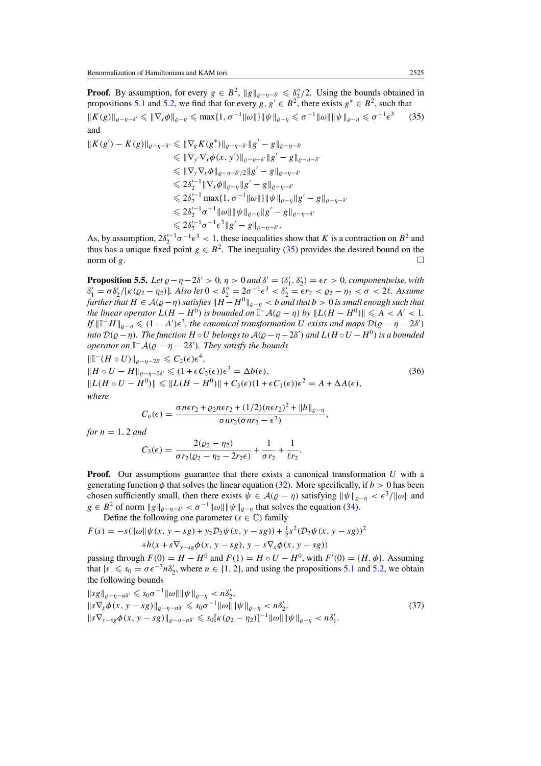**Proof.** By assumption, for every $g \in B^2$, $\|g\|_{\varrho-\eta-\delta'} \leqslant \delta_2''/2$. Using the bounds obtained in propositions 5.1 and 5.2, we find that for every $g, g' \in B^2$, there exists $g^* \in B^2$, such that

$$\|K(g)\|_{\varrho-\eta-\delta'} \leqslant \|\nabla_x \phi\|_{\varrho-\eta} \leqslant \max\{1, \sigma^{-1}\|\omega\|\}\|\psi\|_{\varrho-\eta} \leqslant \sigma^{-1}\|\omega\|\|\psi\|_{\varrho-\eta} \leqslant \sigma^{-1}\epsilon^3 \tag{35}$$

and

$$\begin{aligned}
\|K(g') - K(g)\|_{\varrho-\eta-\delta'} &\leqslant \|\nabla_g K(g^*)\|_{\varrho-\eta-\delta'}\|g' - g\|_{\varrho-\eta-\delta'} \\
&\leqslant \|\nabla_{y'}\nabla_x \phi(x, y')\|_{\varrho-\eta-\delta'}\|g' - g\|_{\varrho-\eta-\delta'} \\
&\leqslant \|\nabla_y \nabla_x \phi\|_{\varrho-\eta-\delta'/2}\|g' - g\|_{\varrho-\eta-\delta'} \\
&\leqslant 2\delta_2'^{-1}\|\nabla_x \phi\|_{\varrho-\eta}\|g' - g\|_{\varrho-\eta-\delta'} \\
&\leqslant 2\delta_2'^{-1}\max\{1, \sigma^{-1}\|\omega\|\}\|\psi\|_{\varrho-\eta}\|g' - g\|_{\varrho-\eta-\delta'} \\
&\leqslant 2\delta_2'^{-1}\sigma^{-1}\|\omega\|\|\psi\|_{\varrho-\eta}\|g' - g\|_{\varrho-\eta-\delta'} \\
&\leqslant 2\delta_2'^{-1}\sigma^{-1}\epsilon^3\|g' - g\|_{\varrho-\eta-\delta'}.
\end{aligned}$$

As, by assumption, $2\delta_2'^{-1}\sigma^{-1}\epsilon^3 < 1$, these inequalities show that $K$ is a contraction on $B^2$ and thus has a unique fixed point $g \in B^2$. The inequality (35) provides the desired bound on the norm of $g$. $\square$

**Proposition 5.5.** *Let $\varrho - \eta - 2\delta' > 0$, $\eta > 0$ and $\delta' = (\delta_1', \delta_2') = \epsilon r > 0$, componentwise, with $\delta_1' = \sigma\delta_2'/[\kappa(\varrho_2 - \eta_2)]$. Also let $0 < \delta_2'' = 2\sigma^{-1}\epsilon^3 < \delta_2' = \epsilon r_2 < \varrho_2 - \eta_2 < \sigma < 2\ell$. Assume further that $H \in \mathcal{A}(\varrho - \eta)$ satisfies $\|H - H^0\|_{\varrho-\eta} < b$ and that $b > 0$ is small enough such that the linear operator $L(H - H^0)$ is bounded on $\mathbb{I}^-\mathcal{A}(\varrho - \eta)$ by $\|L(H - H^0)\| \leqslant A < A' < 1$. If $\|\mathbb{I}^- H\|_{\varrho-\eta} \leqslant (1 - A')\epsilon^3$, the canonical transformation $U$ exists and maps $\mathcal{D}(\varrho - \eta - 2\delta')$ into $\mathcal{D}(\varrho - \eta)$. The function $H \circ U$ belongs to $\mathcal{A}(\varrho - \eta - 2\delta')$ and $L(H \circ U - H^0)$ is a bounded operator on $\mathbb{I}^-\mathcal{A}(\varrho - \eta - 2\delta')$. They satisfy the bounds*

$$\begin{aligned}
&\|\mathbb{I}^-(H \circ U)\|_{\varrho-\eta-2\delta'} \leqslant C_2(\epsilon)\epsilon^4, \\
&\|H \circ U - H\|_{\varrho-\eta-2\delta'} \leqslant (1 + \epsilon C_2(\epsilon))\epsilon^3 = \Delta b(\epsilon), \\
&\|L(H \circ U - H^0)\| \leqslant \|L(H - H^0)\| + C_3(\epsilon)(1 + \epsilon C_1(\epsilon))\epsilon^2 = A + \Delta A(\epsilon),
\end{aligned} \tag{36}$$

*where*

$$C_n(\epsilon) = \frac{\sigma n\epsilon r_2 + \varrho_2 n\epsilon r_2 + (1/2)(n\epsilon r_2)^2 + \|h\|_{\varrho-\eta}}{\sigma n r_2(\sigma n r_2 - \epsilon^2)},$$

*for $n = 1, 2$ and*

$$C_3(\epsilon) = \frac{2(\varrho_2 - \eta_2)}{\sigma r_2(\varrho_2 - \eta_2 - 2r_2\epsilon)} + \frac{1}{\sigma r_2} + \frac{1}{\ell r_2}.$$

**Proof.** Our assumptions guarantee that there exists a canonical transformation $U$ with a generating function $\phi$ that solves the linear equation (32). More specifically, if $b > 0$ has been chosen sufficiently small, then there exists $\psi \in \mathcal{A}(\varrho - \eta)$ satisfying $\|\psi\|_{\varrho-\eta} < \epsilon^3/\|\omega\|$ and $g \in B^2$ of norm $\|g\|_{\varrho-\eta-\delta'} < \sigma^{-1}\|\omega\|\|\psi\|_{\varrho-\eta}$ that solves the equation (34).

Define the following one parameter ($s \in \mathbb{C}$) family

$$\begin{aligned}
F(s) = &-s(\|\omega\|\psi(x, y - sg) + y_2\mathcal{D}_2\psi(x, y - sg)) + \tfrac{1}{2}s^2(\mathcal{D}_2\psi(x, y - sg))^2 \\
&+ h(x + s\nabla_{y-sg}\phi(x, y - sg), y - s\nabla_x\phi(x, y - sg))
\end{aligned}$$

passing through $F(0) = H - H^0$ and $F(1) = H \circ U - H^0$, with $F'(0) = \{H, \phi\}$. Assuming that $|s| \leqslant s_0 = \sigma\epsilon^{-3}n\delta_2'$, where $n \in \{1, 2\}$, and using the propositions 5.1 and 5.2, we obtain the following bounds

$$\begin{aligned}
&\|sg\|_{\varrho-\eta-n\delta'} \leqslant s_0\sigma^{-1}\|\omega\|\|\psi\|_{\varrho-\eta} < n\delta_2', \\
&\|s\nabla_x\phi(x, y - sg)\|_{\varrho-\eta-n\delta'} \leqslant s_0\sigma^{-1}\|\omega\|\|\psi\|_{\varrho-\eta} < n\delta_2', \\
&\|s\nabla_{y-sg}\phi(x, y - sg)\|_{\varrho-\eta-n\delta'} \leqslant s_0[\kappa(\varrho_2 - \eta_2)]^{-1}\|\omega\|\|\psi\|_{\varrho-\eta} < n\delta_1'.
\end{aligned} \tag{37}$$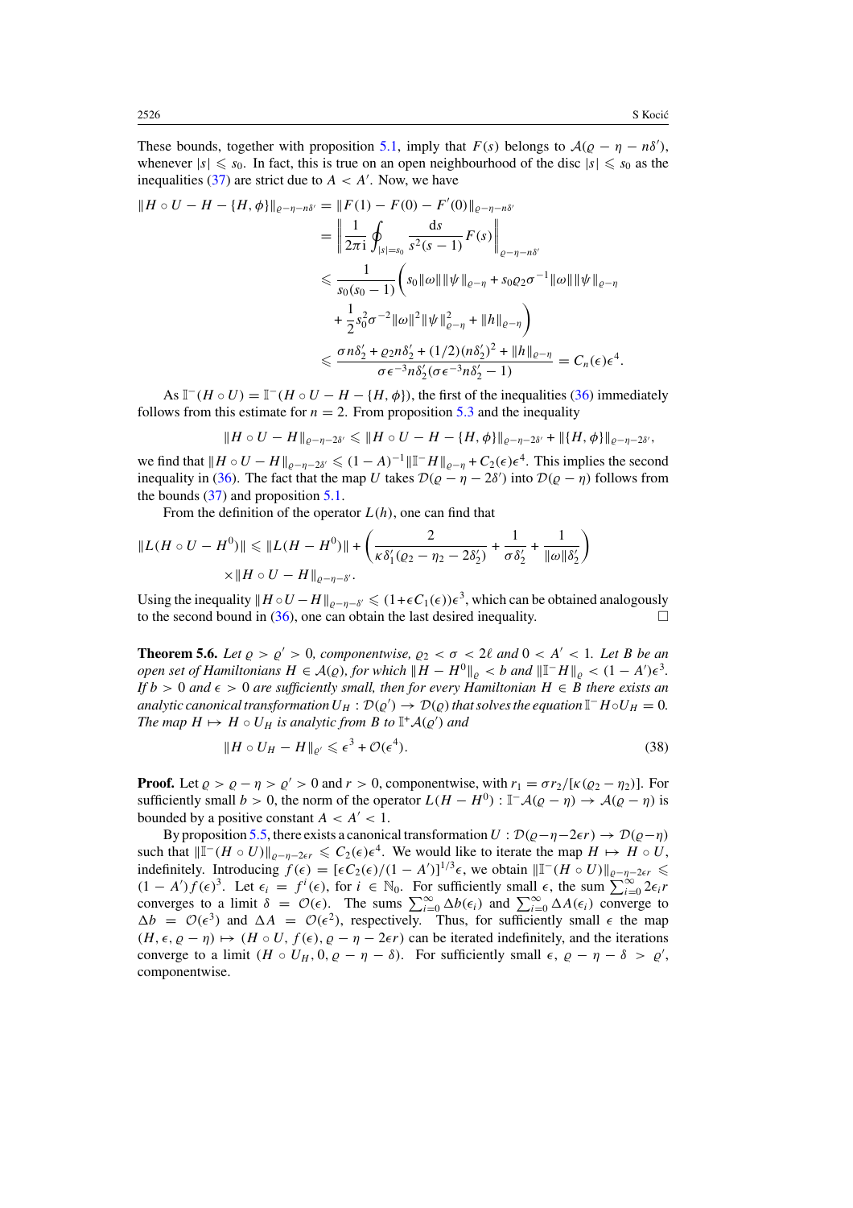These bounds, together with proposition 5.1, imply that $F(s)$ belongs to $\mathcal{A}(\varrho - \eta - n\delta')$, whenever $|s| \leqslant s_0$. In fact, this is true on an open neighbourhood of the disc $|s| \leqslant s_0$ as the inequalities (37) are strict due to $A < A'$. Now, we have

$$\begin{aligned}
\|H \circ U - H - \{H, \phi\}\|_{\varrho-\eta-n\delta'} &= \|F(1) - F(0) - F'(0)\|_{\varrho-\eta-n\delta'} \\
&= \left\| \frac{1}{2\pi \mathrm{i}} \oint_{|s|=s_0} \frac{\mathrm{d}s}{s^2(s-1)} F(s) \right\|_{\varrho-\eta-n\delta'} \\
&\leqslant \frac{1}{s_0(s_0-1)} \bigg( s_0\|\omega\| \|\psi\|_{\varrho-\eta} + s_0 \varrho_2 \sigma^{-1} \|\omega\| \|\psi\|_{\varrho-\eta} \\
&\quad + \frac{1}{2} s_0^2 \sigma^{-2} \|\omega\|^2 \|\psi\|^2_{\varrho-\eta} + \|h\|_{\varrho-\eta} \bigg) \\
&\leqslant \frac{\sigma n \delta_2' + \varrho_2 n \delta_2' + (1/2)(n\delta_2')^2 + \|h\|_{\varrho-\eta}}{\sigma \epsilon^{-3} n \delta_2' (\sigma \epsilon^{-3} n \delta_2' - 1)} = C_n(\epsilon)\epsilon^4.
\end{aligned}$$

As $\mathbb{I}^-(H \circ U) = \mathbb{I}^-(H \circ U - H - \{H, \phi\})$, the first of the inequalities (36) immediately follows from this estimate for $n = 2$. From proposition 5.3 and the inequality

$$\|H \circ U - H\|_{\varrho-\eta-2\delta'} \leqslant \|H \circ U - H - \{H, \phi\}\|_{\varrho-\eta-2\delta'} + \|\{H, \phi\}\|_{\varrho-\eta-2\delta'},$$

we find that $\|H \circ U - H\|_{\varrho-\eta-2\delta'} \leqslant (1-A)^{-1} \|\mathbb{I}^- H\|_{\varrho-\eta} + C_2(\epsilon)\epsilon^4$. This implies the second inequality in (36). The fact that the map $U$ takes $\mathcal{D}(\varrho - \eta - 2\delta')$ into $\mathcal{D}(\varrho - \eta)$ follows from the bounds (37) and proposition 5.1.

From the definition of the operator $L(h)$, one can find that

$$\begin{aligned}
\|L(H \circ U - H^0)\| &\leqslant \|L(H - H^0)\| + \left( \frac{2}{\kappa \delta_1'(\varrho_2 - \eta_2 - 2\delta_2')} + \frac{1}{\sigma \delta_2'} + \frac{1}{\|\omega\|\delta_2'} \right) \\
&\quad \times \|H \circ U - H\|_{\varrho-\eta-\delta'}.
\end{aligned}$$

Using the inequality $\|H \circ U - H\|_{\varrho-\eta-\delta'} \leqslant (1 + \epsilon C_1(\epsilon))\epsilon^3$, which can be obtained analogously to the second bound in (36), one can obtain the last desired inequality. □

**Theorem 5.6.** *Let $\varrho > \varrho' > 0$, componentwise, $\varrho_2 < \sigma < 2\ell$ and $0 < A' < 1$. Let $B$ be an open set of Hamiltonians $H \in \mathcal{A}(\varrho)$, for which $\|H - H^0\|_\varrho < b$ and $\|\mathbb{I}^- H\|_\varrho < (1 - A')\epsilon^3$. If $b > 0$ and $\epsilon > 0$ are sufficiently small, then for every Hamiltonian $H \in B$ there exists an analytic canonical transformation $U_H : \mathcal{D}(\varrho') \to \mathcal{D}(\varrho)$ that solves the equation $\mathbb{I}^- H \circ U_H = 0$. The map $H \mapsto H \circ U_H$ is analytic from $B$ to $\mathbb{I}^+\mathcal{A}(\varrho')$ and*

$$\|H \circ U_H - H\|_{\varrho'} \leqslant \epsilon^3 + \mathcal{O}(\epsilon^4). \tag{38}$$

**Proof.** Let $\varrho > \varrho - \eta > \varrho' > 0$ and $r > 0$, componentwise, with $r_1 = \sigma r_2/[\kappa(\varrho_2 - \eta_2)]$. For sufficiently small $b > 0$, the norm of the operator $L(H - H^0) : \mathbb{I}^-\mathcal{A}(\varrho - \eta) \to \mathcal{A}(\varrho - \eta)$ is bounded by a positive constant $A < A' < 1$.

By proposition 5.5, there exists a canonical transformation $U : \mathcal{D}(\varrho - \eta - 2\epsilon r) \to \mathcal{D}(\varrho - \eta)$ such that $\|\mathbb{I}^-(H \circ U)\|_{\varrho-\eta-2\epsilon r} \leqslant C_2(\epsilon)\epsilon^4$. We would like to iterate the map $H \mapsto H \circ U$, indefinitely. Introducing $f(\epsilon) = [\epsilon C_2(\epsilon)/(1 - A')]^{1/3}\epsilon$, we obtain $\|\mathbb{I}^-(H \circ U)\|_{\varrho-\eta-2\epsilon r} \leqslant (1 - A')f(\epsilon)^3$. Let $\epsilon_i = f^i(\epsilon)$, for $i \in \mathbb{N}_0$. For sufficiently small $\epsilon$, the sum $\sum_{i=0}^{\infty} 2\epsilon_i r$ converges to a limit $\delta = \mathcal{O}(\epsilon)$. The sums $\sum_{i=0}^{\infty} \Delta b(\epsilon_i)$ and $\sum_{i=0}^{\infty} \Delta A(\epsilon_i)$ converge to $\Delta b = \mathcal{O}(\epsilon^3)$ and $\Delta A = \mathcal{O}(\epsilon^2)$, respectively. Thus, for sufficiently small $\epsilon$ the map $(H, \epsilon, \varrho - \eta) \mapsto (H \circ U, f(\epsilon), \varrho - \eta - 2\epsilon r)$ can be iterated indefinitely, and the iterations converge to a limit $(H \circ U_H, 0, \varrho - \eta - \delta)$. For sufficiently small $\epsilon$, $\varrho - \eta - \delta > \varrho'$, componentwise.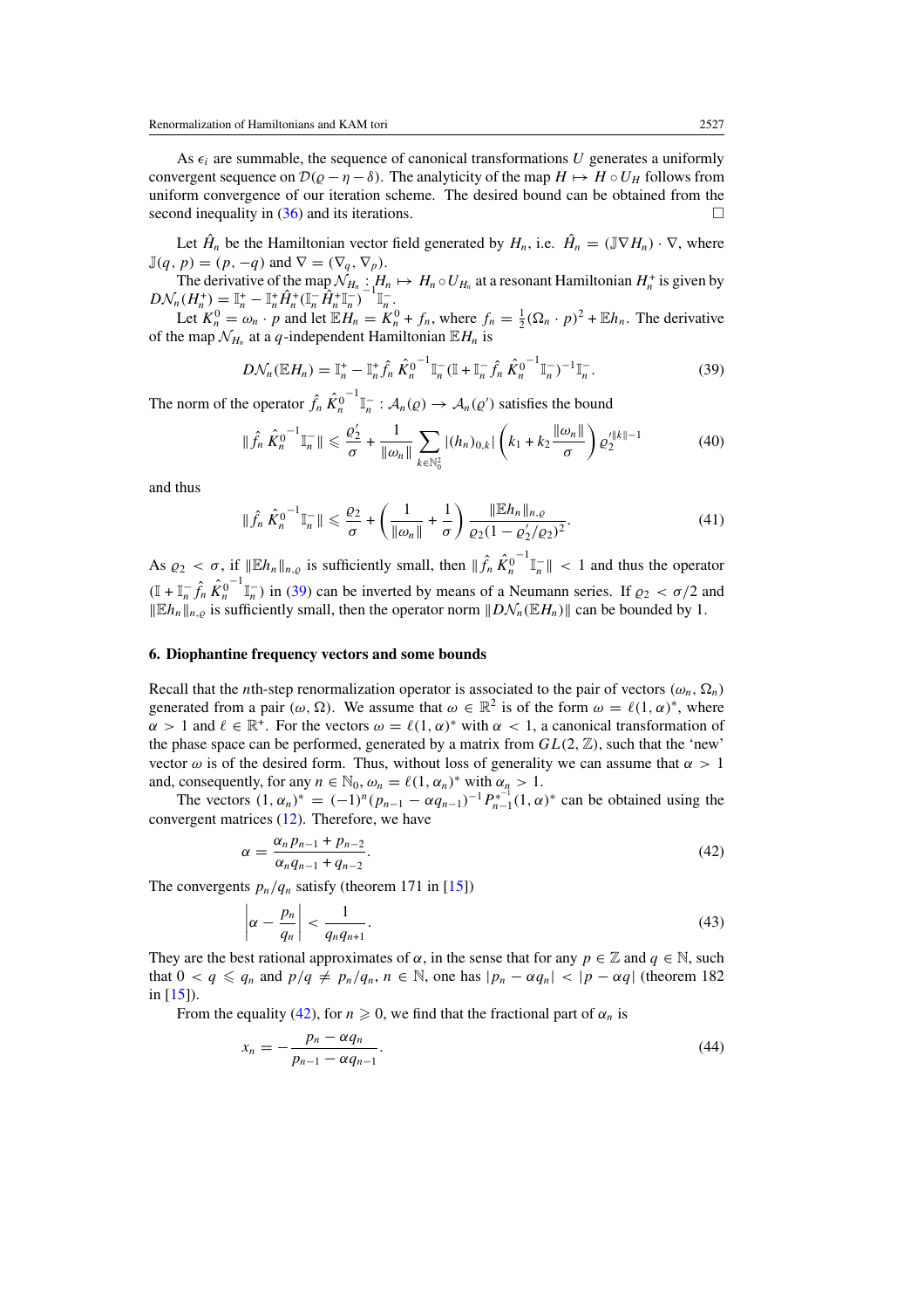As $\epsilon_i$ are summable, the sequence of canonical transformations $U$ generates a uniformly convergent sequence on $\mathcal{D}(\varrho - \eta - \delta)$. The analyticity of the map $H \mapsto H \circ U_H$ follows from uniform convergence of our iteration scheme. The desired bound can be obtained from the second inequality in (36) and its iterations. □

Let $\hat{H}_n$ be the Hamiltonian vector field generated by $H_n$, i.e. $\hat{H}_n = (\mathbb{J}\nabla H_n) \cdot \nabla$, where $\mathbb{J}(q, p) = (p, -q)$ and $\nabla = (\nabla_q, \nabla_p)$.

The derivative of the map $\mathcal{N}_{H_n} : H_n \mapsto H_n \circ U_{H_n}$ at a resonant Hamiltonian $H_n^+$ is given by $D\mathcal{N}_n(H_n^+) = \mathbb{I}_n^+ - \mathbb{I}_n^+ \hat{H}_n^+ (\mathbb{I}_n^- \hat{H}_n^+ \mathbb{I}_n^-)^{-1} \mathbb{I}_n^-$.

Let $K_n^0 = \omega_n \cdot p$ and let $\mathbb{E}H_n = K_n^0 + f_n$, where $f_n = \frac{1}{2}(\Omega_n \cdot p)^2 + \mathbb{E}h_n$. The derivative of the map $\mathcal{N}_{H_n}$ at a $q$-independent Hamiltonian $\mathbb{E}H_n$ is

$$D\mathcal{N}_n(\mathbb{E}H_n) = \mathbb{I}_n^+ - \mathbb{I}_n^+ \hat{f}_n \, \hat{K}_n^{0^{-1}} \mathbb{I}_n^- (\mathbb{I} + \mathbb{I}_n^- \hat{f}_n \, \hat{K}_n^{0^{-1}} \mathbb{I}_n^-)^{-1} \mathbb{I}_n^-. \tag{39}$$

The norm of the operator $\hat{f}_n \, \hat{K}_n^{0^{-1}} \mathbb{I}_n^- : \mathcal{A}_n(\varrho) \to \mathcal{A}_n(\varrho')$ satisfies the bound

$$\|\hat{f}_n \, \hat{K}_n^{0^{-1}} \mathbb{I}_n^-\| \leqslant \frac{\varrho_2'}{\sigma} + \frac{1}{\|\omega_n\|} \sum_{k \in \mathbb{N}_0^2} |(h_n)_{0,k}| \left(k_1 + k_2 \frac{\|\omega_n\|}{\sigma}\right) \varrho_2'^{\|k\|-1} \tag{40}$$

and thus

$$\|\hat{f}_n \, \hat{K}_n^{0^{-1}} \mathbb{I}_n^-\| \leqslant \frac{\varrho_2}{\sigma} + \left(\frac{1}{\|\omega_n\|} + \frac{1}{\sigma}\right) \frac{\|\mathbb{E}h_n\|_{n,\varrho}}{\varrho_2 (1 - \varrho_2'/\varrho_2)^2}. \tag{41}$$

As $\varrho_2 < \sigma$, if $\|\mathbb{E}h_n\|_{n,\varrho}$ is sufficiently small, then $\|\hat{f}_n \, \hat{K}_n^{0^{-1}} \mathbb{I}_n^-\| < 1$ and thus the operator $(\mathbb{I} + \mathbb{I}_n^- \hat{f}_n \, \hat{K}_n^{0^{-1}} \mathbb{I}_n^-)$ in (39) can be inverted by means of a Neumann series. If $\varrho_2 < \sigma/2$ and $\|\mathbb{E}h_n\|_{n,\varrho}$ is sufficiently small, then the operator norm $\|D\mathcal{N}_n(\mathbb{E}H_n)\|$ can be bounded by 1.

## 6. Diophantine frequency vectors and some bounds

Recall that the $n$th-step renormalization operator is associated to the pair of vectors $(\omega_n, \Omega_n)$ generated from a pair $(\omega, \Omega)$. We assume that $\omega \in \mathbb{R}^2$ is of the form $\omega = \ell(1, \alpha)^*$, where $\alpha > 1$ and $\ell \in \mathbb{R}^+$. For the vectors $\omega = \ell(1, \alpha)^*$ with $\alpha < 1$, a canonical transformation of the phase space can be performed, generated by a matrix from $GL(2, \mathbb{Z})$, such that the 'new' vector $\omega$ is of the desired form. Thus, without loss of generality we can assume that $\alpha > 1$ and, consequently, for any $n \in \mathbb{N}_0$, $\omega_n = \ell(1, \alpha_n)^*$ with $\alpha_n > 1$.

The vectors $(1, \alpha_n)^* = (-1)^n (p_{n-1} - \alpha q_{n-1})^{-1} P_{n-1}^{*^{-1}} (1, \alpha)^*$ can be obtained using the convergent matrices (12). Therefore, we have

$$\alpha = \frac{\alpha_n p_{n-1} + p_{n-2}}{\alpha_n q_{n-1} + q_{n-2}}. \tag{42}$$

The convergents $p_n/q_n$ satisfy (theorem 171 in [15])

$$\left|\alpha - \frac{p_n}{q_n}\right| < \frac{1}{q_n q_{n+1}}. \tag{43}$$

They are the best rational approximates of $\alpha$, in the sense that for any $p \in \mathbb{Z}$ and $q \in \mathbb{N}$, such that $0 < q \leqslant q_n$ and $p/q \neq p_n/q_n$, $n \in \mathbb{N}$, one has $|p_n - \alpha q_n| < |p - \alpha q|$ (theorem 182 in [15]).

From the equality (42), for $n \geqslant 0$, we find that the fractional part of $\alpha_n$ is

$$x_n = -\frac{p_n - \alpha q_n}{p_{n-1} - \alpha q_{n-1}}. \tag{44}$$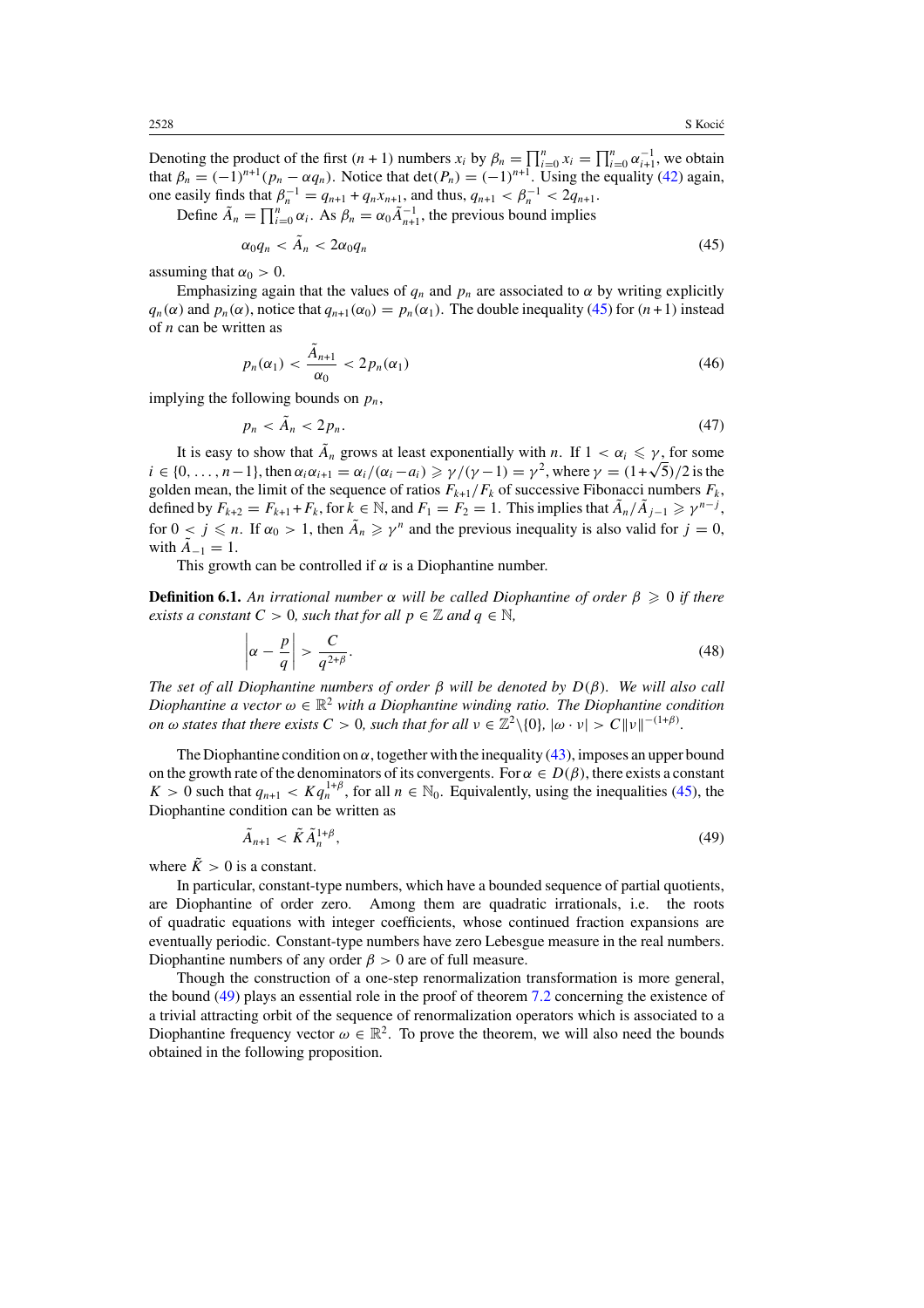Denoting the product of the first $(n+1)$ numbers $x_i$ by $\beta_n = \prod_{i=0}^{n} x_i = \prod_{i=0}^{n} \alpha_{i+1}^{-1}$, we obtain that $\beta_n = (-1)^{n+1}(p_n - \alpha q_n)$. Notice that $\det(P_n) = (-1)^{n+1}$. Using the equality (42) again, one easily finds that $\beta_n^{-1} = q_{n+1} + q_n x_{n+1}$, and thus, $q_{n+1} < \beta_n^{-1} < 2q_{n+1}$.

Define $\tilde{A}_n = \prod_{i=0}^{n} \alpha_i$. As $\beta_n = \alpha_0 \tilde{A}_{n+1}^{-1}$, the previous bound implies

$$\alpha_0 q_n < \tilde{A}_n < 2\alpha_0 q_n \tag{45}$$

assuming that $\alpha_0 > 0$.

Emphasizing again that the values of $q_n$ and $p_n$ are associated to $\alpha$ by writing explicitly $q_n(\alpha)$ and $p_n(\alpha)$, notice that $q_{n+1}(\alpha_0) = p_n(\alpha_1)$. The double inequality (45) for $(n+1)$ instead of $n$ can be written as

$$p_n(\alpha_1) < \frac{\tilde{A}_{n+1}}{\alpha_0} < 2p_n(\alpha_1) \tag{46}$$

implying the following bounds on $p_n$,

$$p_n < \tilde{A}_n < 2p_n. \tag{47}$$

It is easy to show that $\tilde{A}_n$ grows at least exponentially with $n$. If $1 < \alpha_i \leqslant \gamma$, for some $i \in \{0, \ldots, n-1\}$, then $\alpha_i \alpha_{i+1} = \alpha_i/(\alpha_i - a_i) \geqslant \gamma/(\gamma - 1) = \gamma^2$, where $\gamma = (1+\sqrt{5})/2$ is the golden mean, the limit of the sequence of ratios $F_{k+1}/F_k$ of successive Fibonacci numbers $F_k$, defined by $F_{k+2} = F_{k+1} + F_k$, for $k \in \mathbb{N}$, and $F_1 = F_2 = 1$. This implies that $\tilde{A}_n/\tilde{A}_{j-1} \geqslant \gamma^{n-j}$, for $0 < j \leqslant n$. If $\alpha_0 > 1$, then $\tilde{A}_n \geqslant \gamma^n$ and the previous inequality is also valid for $j = 0$, with $\tilde{A}_{-1} = 1$.

This growth can be controlled if $\alpha$ is a Diophantine number.

**Definition 6.1.** *An irrational number $\alpha$ will be called Diophantine of order $\beta \geqslant 0$ if there exists a constant $C > 0$, such that for all $p \in \mathbb{Z}$ and $q \in \mathbb{N}$,*

$$\left|\alpha - \frac{p}{q}\right| > \frac{C}{q^{2+\beta}}. \tag{48}$$

*The set of all Diophantine numbers of order $\beta$ will be denoted by $D(\beta)$. We will also call Diophantine a vector $\omega \in \mathbb{R}^2$ with a Diophantine winding ratio. The Diophantine condition on $\omega$ states that there exists $C > 0$, such that for all $\nu \in \mathbb{Z}^2\backslash\{0\}$, $|\omega \cdot \nu| > C\|\nu\|^{-(1+\beta)}$.*

The Diophantine condition on $\alpha$, together with the inequality (43), imposes an upper bound on the growth rate of the denominators of its convergents. For $\alpha \in D(\beta)$, there exists a constant $K > 0$ such that $q_{n+1} < Kq_n^{1+\beta}$, for all $n \in \mathbb{N}_0$. Equivalently, using the inequalities (45), the Diophantine condition can be written as

$$\tilde{A}_{n+1} < \tilde{K}\tilde{A}_n^{1+\beta}, \tag{49}$$

where $\tilde{K} > 0$ is a constant.

In particular, constant-type numbers, which have a bounded sequence of partial quotients, are Diophantine of order zero. Among them are quadratic irrationals, i.e. the roots of quadratic equations with integer coefficients, whose continued fraction expansions are eventually periodic. Constant-type numbers have zero Lebesgue measure in the real numbers. Diophantine numbers of any order $\beta > 0$ are of full measure.

Though the construction of a one-step renormalization transformation is more general, the bound (49) plays an essential role in the proof of theorem 7.2 concerning the existence of a trivial attracting orbit of the sequence of renormalization operators which is associated to a Diophantine frequency vector $\omega \in \mathbb{R}^2$. To prove the theorem, we will also need the bounds obtained in the following proposition.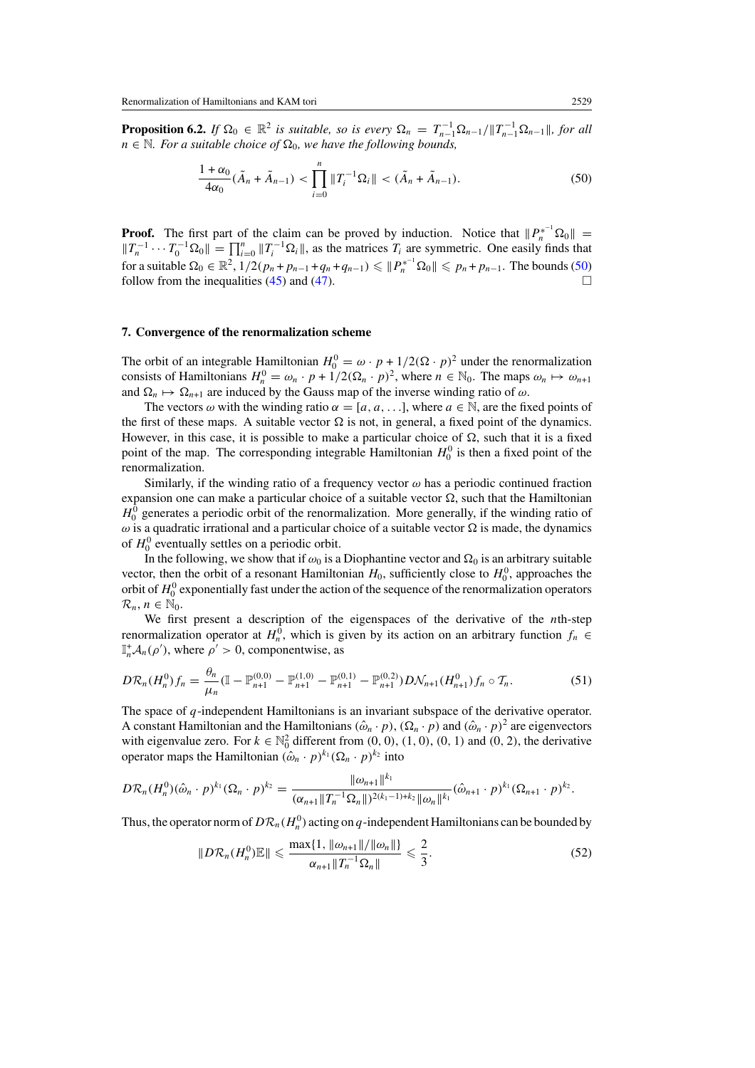**Proposition 6.2.** *If $\Omega_0 \in \mathbb{R}^2$ is suitable, so is every $\Omega_n = T_{n-1}^{-1}\Omega_{n-1}/\|T_{n-1}^{-1}\Omega_{n-1}\|$, for all $n \in \mathbb{N}$. For a suitable choice of $\Omega_0$, we have the following bounds,*

$$\frac{1+\alpha_0}{4\alpha_0}(\tilde{A}_n + \tilde{A}_{n-1}) < \prod_{i=0}^{n} \|T_i^{-1}\Omega_i\| < (\tilde{A}_n + \tilde{A}_{n-1}). \tag{50}$$

**Proof.** The first part of the claim can be proved by induction. Notice that $\|P_n^{*^{-1}}\Omega_0\| = \|T_n^{-1}\cdots T_0^{-1}\Omega_0\| = \prod_{i=0}^{n}\|T_i^{-1}\Omega_i\|$, as the matrices $T_i$ are symmetric. One easily finds that for a suitable $\Omega_0 \in \mathbb{R}^2$, $1/2(p_n + p_{n-1} + q_n + q_{n-1}) \leqslant \|P_n^{*^{-1}}\Omega_0\| \leqslant p_n + p_{n-1}$. The bounds (50) follow from the inequalities (45) and (47). □

## 7. Convergence of the renormalization scheme

The orbit of an integrable Hamiltonian $H_0^0 = \omega \cdot p + 1/2(\Omega \cdot p)^2$ under the renormalization consists of Hamiltonians $H_n^0 = \omega_n \cdot p + 1/2(\Omega_n \cdot p)^2$, where $n \in \mathbb{N}_0$. The maps $\omega_n \mapsto \omega_{n+1}$ and $\Omega_n \mapsto \Omega_{n+1}$ are induced by the Gauss map of the inverse winding ratio of $\omega$.

The vectors $\omega$ with the winding ratio $\alpha = [a, a, \ldots]$, where $a \in \mathbb{N}$, are the fixed points of the first of these maps. A suitable vector $\Omega$ is not, in general, a fixed point of the dynamics. However, in this case, it is possible to make a particular choice of $\Omega$, such that it is a fixed point of the map. The corresponding integrable Hamiltonian $H_0^0$ is then a fixed point of the renormalization.

Similarly, if the winding ratio of a frequency vector $\omega$ has a periodic continued fraction expansion one can make a particular choice of a suitable vector $\Omega$, such that the Hamiltonian $H_0^0$ generates a periodic orbit of the renormalization. More generally, if the winding ratio of $\omega$ is a quadratic irrational and a particular choice of a suitable vector $\Omega$ is made, the dynamics of $H_0^0$ eventually settles on a periodic orbit.

In the following, we show that if $\omega_0$ is a Diophantine vector and $\Omega_0$ is an arbitrary suitable vector, then the orbit of a resonant Hamiltonian $H_0$, sufficiently close to $H_0^0$, approaches the orbit of $H_0^0$ exponentially fast under the action of the sequence of the renormalization operators $\mathcal{R}_n$, $n \in \mathbb{N}_0$.

We first present a description of the eigenspaces of the derivative of the $n$th-step renormalization operator at $H_n^0$, which is given by its action on an arbitrary function $f_n \in \mathbb{I}_n^+\mathcal{A}_n(\rho')$, where $\rho' > 0$, componentwise, as

$$D\mathcal{R}_n(H_n^0)f_n = \frac{\theta_n}{\mu_n}(\mathbb{I} - \mathbb{P}_{n+1}^{(0,0)} - \mathbb{P}_{n+1}^{(1,0)} - \mathbb{P}_{n+1}^{(0,1)} - \mathbb{P}_{n+1}^{(0,2)})D\mathcal{N}_{n+1}(H_{n+1}^0)f_n \circ \mathcal{T}_n. \tag{51}$$

The space of $q$-independent Hamiltonians is an invariant subspace of the derivative operator. A constant Hamiltonian and the Hamiltonians $(\hat{\omega}_n \cdot p)$, $(\Omega_n \cdot p)$ and $(\hat{\omega}_n \cdot p)^2$ are eigenvectors with eigenvalue zero. For $k \in \mathbb{N}_0^2$ different from $(0, 0)$, $(1, 0)$, $(0, 1)$ and $(0, 2)$, the derivative operator maps the Hamiltonian $(\hat{\omega}_n \cdot p)^{k_1}(\Omega_n \cdot p)^{k_2}$ into

$$D\mathcal{R}_n(H_n^0)(\hat{\omega}_n \cdot p)^{k_1}(\Omega_n \cdot p)^{k_2} = \frac{\|\omega_{n+1}\|^{k_1}}{(\alpha_{n+1}\|T_n^{-1}\Omega_n\|)^{2(k_1-1)+k_2}\|\omega_n\|^{k_1}}(\hat{\omega}_{n+1} \cdot p)^{k_1}(\Omega_{n+1} \cdot p)^{k_2}.$$

Thus, the operator norm of $D\mathcal{R}_n(H_n^0)$ acting on $q$-independent Hamiltonians can be bounded by

$$\|D\mathcal{R}_n(H_n^0)\mathbb{E}\| \leqslant \frac{\max\{1, \|\omega_{n+1}\|/\|\omega_n\|\}}{\alpha_{n+1}\|T_n^{-1}\Omega_n\|} \leqslant \frac{2}{3}. \tag{52}$$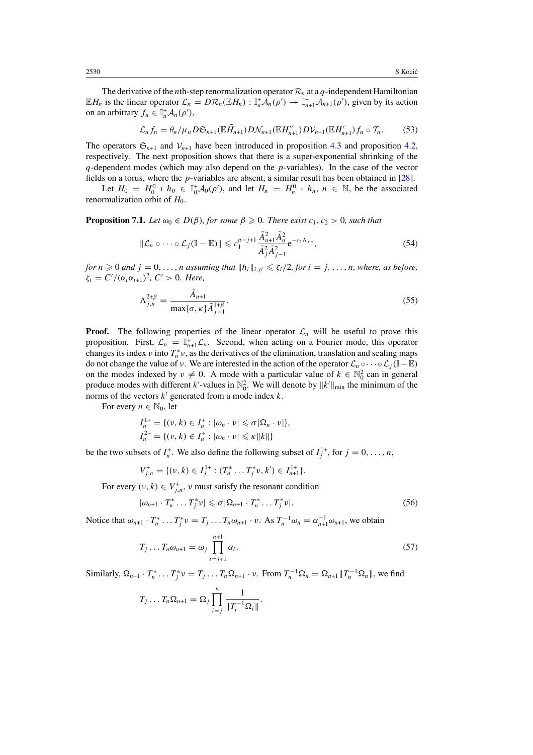The derivative of the $n$th-step renormalization operator $\mathcal{R}_n$ at a $q$-independent Hamiltonian $\mathbb{E}H_n$ is the linear operator $\mathcal{L}_n = D\mathcal{R}_n(\mathbb{E}H_n) : \mathbb{I}_n^+\mathcal{A}_n(\rho') \to \mathbb{I}_{n+1}^+\mathcal{A}_{n+1}(\rho')$, given by its action on an arbitrary $f_n \in \mathbb{I}_n^+\mathcal{A}_n(\rho')$,

$$\mathcal{L}_n f_n = \theta_n/\mu_n D\mathfrak{S}_{n+1}(\mathbb{E}\tilde{H}_{n+1}) D\mathcal{N}_{n+1}(\mathbb{E}H''_{n+1}) D\mathcal{V}_{n+1}(\mathbb{E}H'_{n+1}) f_n \circ \mathcal{T}_n. \tag{53}$$

The operators $\mathfrak{S}_{n+1}$ and $\mathcal{V}_{n+1}$ have been introduced in proposition 4.3 and proposition 4.2, respectively. The next proposition shows that there is a super-exponential shrinking of the $q$-dependent modes (which may also depend on the $p$-variables). In the case of the vector fields on a torus, where the $p$-variables are absent, a similar result has been obtained in [28].

Let $H_0 = H_0^0 + h_0 \in \mathbb{I}_0^+\mathcal{A}_0(\rho')$, and let $H_n = H_n^0 + h_n$, $n \in \mathbb{N}$, be the associated renormalization orbit of $H_0$.

**Proposition 7.1.** *Let $\omega_0 \in D(\beta)$, for some $\beta \geqslant 0$. There exist $c_1, c_2 > 0$, such that*

$$\|\mathcal{L}_n \circ \cdots \circ \mathcal{L}_j(\mathbb{I} - \mathbb{E})\| \leqslant c_1^{n-j+1} \frac{\tilde{A}_{n+1}^2 \tilde{A}_n^2}{\tilde{A}_j^2 \tilde{A}_{j-1}^2} \mathrm{e}^{-c_2 \Lambda_{j,n}}, \tag{54}$$

*for $n \geqslant 0$ and $j = 0, \ldots, n$ assuming that $\|h_i\|_{i,\rho'} \leqslant \zeta_i/2$, for $i = j, \ldots, n$, where, as before, $\zeta_i = C'/(\alpha_i \alpha_{i+1})^2$, $C' > 0$. Here,*

$$\Lambda_{j,n}^{2+\beta} = \frac{\tilde{A}_{n+1}}{\max\{\sigma, \kappa\} \tilde{A}_{j-1}^{1+\beta}}. \tag{55}$$

**Proof.** The following properties of the linear operator $\mathcal{L}_n$ will be useful to prove this proposition. First, $\mathcal{L}_n = \mathbb{I}_{n+1}^+\mathcal{L}_n$. Second, when acting on a Fourier mode, this operator changes its index $\nu$ into $T_n^*\nu$, as the derivatives of the elimination, translation and scaling maps do not change the value of $\nu$. We are interested in the action of the operator $\mathcal{L}_n \circ \cdots \mathcal{L}_j(\mathbb{I} - \mathbb{E})$ on the modes indexed by $\nu \neq 0$. A mode with a particular value of $k \in \mathbb{N}_0^2$ can in general produce modes with different $k'$-values in $\mathbb{N}_0^2$. We will denote by $\|k'\|_{\min}$ the minimum of the norms of the vectors $k'$ generated from a mode index $k$.

For every $n \in \mathbb{N}_0$, let

$$I_n^{1+} = \{(\nu, k) \in I_n^+ : |\omega_n \cdot \nu| \leqslant \sigma |\Omega_n \cdot \nu|\},$$
$$I_n^{2+} = \{(\nu, k) \in I_n^+ : |\omega_n \cdot \nu| \leqslant \kappa \|k\|\}$$

be the two subsets of $I_n^+$. We also define the following subset of $I_j^{1+}$, for $j = 0, \ldots, n$,

$$V_{j,n}^+ = \{(\nu, k) \in I_j^{1+} : (T_n^* \ldots T_j^* \nu, k') \in I_{n+1}^{1+}\}.$$

For every $(\nu, k) \in V_{j,n}^+$, $\nu$ must satisfy the resonant condition

$$|\omega_{n+1} \cdot T_n^* \ldots T_j^* \nu| \leqslant \sigma |\Omega_{n+1} \cdot T_n^* \ldots T_j^* \nu|. \tag{56}$$

Notice that $\omega_{n+1} \cdot T_n^* \ldots T_j^* \nu = T_j \ldots T_n \omega_{n+1} \cdot \nu$. As $T_n^{-1}\omega_n = \alpha_{n+1}^{-1}\omega_{n+1}$, we obtain

$$T_j \ldots T_n \omega_{n+1} = \omega_j \prod_{i=j+1}^{n+1} \alpha_i. \tag{57}$$

Similarly, $\Omega_{n+1} \cdot T_n^* \ldots T_j^* \nu = T_j \ldots T_n \Omega_{n+1} \cdot \nu$. From $T_n^{-1}\Omega_n = \Omega_{n+1}\|T_n^{-1}\Omega_n\|$, we find

$$T_j \ldots T_n \Omega_{n+1} = \Omega_j \prod_{i=j}^{n} \frac{1}{\|T_i^{-1}\Omega_i\|}.$$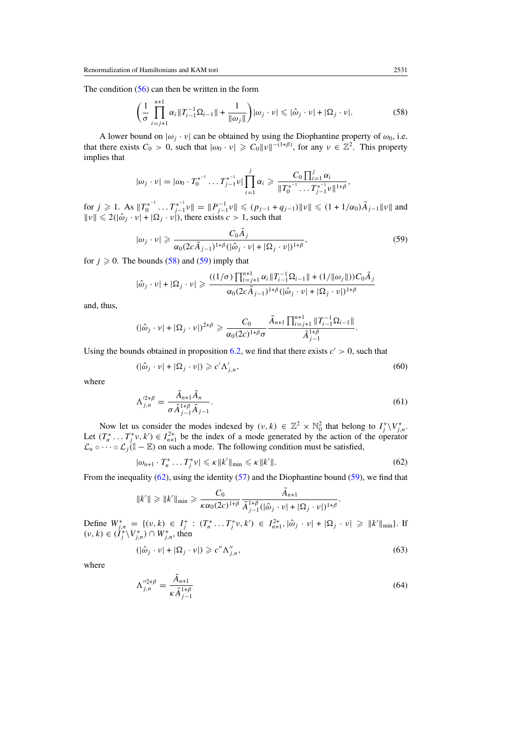The condition (56) can then be written in the form

$$\left(\frac{1}{\sigma}\prod_{i=j+1}^{n+1}\alpha_i\|T_{i-1}^{-1}\Omega_{i-1}\| + \frac{1}{\|\omega_j\|}\right)|\omega_j\cdot\nu| \leqslant |\hat{\omega}_j\cdot\nu| + |\Omega_j\cdot\nu|. \tag{58}$$

A lower bound on $|\omega_j\cdot\nu|$ can be obtained by using the Diophantine property of $\omega_0$, i.e. that there exists $C_0 > 0$, such that $|\omega_0\cdot\nu| \geqslant C_0\|\nu\|^{-(1+\beta)}$, for any $\nu\in\mathbb{Z}^2$. This property implies that

$$|\omega_j\cdot\nu| = |\omega_0\cdot T_0^{*^{-1}}\dots T_{j-1}^{*^{-1}}\nu|\prod_{i=1}^{j}\alpha_i \geqslant \frac{C_0\prod_{i=1}^{j}\alpha_i}{\|T_0^{*^{-1}}\dots T_{j-1}^{*^{-1}}\nu\|^{1+\beta}},$$

for $j\geqslant 1$. As $\|T_0^{*^{-1}}\dots T_{j-1}^{*^{-1}}\nu\| = \|P_{j-1}^{-1}\nu\| \leqslant (p_{j-1}+q_{j-1})\|\nu\| \leqslant (1+1/\alpha_0)\tilde{A}_{j-1}\|\nu\|$ and $\|\nu\|\leqslant 2(|\hat{\omega}_j\cdot\nu| + |\Omega_j\cdot\nu|)$, there exists $c>1$, such that

$$|\omega_j\cdot\nu| \geqslant \frac{C_0\tilde{A}_j}{\alpha_0(2c\tilde{A}_{j-1})^{1+\beta}(|\hat{\omega}_j\cdot\nu| + |\Omega_j\cdot\nu|)^{1+\beta}}, \tag{59}$$

for $j\geqslant 0$. The bounds (58) and (59) imply that

$$|\hat{\omega}_j\cdot\nu| + |\Omega_j\cdot\nu| \geqslant \frac{((1/\sigma)\prod_{i=j+1}^{n+1}\alpha_i\|T_{i-1}^{-1}\Omega_{i-1}\| + (1/\|\omega_j\|))C_0\tilde{A}_j}{\alpha_0(2c\tilde{A}_{j-1})^{1+\beta}(|\hat{\omega}_j\cdot\nu| + |\Omega_j\cdot\nu|)^{1+\beta}}$$

and, thus,

$$(|\hat{\omega}_j\cdot\nu| + |\Omega_j\cdot\nu|)^{2+\beta} \geqslant \frac{C_0}{\alpha_0(2c)^{1+\beta}\sigma}\,\frac{\tilde{A}_{n+1}\prod_{i=j+1}^{n+1}\|T_{i-1}^{-1}\Omega_{i-1}\|}{\tilde{A}_{j-1}^{1+\beta}}.$$

Using the bounds obtained in proposition 6.2, we find that there exists $c'>0$, such that

$$(|\hat{\omega}_j\cdot\nu| + |\Omega_j\cdot\nu|) \geqslant c'\Lambda'_{j,n}, \tag{60}$$

where

$$\Lambda'^{2+\beta}_{j,n} = \frac{\tilde{A}_{n+1}\tilde{A}_n}{\sigma\tilde{A}_{j-1}^{1+\beta}\tilde{A}_{j-1}}. \tag{61}$$

Now let us consider the modes indexed by $(\nu,k)\in\mathbb{Z}^2\times\mathbb{N}_0^2$ that belong to $I_j^+\backslash V_{j,n}^+$. Let $(T_n^*\dots T_j^*\nu, k')\in I_{n+1}^{2+}$ be the index of a mode generated by the action of the operator $\mathcal{L}_n\circ\dots\circ\mathcal{L}_j(\mathbb{I}-\mathbb{E})$ on such a mode. The following condition must be satisfied,

$$|\omega_{n+1}\cdot T_n^*\dots T_j^*\nu| \leqslant \kappa\|k'\|_{\min} \leqslant \kappa\|k'\|. \tag{62}$$

From the inequality (62), using the identity (57) and the Diophantine bound (59), we find that

$$\|k'\| \geqslant \|k'\|_{\min} \geqslant \frac{C_0}{\kappa\alpha_0(2c)^{1+\beta}}\,\frac{\tilde{A}_{n+1}}{\tilde{A}_{j-1}^{1+\beta}(|\hat{\omega}_j\cdot\nu| + |\Omega_j\cdot\nu|)^{1+\beta}}.$$

Define $W_{j,n}^+ = \{(\nu,k)\in I_j^+ : (T_n^*\dots T_j^*\nu, k')\in I_{n+1}^{2+}, |\hat{\omega}_j\cdot\nu| + |\Omega_j\cdot\nu| \geqslant \|k'\|_{\min}\}$. If $(\nu,k)\in(I_j^+\backslash V_{j,n}^+)\cap W_{j,n}^+$, then

$$(|\hat{\omega}_j\cdot\nu| + |\Omega_j\cdot\nu|) \geqslant c''\Lambda''_{j,n}, \tag{63}$$

where

$$\Lambda''^{2+\beta}_{j,n} = \frac{\tilde{A}_{n+1}}{\kappa\tilde{A}_{j-1}^{1+\beta}} \tag{64}$$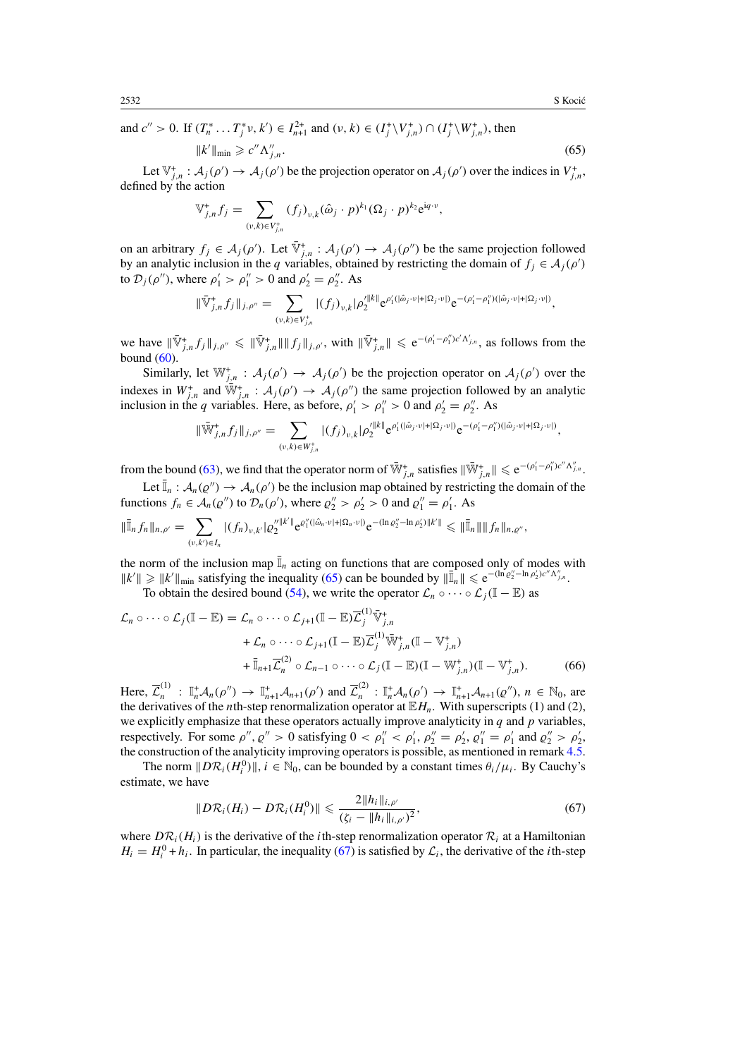and $c'' > 0$. If $(T_n^* \ldots T_j^* \nu, k') \in I_{n+1}^{2+}$ and $(\nu, k) \in (I_j^+ \backslash V_{j,n}^+) \cap (I_j^+ \backslash W_{j,n}^+)$, then

$$\|k'\|_{\min} \geqslant c'' \Lambda''_{j,n}. \tag{65}$$

Let $\mathbb{V}_{j,n}^+ : \mathcal{A}_j(\rho') \to \mathcal{A}_j(\rho')$ be the projection operator on $\mathcal{A}_j(\rho')$ over the indices in $V_{j,n}^+$, defined by the action

$$\mathbb{V}_{j,n}^+ f_j = \sum_{(\nu,k)\in V_{j,n}^+} (f_j)_{\nu,k} (\hat{\omega}_j \cdot p)^{k_1} (\Omega_j \cdot p)^{k_2} \mathrm{e}^{\mathrm{i}q\cdot\nu},$$

on an arbitrary $f_j \in \mathcal{A}_j(\rho')$. Let $\bar{\mathbb{V}}_{j,n}^+ : \mathcal{A}_j(\rho') \to \mathcal{A}_j(\rho'')$ be the same projection followed by an analytic inclusion in the $q$ variables, obtained by restricting the domain of $f_j \in \mathcal{A}_j(\rho')$ to $\mathcal{D}_j(\rho'')$, where $\rho'_1 > \rho''_1 > 0$ and $\rho'_2 = \rho''_2$. As

$$\|\bar{\mathbb{V}}_{j,n}^+ f_j\|_{j,\rho''} = \sum_{(\nu,k)\in V_{j,n}^+} |(f_j)_{\nu,k}| \rho_2'^{\|k\|} \mathrm{e}^{\rho'_1(|\hat{\omega}_j\cdot\nu|+|\Omega_j\cdot\nu|)} \mathrm{e}^{-(\rho'_1-\rho''_1)(|\hat{\omega}_j\cdot\nu|+|\Omega_j\cdot\nu|)},$$

we have $\|\bar{\mathbb{V}}_{j,n}^+ f_j\|_{j,\rho''} \leqslant \|\bar{\mathbb{V}}_{j,n}^+\| \|f_j\|_{j,\rho'}$, with $\|\bar{\mathbb{V}}_{j,n}^+\| \leqslant \mathrm{e}^{-(\rho'_1-\rho''_1)c'\Lambda'_{j,n}}$, as follows from the bound (60).

Similarly, let $\mathbb{W}_{j,n}^+ : \mathcal{A}_j(\rho') \to \mathcal{A}_j(\rho')$ be the projection operator on $\mathcal{A}_j(\rho')$ over the indexes in $W_{j,n}^+$ and $\bar{\mathbb{W}}_{j,n}^+ : \mathcal{A}_j(\rho') \to \mathcal{A}_j(\rho'')$ the same projection followed by an analytic inclusion in the $q$ variables. Here, as before, $\rho'_1 > \rho''_1 > 0$ and $\rho'_2 = \rho''_2$. As

$$\|\bar{\mathbb{W}}_{j,n}^+ f_j\|_{j,\rho''} = \sum_{(\nu,k)\in W_{j,n}^+} |(f_j)_{\nu,k}| \rho_2'^{\|k\|} \mathrm{e}^{\rho'_1(|\hat{\omega}_j\cdot\nu|+|\Omega_j\cdot\nu|)} \mathrm{e}^{-(\rho'_1-\rho''_1)(|\hat{\omega}_j\cdot\nu|+|\Omega_j\cdot\nu|)},$$

from the bound (63), we find that the operator norm of $\bar{\mathbb{W}}_{j,n}^+$ satisfies $\|\bar{\mathbb{W}}_{j,n}^+\| \leqslant \mathrm{e}^{-(\rho'_1-\rho''_1)c''\Lambda''_{j,n}}$.

Let $\bar{\mathbb{I}}_n : \mathcal{A}_n(\varrho'') \to \mathcal{A}_n(\rho')$ be the inclusion map obtained by restricting the domain of the functions $f_n \in \mathcal{A}_n(\varrho'')$ to $\mathcal{D}_n(\rho')$, where $\varrho''_2 > \rho'_2 > 0$ and $\varrho''_1 = \rho'_1$. As

$$\|\bar{\mathbb{I}}_n f_n\|_{n,\rho'} = \sum_{(\nu,k')\in I_n} |(f_n)_{\nu,k'}| \varrho_2''^{\|k'\|} \mathrm{e}^{\varrho''_1(|\hat{\omega}_n\cdot\nu|+|\Omega_n\cdot\nu|)} \mathrm{e}^{-(\ln\varrho''_2-\ln\rho'_2)\|k'\|} \leqslant \|\bar{\mathbb{I}}_n\| \|f_n\|_{n,\varrho''},$$

the norm of the inclusion map $\bar{\mathbb{I}}_n$ acting on functions that are composed only of modes with $\|k'\| \geqslant \|k'\|_{\min}$ satisfying the inequality (65) can be bounded by $\|\bar{\mathbb{I}}_n\| \leqslant \mathrm{e}^{-(\ln\varrho''_2-\ln\rho'_2)c''\Lambda''_{j,n}}$.

To obtain the desired bound (54), we write the operator $\mathcal{L}_n \circ \cdots \circ \mathcal{L}_j(\mathbb{I} - \mathbb{E})$ as

$$\begin{aligned}
\mathcal{L}_n \circ \cdots \circ \mathcal{L}_j(\mathbb{I} - \mathbb{E}) = {}& \mathcal{L}_n \circ \cdots \circ \mathcal{L}_{j+1}(\mathbb{I} - \mathbb{E})\overline{\mathcal{L}}_j^{(1)} \bar{\mathbb{V}}_{j,n}^+ \\
&+ \mathcal{L}_n \circ \cdots \circ \mathcal{L}_{j+1}(\mathbb{I} - \mathbb{E})\overline{\mathcal{L}}_j^{(1)} \bar{\mathbb{W}}_{j,n}^+ (\mathbb{I} - \mathbb{V}_{j,n}^+) \\
&+ \bar{\mathbb{I}}_{n+1}\overline{\mathcal{L}}_n^{(2)} \circ \mathcal{L}_{n-1} \circ \cdots \circ \mathcal{L}_j(\mathbb{I} - \mathbb{E})(\mathbb{I} - \mathbb{W}_{j,n}^+)(\mathbb{I} - \mathbb{V}_{j,n}^+).
\end{aligned} \tag{66}$$

Here, $\overline{\mathcal{L}}_n^{(1)} : \mathbb{I}_n^+ \mathcal{A}_n(\rho'') \to \mathbb{I}_{n+1}^+ \mathcal{A}_{n+1}(\rho')$ and $\overline{\mathcal{L}}_n^{(2)} : \mathbb{I}_n^+ \mathcal{A}_n(\rho') \to \mathbb{I}_{n+1}^+ \mathcal{A}_{n+1}(\varrho'')$, $n \in \mathbb{N}_0$, are the derivatives of the $n$th-step renormalization operator at $\mathbb{E}H_n$. With superscripts (1) and (2), we explicitly emphasize that these operators actually improve analyticity in $q$ and $p$ variables, respectively. For some $\rho'', \varrho'' > 0$ satisfying $0 < \rho''_1 < \rho'_1$, $\rho''_2 = \rho'_2$, $\varrho''_1 = \rho'_1$ and $\varrho''_2 > \rho'_2$, the construction of the analyticity improving operators is possible, as mentioned in remark 4.5.

The norm $\|D\mathcal{R}_i(H_i^0)\|$, $i \in \mathbb{N}_0$, can be bounded by a constant times $\theta_i/\mu_i$. By Cauchy's estimate, we have

$$\|D\mathcal{R}_i(H_i) - D\mathcal{R}_i(H_i^0)\| \leqslant \frac{2\|h_i\|_{i,\rho'}}{(\zeta_i - \|h_i\|_{i,\rho'})^2}, \tag{67}$$

where $D\mathcal{R}_i(H_i)$ is the derivative of the $i$th-step renormalization operator $\mathcal{R}_i$ at a Hamiltonian $H_i = H_i^0 + h_i$. In particular, the inequality (67) is satisfied by $\mathcal{L}_i$, the derivative of the $i$th-step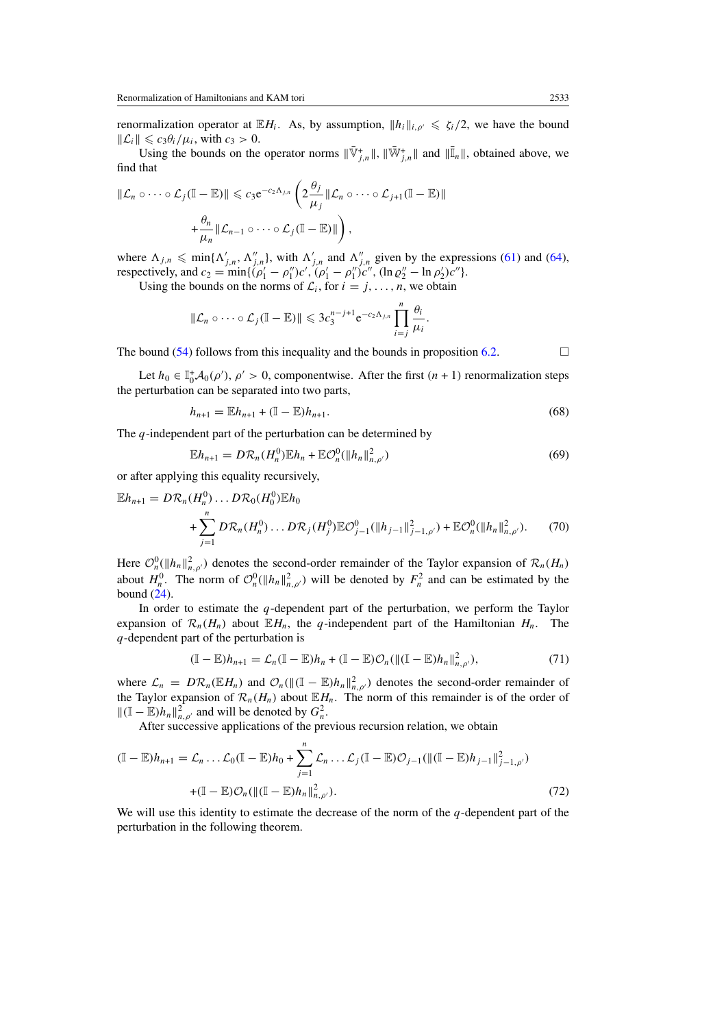renormalization operator at $\mathbb{E}H_i$. As, by assumption, $\|h_i\|_{i,\rho'} \leqslant \zeta_i/2$, we have the bound $\|\mathcal{L}_i\| \leqslant c_3\theta_i/\mu_i$, with $c_3 > 0$.

Using the bounds on the operator norms $\|\bar{\mathbb{V}}^{+}_{j,n}\|$, $\|\bar{\mathbb{W}}^{+}_{j,n}\|$ and $\|\bar{\mathbb{I}}_n\|$, obtained above, we find that

$$\|\mathcal{L}_n \circ \cdots \circ \mathcal{L}_j(\mathbb{I} - \mathbb{E})\| \leqslant c_3 \mathrm{e}^{-c_2\Lambda_{j,n}} \left( 2\frac{\theta_j}{\mu_j} \|\mathcal{L}_n \circ \cdots \circ \mathcal{L}_{j+1}(\mathbb{I} - \mathbb{E})\| + \frac{\theta_n}{\mu_n} \|\mathcal{L}_{n-1} \circ \cdots \circ \mathcal{L}_j(\mathbb{I} - \mathbb{E})\| \right),$$

where $\Lambda_{j,n} \leqslant \min\{\Lambda'_{j,n}, \Lambda''_{j,n}\}$, with $\Lambda'_{j,n}$ and $\Lambda''_{j,n}$ given by the expressions (61) and (64), respectively, and $c_2 = \min\{(\rho_1' - \rho_1'')c', (\rho_1' - \rho_1'')c'', (\ln \varrho_2'' - \ln \rho_2')c''\}$.

Using the bounds on the norms of $\mathcal{L}_i$, for $i = j, \ldots, n$, we obtain

$$\|\mathcal{L}_n \circ \cdots \circ \mathcal{L}_j(\mathbb{I} - \mathbb{E})\| \leqslant 3c_3^{n-j+1} \mathrm{e}^{-c_2\Lambda_{j,n}} \prod_{i=j}^{n} \frac{\theta_i}{\mu_i}.$$

The bound (54) follows from this inequality and the bounds in proposition 6.2. □

Let $h_0 \in \mathbb{I}_0^{+}\mathcal{A}_0(\rho')$, $\rho' > 0$, componentwise. After the first $(n+1)$ renormalization steps the perturbation can be separated into two parts,

$$h_{n+1} = \mathbb{E}h_{n+1} + (\mathbb{I} - \mathbb{E})h_{n+1}. \tag{68}$$

The $q$-independent part of the perturbation can be determined by

$$\mathbb{E}h_{n+1} = D\mathcal{R}_n(H_n^0)\mathbb{E}h_n + \mathbb{E}\mathcal{O}_n^0(\|h_n\|^2_{n,\rho'}) \tag{69}$$

or after applying this equality recursively,

$$\mathbb{E}h_{n+1} = D\mathcal{R}_n(H_n^0) \ldots D\mathcal{R}_0(H_0^0)\mathbb{E}h_0 + \sum_{j=1}^{n} D\mathcal{R}_n(H_n^0) \ldots D\mathcal{R}_j(H_j^0)\mathbb{E}\mathcal{O}_{j-1}^0(\|h_{j-1}\|^2_{j-1,\rho'}) + \mathbb{E}\mathcal{O}_n^0(\|h_n\|^2_{n,\rho'}). \tag{70}$$

Here $\mathcal{O}_n^0(\|h_n\|^2_{n,\rho'})$ denotes the second-order remainder of the Taylor expansion of $\mathcal{R}_n(H_n)$ about $H_n^0$. The norm of $\mathcal{O}_n^0(\|h_n\|^2_{n,\rho'})$ will be denoted by $F_n^2$ and can be estimated by the bound (24).

In order to estimate the $q$-dependent part of the perturbation, we perform the Taylor expansion of $\mathcal{R}_n(H_n)$ about $\mathbb{E}H_n$, the $q$-independent part of the Hamiltonian $H_n$. The $q$-dependent part of the perturbation is

$$(\mathbb{I} - \mathbb{E})h_{n+1} = \mathcal{L}_n(\mathbb{I} - \mathbb{E})h_n + (\mathbb{I} - \mathbb{E})\mathcal{O}_n(\|(\mathbb{I} - \mathbb{E})h_n\|^2_{n,\rho'}), \tag{71}$$

where $\mathcal{L}_n = D\mathcal{R}_n(\mathbb{E}H_n)$ and $\mathcal{O}_n(\|(\mathbb{I} - \mathbb{E})h_n\|^2_{n,\rho'})$ denotes the second-order remainder of the Taylor expansion of $\mathcal{R}_n(H_n)$ about $\mathbb{E}H_n$. The norm of this remainder is of the order of $\|(\mathbb{I} - \mathbb{E})h_n\|^2_{n,\rho'}$ and will be denoted by $G_n^2$.

After successive applications of the previous recursion relation, we obtain

$$(\mathbb{I} - \mathbb{E})h_{n+1} = \mathcal{L}_n \ldots \mathcal{L}_0(\mathbb{I} - \mathbb{E})h_0 + \sum_{j=1}^{n} \mathcal{L}_n \ldots \mathcal{L}_j(\mathbb{I} - \mathbb{E})\mathcal{O}_{j-1}(\|(\mathbb{I} - \mathbb{E})h_{j-1}\|^2_{j-1,\rho'}) + (\mathbb{I} - \mathbb{E})\mathcal{O}_n(\|(\mathbb{I} - \mathbb{E})h_n\|^2_{n,\rho'}). \tag{72}$$

We will use this identity to estimate the decrease of the norm of the $q$-dependent part of the perturbation in the following theorem.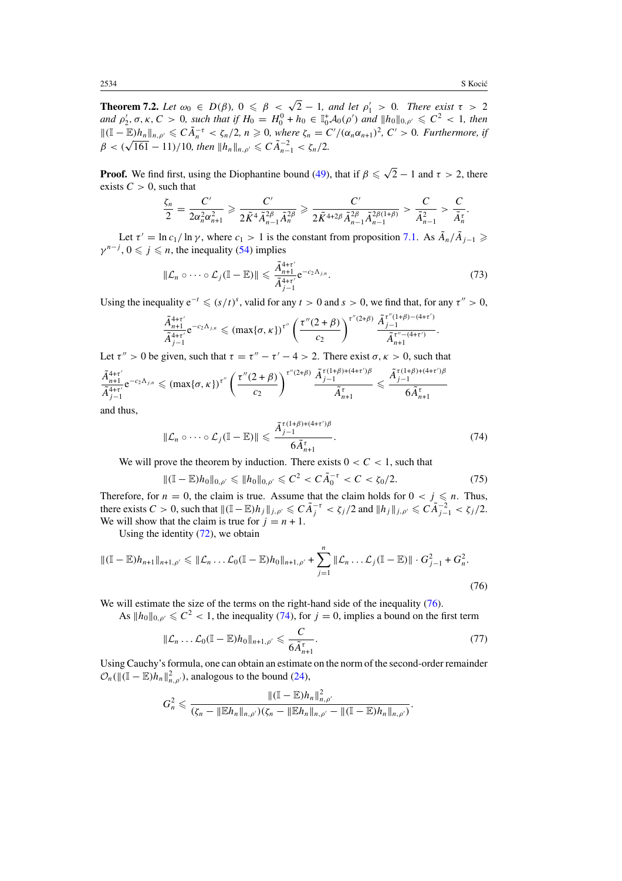**Theorem 7.2.** *Let $\omega_0 \in D(\beta)$, $0 \leqslant \beta < \sqrt{2}-1$, and let $\rho_1' > 0$. There exist $\tau > 2$ and $\rho_2', \sigma, \kappa, C > 0$, such that if $H_0 = H_0^0 + h_0 \in \mathbb{I}_0^+\mathcal{A}_0(\rho')$ and $\|h_0\|_{0,\rho'} \leqslant C^2 < 1$, then $\|(\mathbb{I}-\mathbb{E})h_n\|_{n,\rho'} \leqslant C\tilde{A}_n^{-\tau} < \zeta_n/2$, $n \geqslant 0$, where $\zeta_n = C'/(\alpha_n\alpha_{n+1})^2$, $C' > 0$. Furthermore, if $\beta < (\sqrt{161}-11)/10$, then $\|h_n\|_{n,\rho'} \leqslant C\tilde{A}_{n-1}^{-2} < \zeta_n/2$.*

**Proof.** We find first, using the Diophantine bound (49), that if $\beta \leqslant \sqrt{2}-1$ and $\tau > 2$, there exists $C > 0$, such that

$$\frac{\zeta_n}{2} = \frac{C'}{2\alpha_n^2\alpha_{n+1}^2} \geqslant \frac{C'}{2\tilde{K}^4\tilde{A}_{n-1}^{2\beta}\tilde{A}_n^{2\beta}} \geqslant \frac{C'}{2\tilde{K}^{4+2\beta}\tilde{A}_{n-1}^{2\beta}\tilde{A}_{n-1}^{2\beta(1+\beta)}} > \frac{C}{\tilde{A}_{n-1}^2} > \frac{C}{\tilde{A}_n^{\tau}}.$$

Let $\tau' = \ln c_1/\ln\gamma$, where $c_1 > 1$ is the constant from proposition 7.1. As $\tilde{A}_n/\tilde{A}_{j-1} \geqslant \gamma^{n-j}$, $0 \leqslant j \leqslant n$, the inequality (54) implies

$$\|\mathcal{L}_n \circ \cdots \circ \mathcal{L}_j(\mathbb{I}-\mathbb{E})\| \leqslant \frac{\tilde{A}_{n+1}^{4+\tau'}}{\tilde{A}_{j-1}^{4+\tau'}} e^{-c_2\Lambda_{j,n}}. \tag{73}$$

Using the inequality $e^{-t} \leqslant (s/t)^s$, valid for any $t > 0$ and $s > 0$, we find that, for any $\tau'' > 0$,

$$\frac{\tilde{A}_{n+1}^{4+\tau'}}{\tilde{A}_{j-1}^{4+\tau'}} e^{-c_2\Lambda_{j,n}} \leqslant (\max\{\sigma,\kappa\})^{\tau''}\left(\frac{\tau''(2+\beta)}{c_2}\right)^{\tau''(2+\beta)} \frac{\tilde{A}_{j-1}^{\tau''(1+\beta)-(4+\tau')}}{\tilde{A}_{n+1}^{\tau''-(4+\tau')}}.$$

Let $\tau'' > 0$ be given, such that $\tau = \tau'' - \tau' - 4 > 2$. There exist $\sigma, \kappa > 0$, such that

$$\frac{\tilde{A}_{n+1}^{4+\tau'}}{\tilde{A}_{j-1}^{4+\tau'}} e^{-c_2\Lambda_{j,n}} \leqslant (\max\{\sigma,\kappa\})^{\tau''}\left(\frac{\tau''(2+\beta)}{c_2}\right)^{\tau''(2+\beta)} \frac{\tilde{A}_{j-1}^{\tau(1+\beta)+(4+\tau')\beta}}{\tilde{A}_{n+1}^{\tau}} \leqslant \frac{\tilde{A}_{j-1}^{\tau(1+\beta)+(4+\tau')\beta}}{6\tilde{A}_{n+1}^{\tau}}$$

and thus,

$$\|\mathcal{L}_n \circ \cdots \circ \mathcal{L}_j(\mathbb{I}-\mathbb{E})\| \leqslant \frac{\tilde{A}_{j-1}^{\tau(1+\beta)+(4+\tau')\beta}}{6\tilde{A}_{n+1}^{\tau}}. \tag{74}$$

We will prove the theorem by induction. There exists $0 < C < 1$, such that

$$\|(\mathbb{I}-\mathbb{E})h_0\|_{0,\rho'} \leqslant \|h_0\|_{0,\rho'} \leqslant C^2 < C\tilde{A}_0^{-\tau} < C < \zeta_0/2. \tag{75}$$

Therefore, for $n = 0$, the claim is true. Assume that the claim holds for $0 < j \leqslant n$. Thus, there exists $C > 0$, such that $\|(\mathbb{I}-\mathbb{E})h_j\|_{j,\rho'} \leqslant C\tilde{A}_j^{-\tau} < \zeta_j/2$ and $\|h_j\|_{j,\rho'} \leqslant C\tilde{A}_{j-1}^{-2} < \zeta_j/2$. We will show that the claim is true for $j = n+1$.

Using the identity (72), we obtain

$$\|(\mathbb{I}-\mathbb{E})h_{n+1}\|_{n+1,\rho'} \leqslant \|\mathcal{L}_n \ldots \mathcal{L}_0(\mathbb{I}-\mathbb{E})h_0\|_{n+1,\rho'} + \sum_{j=1}^{n}\|\mathcal{L}_n \ldots \mathcal{L}_j(\mathbb{I}-\mathbb{E})\| \cdot G_{j-1}^2 + G_n^2. \tag{76}$$

We will estimate the size of the terms on the right-hand side of the inequality (76).

As $\|h_0\|_{0,\rho'} \leqslant C^2 < 1$, the inequality (74), for $j = 0$, implies a bound on the first term

$$\|\mathcal{L}_n \ldots \mathcal{L}_0(\mathbb{I}-\mathbb{E})h_0\|_{n+1,\rho'} \leqslant \frac{C}{6\tilde{A}_{n+1}^{\tau}}. \tag{77}$$

Using Cauchy's formula, one can obtain an estimate on the norm of the second-order remainder $\mathcal{O}_n(\|(\mathbb{I}-\mathbb{E})h_n\|_{n,\rho'}^2)$, analogous to the bound (24),

$$G_n^2 \leqslant \frac{\|(\mathbb{I}-\mathbb{E})h_n\|_{n,\rho'}^2}{(\zeta_n - \|\mathbb{E}h_n\|_{n,\rho'})(\zeta_n - \|\mathbb{E}h_n\|_{n,\rho'} - \|(\mathbb{I}-\mathbb{E})h_n\|_{n,\rho'})}.$$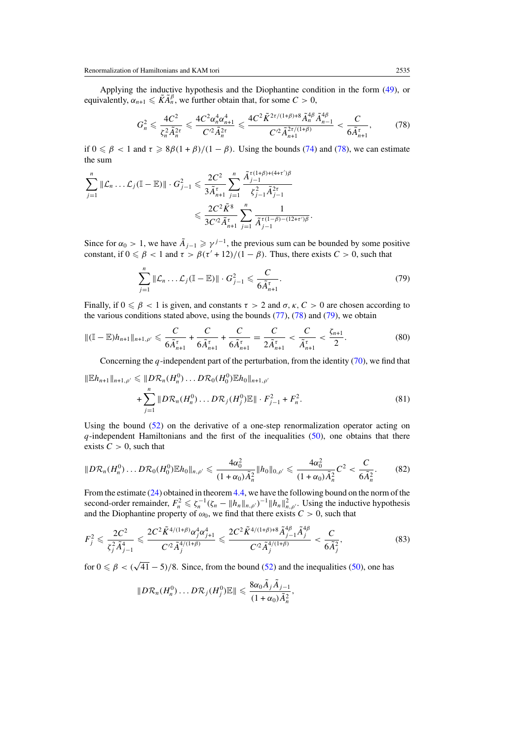Applying the inductive hypothesis and the Diophantine condition in the form (49), or equivalently, $\alpha_{n+1} \leqslant \tilde{K}\tilde{A}_n^{\beta}$, we further obtain that, for some $C > 0$,

$$G_n^2 \leqslant \frac{4C^2}{\zeta_n^2 \tilde{A}_n^{2\tau}} \leqslant \frac{4C^2 \alpha_n^4 \alpha_{n+1}^4}{C'^2 \tilde{A}_n^{2\tau}} \leqslant \frac{4C^2 \tilde{K}^{2\tau/(1+\beta)+8} \tilde{A}_n^{4\beta} \tilde{A}_{n-1}^{4\beta}}{C'^2 \tilde{A}_{n+1}^{2\tau/(1+\beta)}} < \frac{C}{6\tilde{A}_{n+1}^{\tau}}, \tag{78}$$

if $0 \leqslant \beta < 1$ and $\tau \geqslant 8\beta(1+\beta)/(1-\beta)$. Using the bounds (74) and (78), we can estimate the sum

$$\sum_{j=1}^{n} \|\mathcal{L}_n \ldots \mathcal{L}_j(\mathbb{I} - \mathbb{E})\| \cdot G_{j-1}^2 \leqslant \frac{2C^2}{3\tilde{A}_{n+1}^{\tau}} \sum_{j=1}^{n} \frac{\tilde{A}_{j-1}^{\tau(1+\beta)+(4+\tau')\beta}}{\zeta_{j-1}^2 \tilde{A}_{j-1}^{2\tau}}$$
$$\leqslant \frac{2C^2 \tilde{K}^8}{3C'^2 \tilde{A}_{n+1}^{\tau}} \sum_{j=1}^{n} \frac{1}{\tilde{A}_{j-1}^{\tau(1-\beta)-(12+\tau')\beta}}.$$

Since for $\alpha_0 > 1$, we have $\tilde{A}_{j-1} \geqslant \gamma^{j-1}$, the previous sum can be bounded by some positive constant, if $0 \leqslant \beta < 1$ and $\tau > \beta(\tau' + 12)/(1-\beta)$. Thus, there exists $C > 0$, such that

$$\sum_{j=1}^{n} \|\mathcal{L}_n \ldots \mathcal{L}_j(\mathbb{I} - \mathbb{E})\| \cdot G_{j-1}^2 \leqslant \frac{C}{6\tilde{A}_{n+1}^{\tau}}. \tag{79}$$

Finally, if $0 \leqslant \beta < 1$ is given, and constants $\tau > 2$ and $\sigma, \kappa, C > 0$ are chosen according to the various conditions stated above, using the bounds (77), (78) and (79), we obtain

$$\|(\mathbb{I} - \mathbb{E})h_{n+1}\|_{n+1,\rho'} \leqslant \frac{C}{6\tilde{A}_{n+1}^{\tau}} + \frac{C}{6\tilde{A}_{n+1}^{\tau}} + \frac{C}{6\tilde{A}_{n+1}^{\tau}} = \frac{C}{2\tilde{A}_{n+1}^{\tau}} < \frac{C}{\tilde{A}_{n+1}^{\tau}} < \frac{\zeta_{n+1}}{2}. \tag{80}$$

Concerning the $q$-independent part of the perturbation, from the identity (70), we find that

$$\|\mathbb{E}h_{n+1}\|_{n+1,\rho'} \leqslant \|D\mathcal{R}_n(H_n^0) \ldots D\mathcal{R}_0(H_0^0)\mathbb{E}h_0\|_{n+1,\rho'}$$
$$+ \sum_{j=1}^{n} \|D\mathcal{R}_n(H_n^0) \ldots D\mathcal{R}_j(H_j^0)\mathbb{E}\| \cdot F_{j-1}^2 + F_n^2. \tag{81}$$

Using the bound (52) on the derivative of a one-step renormalization operator acting on $q$-independent Hamiltonians and the first of the inequalities (50), one obtains that there exists $C > 0$, such that

$$\|D\mathcal{R}_n(H_n^0) \ldots D\mathcal{R}_0(H_0^0)\mathbb{E}h_0\|_{n,\rho'} \leqslant \frac{4\alpha_0^2}{(1+\alpha_0)\tilde{A}_n^2} \|h_0\|_{0,\rho'} \leqslant \frac{4\alpha_0^2}{(1+\alpha_0)\tilde{A}_n^2} C^2 < \frac{C}{6\tilde{A}_n^2}. \tag{82}$$

From the estimate (24) obtained in theorem 4.4, we have the following bound on the norm of the second-order remainder, $F_n^2 \leqslant \zeta_n^{-1}(\zeta_n - \|h_n\|_{n,\rho'})^{-1}\|h_n\|_{n,\rho'}^2$. Using the inductive hypothesis and the Diophantine property of $\omega_0$, we find that there exists $C > 0$, such that

$$F_j^2 \leqslant \frac{2C^2}{\zeta_j^2 \tilde{A}_{j-1}^4} \leqslant \frac{2C^2 \tilde{K}^{4/(1+\beta)} \alpha_j^4 \alpha_{j+1}^4}{C'^2 \tilde{A}_j^{4/(1+\beta)}} \leqslant \frac{2C^2 \tilde{K}^{4/(1+\beta)+8} \tilde{A}_{j-1}^{4\beta} \tilde{A}_j^{4\beta}}{C'^2 \tilde{A}_j^{4/(1+\beta)}} < \frac{C}{6\tilde{A}_j^2}, \tag{83}$$

for $0 \leqslant \beta < (\sqrt{41} - 5)/8$. Since, from the bound (52) and the inequalities (50), one has

$$\|D\mathcal{R}_n(H_n^0) \ldots D\mathcal{R}_j(H_j^0)\mathbb{E}\| \leqslant \frac{8\alpha_0 \tilde{A}_j \tilde{A}_{j-1}}{(1+\alpha_0)\tilde{A}_n^2},$$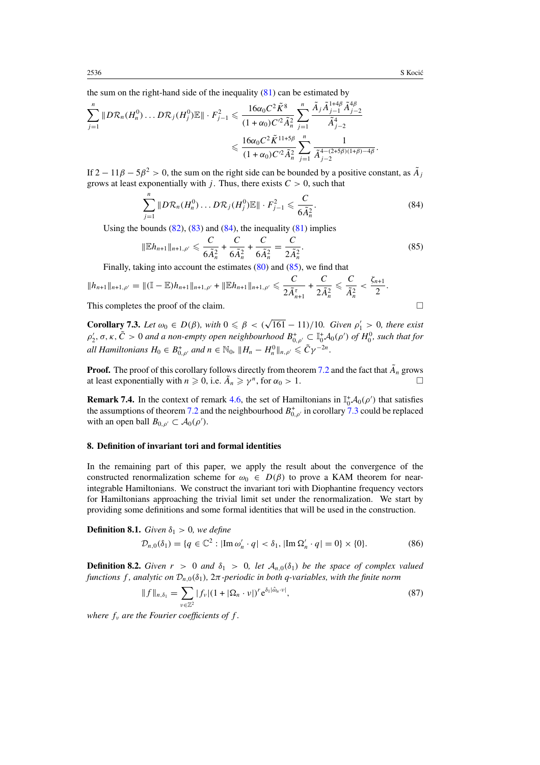the sum on the right-hand side of the inequality (81) can be estimated by

$$\sum_{j=1}^{n} \|D\mathcal{R}_n(H_n^0)\ldots D\mathcal{R}_j(H_j^0)\mathbb{E}\| \cdot F_{j-1}^2 \leqslant \frac{16\alpha_0 C^2 \tilde{K}^8}{(1+\alpha_0)C'^2 \tilde{A}_n^2} \sum_{j=1}^{n} \frac{\tilde{A}_j \tilde{A}_{j-1}^{1+4\beta} \tilde{A}_{j-2}^{4\beta}}{\tilde{A}_{j-2}^4}$$

$$\leqslant \frac{16\alpha_0 C^2 \tilde{K}^{11+5\beta}}{(1+\alpha_0)C'^2 \tilde{A}_n^2} \sum_{j=1}^{n} \frac{1}{\tilde{A}_{j-2}^{4-(2+5\beta)(1+\beta)-4\beta}}.$$

If $2 - 11\beta - 5\beta^2 > 0$, the sum on the right side can be bounded by a positive constant, as $\tilde{A}_j$ grows at least exponentially with $j$. Thus, there exists $C > 0$, such that

$$\sum_{j=1}^{n} \|D\mathcal{R}_n(H_n^0)\ldots D\mathcal{R}_j(H_j^0)\mathbb{E}\| \cdot F_{j-1}^2 \leqslant \frac{C}{6\tilde{A}_n^2}. \tag{84}$$

Using the bounds (82), (83) and (84), the inequality (81) implies

$$\|\mathbb{E}h_{n+1}\|_{n+1,\rho'} \leqslant \frac{C}{6\tilde{A}_n^2} + \frac{C}{6\tilde{A}_n^2} + \frac{C}{6\tilde{A}_n^2} = \frac{C}{2\tilde{A}_n^2}. \tag{85}$$

Finally, taking into account the estimates (80) and (85), we find that

$$\|h_{n+1}\|_{n+1,\rho'} = \|(\mathbb{I}-\mathbb{E})h_{n+1}\|_{n+1,\rho'} + \|\mathbb{E}h_{n+1}\|_{n+1,\rho'} \leqslant \frac{C}{2\tilde{A}_{n+1}^{\tau}} + \frac{C}{2\tilde{A}_n^2} \leqslant \frac{C}{\tilde{A}_n^2} < \frac{\zeta_{n+1}}{2}.$$

This completes the proof of the claim. □

**Corollary 7.3.** *Let $\omega_0 \in D(\beta)$, with $0 \leqslant \beta < (\sqrt{161} - 11)/10$. Given $\rho_1' > 0$, there exist $\rho_2', \sigma, \kappa, \tilde{C} > 0$ and a non-empty open neighbourhood $B_{0,\rho'}^+ \subset \mathbb{I}_0^+\mathcal{A}_0(\rho')$ of $H_0^0$, such that for all Hamiltonians $H_0 \in B_{0,\rho'}^+$ and $n \in \mathbb{N}_0$, $\|H_n - H_n^0\|_{n,\rho'} \leqslant \tilde{C}\gamma^{-2n}$.*

**Proof.** The proof of this corollary follows directly from theorem 7.2 and the fact that $\tilde{A}_n$ grows at least exponentially with $n \geqslant 0$, i.e. $\tilde{A}_n \geqslant \gamma^n$, for $\alpha_0 > 1$. □

**Remark 7.4.** In the context of remark 4.6, the set of Hamiltonians in $\mathbb{I}_0^+\mathcal{A}_0(\rho')$ that satisfies the assumptions of theorem 7.2 and the neighbourhood $B_{0,\rho'}^+$ in corollary 7.3 could be replaced with an open ball $B_{0,\rho'} \subset \mathcal{A}_0(\rho')$.

## 8. Definition of invariant tori and formal identities

In the remaining part of this paper, we apply the result about the convergence of the constructed renormalization scheme for $\omega_0 \in D(\beta)$ to prove a KAM theorem for near-integrable Hamiltonians. We construct the invariant tori with Diophantine frequency vectors for Hamiltonians approaching the trivial limit set under the renormalization. We start by providing some definitions and some formal identities that will be used in the construction.

**Definition 8.1.** *Given $\delta_1 > 0$, we define*

$$\mathcal{D}_{n,0}(\delta_1) = \{q \in \mathbb{C}^2 : |\mathrm{Im}\, \omega_n' \cdot q| < \delta_1, |\mathrm{Im}\, \Omega_n' \cdot q| = 0\} \times \{0\}. \tag{86}$$

**Definition 8.2.** *Given $r > 0$ and $\delta_1 > 0$, let $\mathcal{A}_{n,0}(\delta_1)$ be the space of complex valued functions $f$, analytic on $\mathcal{D}_{n,0}(\delta_1)$, $2\pi$-periodic in both $q$-variables, with the finite norm*

$$\|f\|_{n,\delta_1} = \sum_{\nu \in \mathbb{Z}^2} |f_\nu| (1 + |\Omega_n \cdot \nu|)^r \mathrm{e}^{\delta_1 |\hat{\omega}_n \cdot \nu|}, \tag{87}$$

*where $f_\nu$ are the Fourier coefficients of $f$.*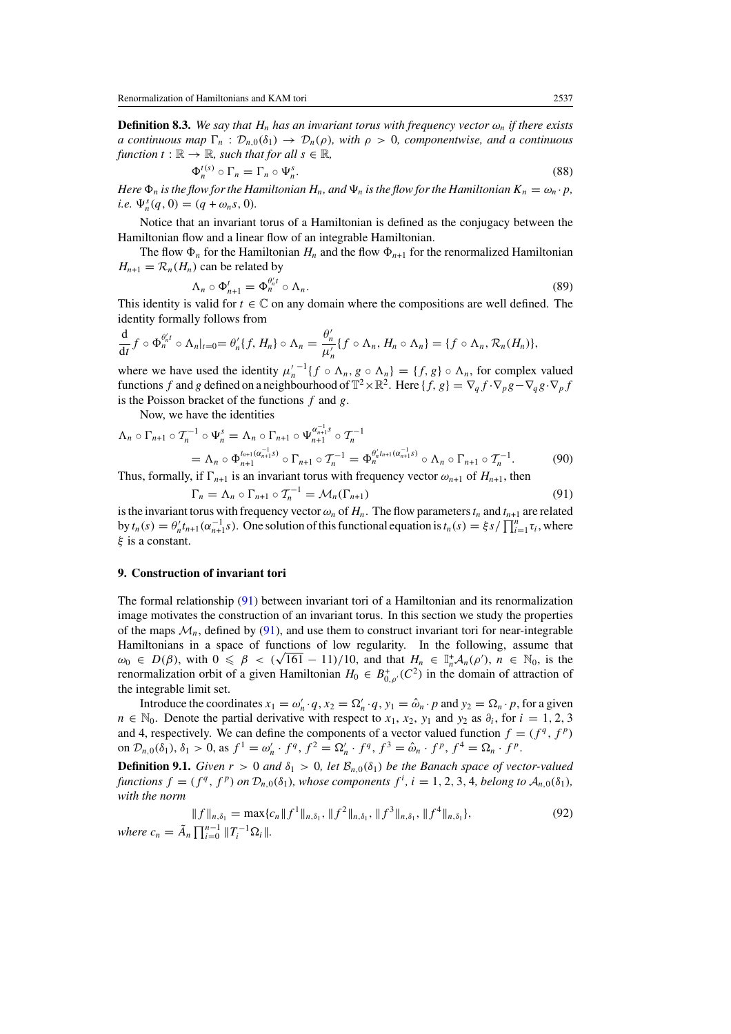**Definition 8.3.** *We say that $H_n$ has an invariant torus with frequency vector $\omega_n$ if there exists a continuous map $\Gamma_n : \mathcal{D}_{n,0}(\delta_1) \to \mathcal{D}_n(\rho)$, with $\rho > 0$, componentwise, and a continuous function $t : \mathbb{R} \to \mathbb{R}$, such that for all $s \in \mathbb{R}$,*

$$\Phi_n^{t(s)} \circ \Gamma_n = \Gamma_n \circ \Psi_n^s. \tag{88}$$

*Here $\Phi_n$ is the flow for the Hamiltonian $H_n$, and $\Psi_n$ is the flow for the Hamiltonian $K_n = \omega_n \cdot p$, i.e. $\Psi_n^s(q, 0) = (q + \omega_n s, 0)$.*

Notice that an invariant torus of a Hamiltonian is defined as the conjugacy between the Hamiltonian flow and a linear flow of an integrable Hamiltonian.

The flow $\Phi_n$ for the Hamiltonian $H_n$ and the flow $\Phi_{n+1}$ for the renormalized Hamiltonian $H_{n+1} = \mathcal{R}_n(H_n)$ can be related by

$$\Lambda_n \circ \Phi_{n+1}^t = \Phi_n^{\theta_n' t} \circ \Lambda_n. \tag{89}$$

This identity is valid for $t \in \mathbb{C}$ on any domain where the compositions are well defined. The identity formally follows from

$$\frac{\mathrm{d}}{\mathrm{d}t} f \circ \Phi_n^{\theta_n' t} \circ \Lambda_n|_{t=0} = \theta_n' \{f, H_n\} \circ \Lambda_n = \frac{\theta_n'}{\mu_n'} \{f \circ \Lambda_n, H_n \circ \Lambda_n\} = \{f \circ \Lambda_n, \mathcal{R}_n(H_n)\},$$

where we have used the identity ${\mu_n'}^{-1}\{f \circ \Lambda_n, g \circ \Lambda_n\} = \{f, g\} \circ \Lambda_n$, for complex valued functions $f$ and $g$ defined on a neighbourhood of $\mathbb{T}^2 \times \mathbb{R}^2$. Here $\{f, g\} = \nabla_q f \cdot \nabla_p g - \nabla_q g \cdot \nabla_p f$ is the Poisson bracket of the functions $f$ and $g$.

Now, we have the identities

$$\begin{aligned}
\Lambda_n \circ \Gamma_{n+1} \circ \mathcal{T}_n^{-1} \circ \Psi_n^s &= \Lambda_n \circ \Gamma_{n+1} \circ \Psi_{n+1}^{\alpha_{n+1}^{-1} s} \circ \mathcal{T}_n^{-1} \\
&= \Lambda_n \circ \Phi_{n+1}^{t_{n+1}(\alpha_{n+1}^{-1} s)} \circ \Gamma_{n+1} \circ \mathcal{T}_n^{-1} = \Phi_n^{\theta_n' t_{n+1}(\alpha_{n+1}^{-1} s)} \circ \Lambda_n \circ \Gamma_{n+1} \circ \mathcal{T}_n^{-1}.
\end{aligned} \tag{90}$$

Thus, formally, if $\Gamma_{n+1}$ is an invariant torus with frequency vector $\omega_{n+1}$ of $H_{n+1}$, then

$$\Gamma_n = \Lambda_n \circ \Gamma_{n+1} \circ \mathcal{T}_n^{-1} = \mathcal{M}_n(\Gamma_{n+1}) \tag{91}$$

is the invariant torus with frequency vector $\omega_n$ of $H_n$. The flow parameters $t_n$ and $t_{n+1}$ are related by $t_n(s) = \theta_n' t_{n+1}(\alpha_{n+1}^{-1} s)$. One solution of this functional equation is $t_n(s) = \xi s / \prod_{i=1}^n \tau_i$, where $\xi$ is a constant.

## 9. Construction of invariant tori

The formal relationship (91) between invariant tori of a Hamiltonian and its renormalization image motivates the construction of an invariant torus. In this section we study the properties of the maps $\mathcal{M}_n$, defined by (91), and use them to construct invariant tori for near-integrable Hamiltonians in a space of functions of low regularity. In the following, assume that $\omega_0 \in D(\beta)$, with $0 \leqslant \beta < (\sqrt{161} - 11)/10$, and that $H_n \in \mathbb{I}_n^+ \mathcal{A}_n(\rho')$, $n \in \mathbb{N}_0$, is the renormalization orbit of a given Hamiltonian $H_0 \in B_{0,\rho'}^+(C^2)$ in the domain of attraction of the integrable limit set.

Introduce the coordinates $x_1 = \omega_n' \cdot q$, $x_2 = \Omega_n' \cdot q$, $y_1 = \hat{\omega}_n \cdot p$ and $y_2 = \Omega_n \cdot p$, for a given $n \in \mathbb{N}_0$. Denote the partial derivative with respect to $x_1$, $x_2$, $y_1$ and $y_2$ as $\partial_i$, for $i = 1, 2, 3$ and 4, respectively. We can define the components of a vector valued function $f = (f^q, f^p)$ on $\mathcal{D}_{n,0}(\delta_1)$, $\delta_1 > 0$, as $f^1 = \omega_n' \cdot f^q$, $f^2 = \Omega_n' \cdot f^q$, $f^3 = \hat{\omega}_n \cdot f^p$, $f^4 = \Omega_n \cdot f^p$.

**Definition 9.1.** *Given $r > 0$ and $\delta_1 > 0$, let $\mathcal{B}_{n,0}(\delta_1)$ be the Banach space of vector-valued functions $f = (f^q, f^p)$ on $\mathcal{D}_{n,0}(\delta_1)$, whose components $f^i$, $i = 1, 2, 3, 4$, belong to $\mathcal{A}_{n,0}(\delta_1)$, with the norm*

$$\|f\|_{n,\delta_1} = \max\{c_n \|f^1\|_{n,\delta_1}, \|f^2\|_{n,\delta_1}, \|f^3\|_{n,\delta_1}, \|f^4\|_{n,\delta_1}\}, \tag{92}$$

*where $c_n = \tilde{A}_n \prod_{i=0}^{n-1} \|T_i^{-1} \Omega_i\|$.*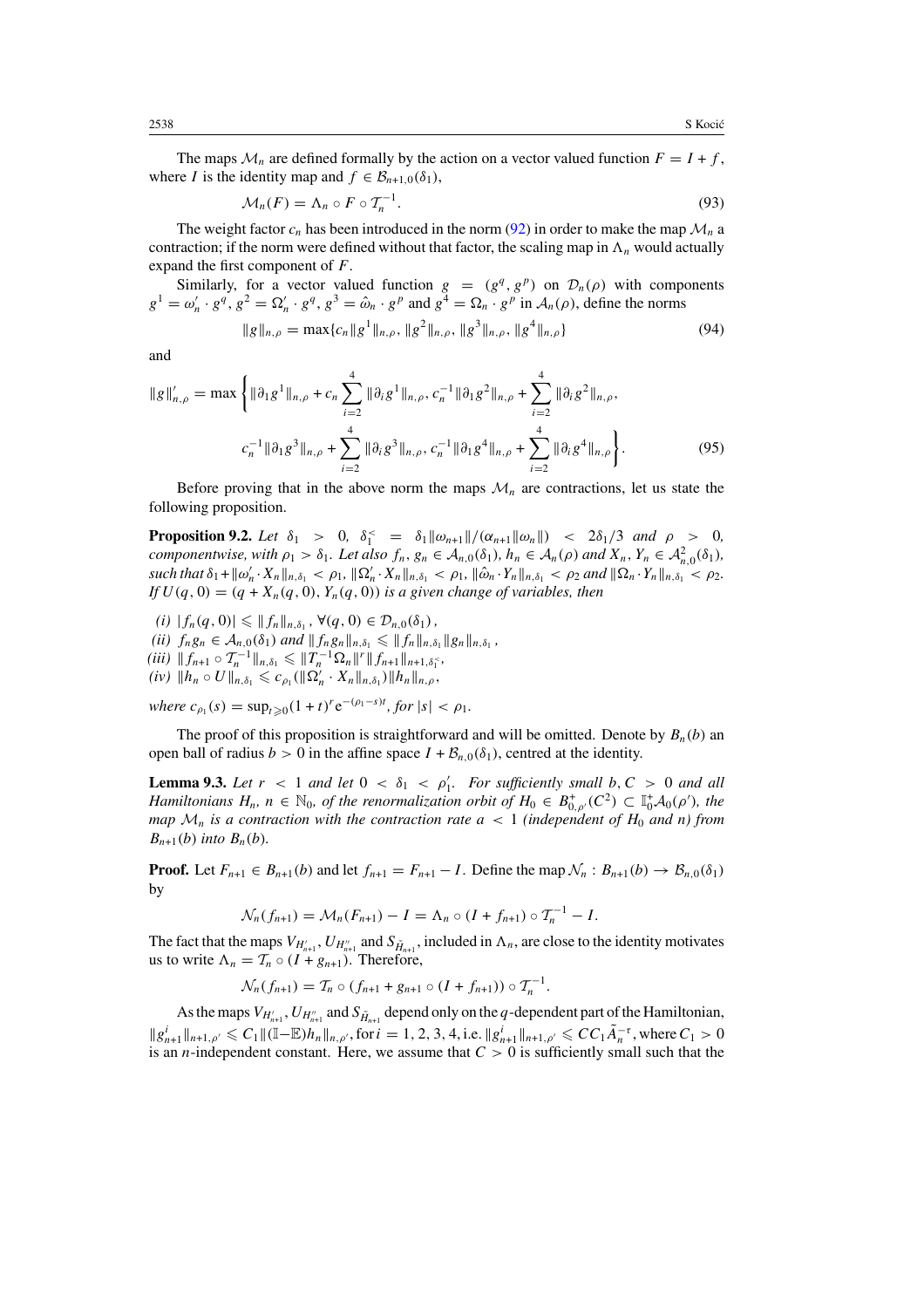The maps $\mathcal{M}_n$ are defined formally by the action on a vector valued function $F = I + f$, where $I$ is the identity map and $f \in \mathcal{B}_{n+1,0}(\delta_1)$,

$$\mathcal{M}_n(F) = \Lambda_n \circ F \circ \mathcal{T}_n^{-1}. \tag{93}$$

The weight factor $c_n$ has been introduced in the norm (92) in order to make the map $\mathcal{M}_n$ a contraction; if the norm were defined without that factor, the scaling map in $\Lambda_n$ would actually expand the first component of $F$.

Similarly, for a vector valued function $g = (g^q, g^p)$ on $\mathcal{D}_n(\rho)$ with components $g^1 = \omega_n' \cdot g^q$, $g^2 = \Omega_n' \cdot g^q$, $g^3 = \hat{\omega}_n \cdot g^p$ and $g^4 = \Omega_n \cdot g^p$ in $\mathcal{A}_n(\rho)$, define the norms

$$\|g\|_{n,\rho} = \max\{c_n\|g^1\|_{n,\rho}, \|g^2\|_{n,\rho}, \|g^3\|_{n,\rho}, \|g^4\|_{n,\rho}\} \tag{94}$$

and

$$\|g\|_{n,\rho}' = \max\left\{\|\partial_1 g^1\|_{n,\rho} + c_n\sum_{i=2}^{4}\|\partial_i g^1\|_{n,\rho}, c_n^{-1}\|\partial_1 g^2\|_{n,\rho} + \sum_{i=2}^{4}\|\partial_i g^2\|_{n,\rho},\right.$$
$$\left. c_n^{-1}\|\partial_1 g^3\|_{n,\rho} + \sum_{i=2}^{4}\|\partial_i g^3\|_{n,\rho}, c_n^{-1}\|\partial_1 g^4\|_{n,\rho} + \sum_{i=2}^{4}\|\partial_i g^4\|_{n,\rho}\right\}. \tag{95}$$

Before proving that in the above norm the maps $\mathcal{M}_n$ are contractions, let us state the following proposition.

**Proposition 9.2.** *Let $\delta_1 > 0$, $\delta_1^< = \delta_1\|\omega_{n+1}\|/(\alpha_{n+1}\|\omega_n\|) < 2\delta_1/3$ and $\rho > 0$, componentwise, with $\rho_1 > \delta_1$. Let also $f_n, g_n \in \mathcal{A}_{n,0}(\delta_1)$, $h_n \in \mathcal{A}_n(\rho)$ and $X_n, Y_n \in \mathcal{A}_{n,0}^2(\delta_1)$, such that $\delta_1 + \|\omega_n' \cdot X_n\|_{n,\delta_1} < \rho_1$, $\|\Omega_n' \cdot X_n\|_{n,\delta_1} < \rho_1$, $\|\hat{\omega}_n \cdot Y_n\|_{n,\delta_1} < \rho_2$ and $\|\Omega_n \cdot Y_n\|_{n,\delta_1} < \rho_2$. If $U(q, 0) = (q + X_n(q, 0), Y_n(q, 0))$ is a given change of variables, then*

*(i) $|f_n(q, 0)| \leqslant \|f_n\|_{n,\delta_1}$, $\forall (q, 0) \in \mathcal{D}_{n,0}(\delta_1)$,*
*(ii) $f_n g_n \in \mathcal{A}_{n,0}(\delta_1)$ and $\|f_n g_n\|_{n,\delta_1} \leqslant \|f_n\|_{n,\delta_1}\|g_n\|_{n,\delta_1}$,*
*(iii) $\|f_{n+1} \circ \mathcal{T}_n^{-1}\|_{n,\delta_1} \leqslant \|T_n^{-1}\Omega_n\|^r \|f_{n+1}\|_{n+1,\delta_1^<}$,*
*(iv) $\|h_n \circ U\|_{n,\delta_1} \leqslant c_{\rho_1}(\|\Omega_n' \cdot X_n\|_{n,\delta_1})\|h_n\|_{n,\rho}$,*

*where $c_{\rho_1}(s) = \sup_{t\geqslant 0}(1 + t)^r e^{-(\rho_1 - s)t}$, for $|s| < \rho_1$.*

The proof of this proposition is straightforward and will be omitted. Denote by $B_n(b)$ an open ball of radius $b > 0$ in the affine space $I + \mathcal{B}_{n,0}(\delta_1)$, centred at the identity.

**Lemma 9.3.** *Let $r < 1$ and let $0 < \delta_1 < \rho_1'$. For sufficiently small $b, C > 0$ and all Hamiltonians $H_n$, $n \in \mathbb{N}_0$, of the renormalization orbit of $H_0 \in B_{0,\rho'}^+(C^2) \subset \mathbb{I}_0^+\mathcal{A}_0(\rho')$, the map $\mathcal{M}_n$ is a contraction with the contraction rate $a < 1$ (independent of $H_0$ and $n$) from $B_{n+1}(b)$ into $B_n(b)$.*

**Proof.** Let $F_{n+1} \in B_{n+1}(b)$ and let $f_{n+1} = F_{n+1} - I$. Define the map $\mathcal{N}_n : B_{n+1}(b) \to \mathcal{B}_{n,0}(\delta_1)$ by

$$\mathcal{N}_n(f_{n+1}) = \mathcal{M}_n(F_{n+1}) - I = \Lambda_n \circ (I + f_{n+1}) \circ \mathcal{T}_n^{-1} - I.$$

The fact that the maps $V_{H_{n+1}'}$, $U_{H_{n+1}''}$ and $S_{\tilde{H}_{n+1}}$, included in $\Lambda_n$, are close to the identity motivates us to write $\Lambda_n = \mathcal{T}_n \circ (I + g_{n+1})$. Therefore,

$$\mathcal{N}_n(f_{n+1}) = \mathcal{T}_n \circ (f_{n+1} + g_{n+1} \circ (I + f_{n+1})) \circ \mathcal{T}_n^{-1}.$$

As the maps $V_{H_{n+1}'}$, $U_{H_{n+1}''}$ and $S_{\tilde{H}_{n+1}}$ depend only on the $q$-dependent part of the Hamiltonian, $\|g_{n+1}^i\|_{n+1,\rho'} \leqslant C_1\|(\mathbb{I}-\mathbb{E})h_n\|_{n,\rho'}$, for $i = 1, 2, 3, 4$, i.e. $\|g_{n+1}^i\|_{n+1,\rho'} \leqslant CC_1\tilde{A}_n^{-\tau}$, where $C_1 > 0$ is an $n$-independent constant. Here, we assume that $C > 0$ is sufficiently small such that the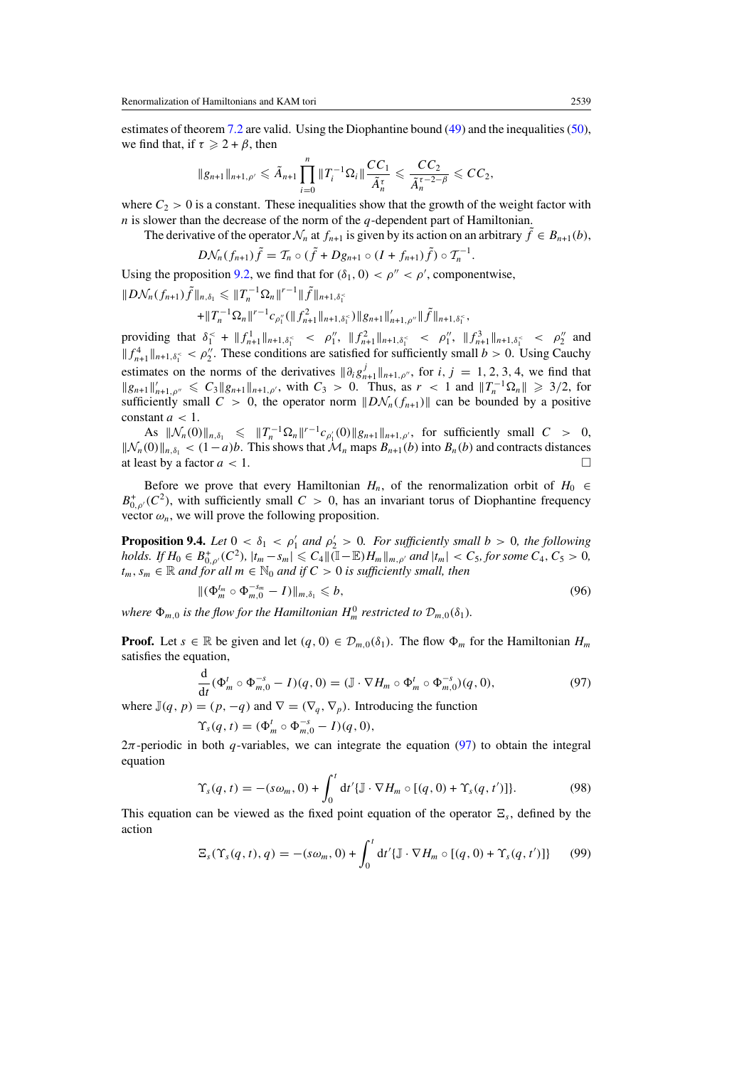estimates of theorem 7.2 are valid. Using the Diophantine bound (49) and the inequalities (50), we find that, if $\tau \geqslant 2+\beta$, then

$$\|g_{n+1}\|_{n+1,\rho'} \leqslant \tilde{A}_{n+1} \prod_{i=0}^{n} \|T_i^{-1}\Omega_i\| \frac{CC_1}{\tilde{A}_n^{\tau}} \leqslant \frac{CC_2}{\tilde{A}_n^{\tau-2-\beta}} \leqslant CC_2,$$

where $C_2 > 0$ is a constant. These inequalities show that the growth of the weight factor with $n$ is slower than the decrease of the norm of the $q$-dependent part of Hamiltonian.

The derivative of the operator $\mathcal{N}_n$ at $f_{n+1}$ is given by its action on an arbitrary $\tilde{f} \in B_{n+1}(b)$,

$$D\mathcal{N}_n(f_{n+1})\tilde{f} = \mathcal{T}_n \circ (\tilde{f} + Dg_{n+1} \circ (I + f_{n+1})\tilde{f}) \circ \mathcal{T}_n^{-1}.$$

Using the proposition 9.2, we find that for $(\delta_1, 0) < \rho'' < \rho'$, componentwise,

$$\begin{aligned}\|D\mathcal{N}_n(f_{n+1})\tilde{f}\|_{n,\delta_1} &\leqslant \|T_n^{-1}\Omega_n\|^{r-1}\|\tilde{f}\|_{n+1,\delta_1^<} \\ &\quad + \|T_n^{-1}\Omega_n\|^{r-1} c_{\rho_1''}(\|f_{n+1}^2\|_{n+1,\delta_1^<})\|g_{n+1}\|'_{n+1,\rho''}\|\tilde{f}\|_{n+1,\delta_1^<},\end{aligned}$$

providing that $\delta_1^< + \|f_{n+1}^1\|_{n+1,\delta_1^<} < \rho_1''$, $\|f_{n+1}^2\|_{n+1,\delta_1^<} < \rho_1''$, $\|f_{n+1}^3\|_{n+1,\delta_1^<} < \rho_2''$ and $\|f_{n+1}^4\|_{n+1,\delta_1^<} < \rho_2''$. These conditions are satisfied for sufficiently small $b > 0$. Using Cauchy estimates on the norms of the derivatives $\|\partial_i g_{n+1}^j\|_{n+1,\rho''}$, for $i, j = 1, 2, 3, 4$, we find that $\|g_{n+1}\|'_{n+1,\rho''} \leqslant C_3\|g_{n+1}\|_{n+1,\rho'}$, with $C_3 > 0$. Thus, as $r < 1$ and $\|T_n^{-1}\Omega_n\| \geqslant 3/2$, for sufficiently small $C > 0$, the operator norm $\|D\mathcal{N}_n(f_{n+1})\|$ can be bounded by a positive constant $a < 1$.

As $\|\mathcal{N}_n(0)\|_{n,\delta_1} \leqslant \|T_n^{-1}\Omega_n\|^{r-1}c_{\rho_1'}(0)\|g_{n+1}\|_{n+1,\rho'}$, for sufficiently small $C > 0$, $\|\mathcal{N}_n(0)\|_{n,\delta_1} < (1-a)b$. This shows that $\mathcal{M}_n$ maps $B_{n+1}(b)$ into $B_n(b)$ and contracts distances at least by a factor $a < 1$. □

Before we prove that every Hamiltonian $H_n$, of the renormalization orbit of $H_0 \in B_{0,\rho'}^{+}(C^2)$, with sufficiently small $C > 0$, has an invariant torus of Diophantine frequency vector $\omega_n$, we will prove the following proposition.

**Proposition 9.4.** *Let $0 < \delta_1 < \rho_1'$ and $\rho_2' > 0$. For sufficiently small $b > 0$, the following holds. If $H_0 \in B_{0,\rho'}^{+}(C^2)$, $|t_m - s_m| \leqslant C_4\|(\mathbb{I}-\mathbb{E})H_m\|_{m,\rho'}$ and $|t_m| < C_5$, for some $C_4, C_5 > 0$, $t_m, s_m \in \mathbb{R}$ and for all $m \in \mathbb{N}_0$ and if $C > 0$ is sufficiently small, then*

$$\|(\Phi_m^{t_m} \circ \Phi_{m,0}^{-s_m} - I)\|_{m,\delta_1} \leqslant b, \tag{96}$$

*where $\Phi_{m,0}$ is the flow for the Hamiltonian $H_m^0$ restricted to $\mathcal{D}_{m,0}(\delta_1)$.*

**Proof.** Let $s \in \mathbb{R}$ be given and let $(q, 0) \in \mathcal{D}_{m,0}(\delta_1)$. The flow $\Phi_m$ for the Hamiltonian $H_m$ satisfies the equation,

$$\frac{\mathrm{d}}{\mathrm{d}t}(\Phi_m^t \circ \Phi_{m,0}^{-s} - I)(q, 0) = (\mathbb{J} \cdot \nabla H_m \circ \Phi_m^t \circ \Phi_{m,0}^{-s})(q, 0), \tag{97}$$

where $\mathbb{J}(q, p) = (p, -q)$ and $\nabla = (\nabla_q, \nabla_p)$. Introducing the function

$$\Upsilon_s(q, t) = (\Phi_m^t \circ \Phi_{m,0}^{-s} - I)(q, 0),$$

$2\pi$-periodic in both $q$-variables, we can integrate the equation (97) to obtain the integral equation

$$\Upsilon_s(q, t) = -(s\omega_m, 0) + \int_0^t \mathrm{d}t'\{\mathbb{J} \cdot \nabla H_m \circ [(q, 0) + \Upsilon_s(q, t')]\}. \tag{98}$$

This equation can be viewed as the fixed point equation of the operator $\Xi_s$, defined by the action

$$\Xi_s(\Upsilon_s(q, t), q) = -(s\omega_m, 0) + \int_0^t \mathrm{d}t'\{\mathbb{J} \cdot \nabla H_m \circ [(q, 0) + \Upsilon_s(q, t')]\} \tag{99}$$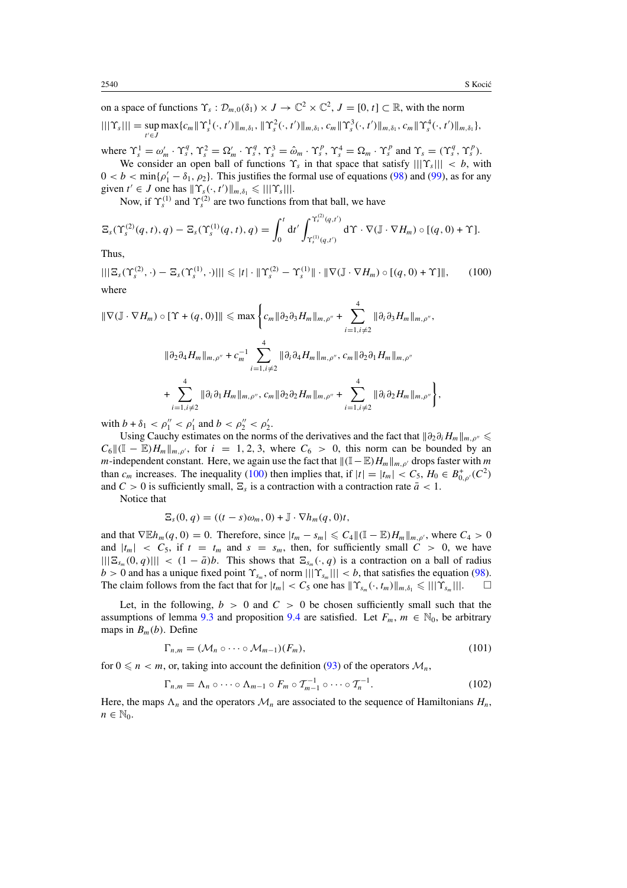on a space of functions $\Upsilon_s : \mathcal{D}_{m,0}(\delta_1) \times J \to \mathbb{C}^2 \times \mathbb{C}^2$, $J = [0, t] \subset \mathbb{R}$, with the norm

$$|||\Upsilon_s||| = \sup_{t' \in J} \max\{c_m \|\Upsilon_s^1(\cdot, t')\|_{m,\delta_1}, \|\Upsilon_s^2(\cdot, t')\|_{m,\delta_1}, c_m \|\Upsilon_s^3(\cdot, t')\|_{m,\delta_1}, c_m \|\Upsilon_s^4(\cdot, t')\|_{m,\delta_1}\},$$

where $\Upsilon_s^1 = \omega_m' \cdot \Upsilon_s^q$, $\Upsilon_s^2 = \Omega_m' \cdot \Upsilon_s^q$, $\Upsilon_s^3 = \hat{\omega}_m \cdot \Upsilon_s^p$, $\Upsilon_s^4 = \Omega_m \cdot \Upsilon_s^p$ and $\Upsilon_s = (\Upsilon_s^q, \Upsilon_s^p)$.

We consider an open ball of functions $\Upsilon_s$ in that space that satisfy $|||\Upsilon_s||| < b$, with $0 < b < \min\{\rho_1' - \delta_1, \rho_2\}$. This justifies the formal use of equations (98) and (99), as for any given $t' \in J$ one has $\|\Upsilon_s(\cdot, t')\|_{m,\delta_1} \leqslant |||\Upsilon_s|||$.

Now, if $\Upsilon_s^{(1)}$ and $\Upsilon_s^{(2)}$ are two functions from that ball, we have

$$\Xi_s(\Upsilon_s^{(2)}(q, t), q) - \Xi_s(\Upsilon_s^{(1)}(q, t), q) = \int_0^t \mathrm{d}t' \int_{\Upsilon_s^{(1)}(q,t')}^{\Upsilon_s^{(2)}(q,t')} \mathrm{d}\Upsilon \cdot \nabla(\mathbb{J} \cdot \nabla H_m) \circ [(q, 0) + \Upsilon].$$

Thus,

$$|||\Xi_s(\Upsilon_s^{(2)}, \cdot) - \Xi_s(\Upsilon_s^{(1)}, \cdot)||| \leqslant |t| \cdot \|\Upsilon_s^{(2)} - \Upsilon_s^{(1)}\| \cdot \|\nabla(\mathbb{J} \cdot \nabla H_m) \circ [(q, 0) + \Upsilon]\|, \tag{100}$$

where

$$\begin{aligned}
\|\nabla(\mathbb{J} \cdot \nabla H_m) \circ [\Upsilon + (q, 0)]\| \leqslant \max\Bigg\{ & c_m \|\partial_2 \partial_3 H_m\|_{m,\rho''} + \sum_{i=1, i\neq 2}^{4} \|\partial_i \partial_3 H_m\|_{m,\rho''}, \\
& \|\partial_2 \partial_4 H_m\|_{m,\rho''} + c_m^{-1} \sum_{i=1, i\neq 2}^{4} \|\partial_i \partial_4 H_m\|_{m,\rho''}, c_m \|\partial_2 \partial_1 H_m\|_{m,\rho''} \\
& + \sum_{i=1, i\neq 2}^{4} \|\partial_i \partial_1 H_m\|_{m,\rho''}, c_m \|\partial_2 \partial_2 H_m\|_{m,\rho''} + \sum_{i=1, i\neq 2}^{4} \|\partial_i \partial_2 H_m\|_{m,\rho''} \Bigg\},
\end{aligned}$$

with $b + \delta_1 < \rho_1'' < \rho_1'$ and $b < \rho_2'' < \rho_2'$.

Using Cauchy estimates on the norms of the derivatives and the fact that $\|\partial_2 \partial_i H_m\|_{m,\rho''} \leqslant C_6 \|(\mathbb{I} - \mathbb{E}) H_m\|_{m,\rho'}$, for $i = 1, 2, 3$, where $C_6 > 0$, this norm can be bounded by an $m$-independent constant. Here, we again use the fact that $\|(\mathbb{I} - \mathbb{E}) H_m\|_{m,\rho'}$ drops faster with $m$ than $c_m$ increases. The inequality (100) then implies that, if $|t| = |t_m| < C_5$, $H_0 \in B^+_{0,\rho'}(C^2)$ and $C > 0$ is sufficiently small, $\Xi_s$ is a contraction with a contraction rate $\bar{a} < 1$.

Notice that

$$\Xi_s(0, q) = ((t - s)\omega_m, 0) + \mathbb{J} \cdot \nabla h_m(q, 0)t,$$

and that $\nabla \mathbb{E} h_m(q, 0) = 0$. Therefore, since $|t_m - s_m| \leqslant C_4 \|(\mathbb{I} - \mathbb{E}) H_m\|_{m,\rho'}$, where $C_4 > 0$ and $|t_m| < C_5$, if $t = t_m$ and $s = s_m$, then, for sufficiently small $C > 0$, we have $|||\Xi_{s_m}(0, q)||| < (1 - \bar{a})b$. This shows that $\Xi_{s_m}(\cdot, q)$ is a contraction on a ball of radius $b > 0$ and has a unique fixed point $\Upsilon_{s_m}$, of norm $|||\Upsilon_{s_m}||| < b$, that satisfies the equation (98). The claim follows from the fact that for $|t_m| < C_5$ one has $\|\Upsilon_{s_m}(\cdot, t_m)\|_{m,\delta_1} \leqslant |||\Upsilon_{s_m}|||$. $\square$

Let, in the following, $b > 0$ and $C > 0$ be chosen sufficiently small such that the assumptions of lemma 9.3 and proposition 9.4 are satisfied. Let $F_m$, $m \in \mathbb{N}_0$, be arbitrary maps in $B_m(b)$. Define

$$\Gamma_{n,m} = (\mathcal{M}_n \circ \cdots \circ \mathcal{M}_{m-1})(F_m), \tag{101}$$

for $0 \leqslant n < m$, or, taking into account the definition (93) of the operators $\mathcal{M}_n$,

$$\Gamma_{n,m} = \Lambda_n \circ \cdots \circ \Lambda_{m-1} \circ F_m \circ \mathcal{T}_{m-1}^{-1} \circ \cdots \circ \mathcal{T}_n^{-1}. \tag{102}$$

Here, the maps $\Lambda_n$ and the operators $\mathcal{M}_n$ are associated to the sequence of Hamiltonians $H_n$, $n \in \mathbb{N}_0$.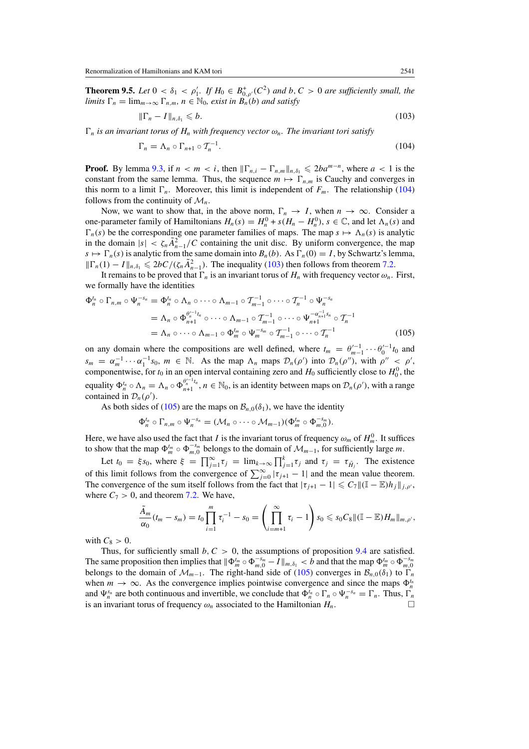**Theorem 9.5.** *Let* $0 < \delta_1 < \rho_1'$. *If* $H_0 \in B^+_{0,\rho'}(C^2)$ *and* $b, C > 0$ *are sufficiently small, the limits* $\Gamma_n = \lim_{m\to\infty} \Gamma_{n,m}$, $n \in \mathbb{N}_0$, *exist in* $B_n(b)$ *and satisfy*

$$\|\Gamma_n - I\|_{n,\delta_1} \leqslant b. \tag{103}$$

$\Gamma_n$ *is an invariant torus of* $H_n$ *with frequency vector* $\omega_n$. *The invariant tori satisfy*

$$\Gamma_n = \Lambda_n \circ \Gamma_{n+1} \circ \mathcal{T}_n^{-1}. \tag{104}$$

**Proof.** By lemma 9.3, if $n < m < i$, then $\|\Gamma_{n,i} - \Gamma_{n,m}\|_{n,\delta_1} \leqslant 2ba^{m-n}$, where $a < 1$ is the constant from the same lemma. Thus, the sequence $m \mapsto \Gamma_{n,m}$ is Cauchy and converges in this norm to a limit $\Gamma_n$. Moreover, this limit is independent of $F_m$. The relationship (104) follows from the continuity of $\mathcal{M}_n$.

Now, we want to show that, in the above norm, $\Gamma_n \to I$, when $n \to \infty$. Consider a one-parameter family of Hamiltonians $H_n(s) = H_n^0 + s(H_n - H_n^0)$, $s \in \mathbb{C}$, and let $\Lambda_n(s)$ and $\Gamma_n(s)$ be the corresponding one parameter families of maps. The map $s \mapsto \Lambda_n(s)$ is analytic in the domain $|s| < \zeta_n \tilde{A}_{n-1}^2/C$ containing the unit disc. By uniform convergence, the map $s \mapsto \Gamma_n(s)$ is analytic from the same domain into $B_n(b)$. As $\Gamma_n(0) = I$, by Schwartz's lemma, $\|\Gamma_n(1) - I\|_{n,\delta_1} \leqslant 2bC/(\zeta_n \tilde{A}_{n-1}^2)$. The inequality (103) then follows from theorem 7.2.

It remains to be proved that $\Gamma_n$ is an invariant torus of $H_n$ with frequency vector $\omega_n$. First, we formally have the identities

$$\begin{aligned}
\Phi_n^{t_n} \circ \Gamma_{n,m} \circ \Psi_n^{-s_n} &= \Phi_n^{t_n} \circ \Lambda_n \circ \cdots \circ \Lambda_{m-1} \circ \mathcal{T}_{m-1}^{-1} \circ \cdots \circ \mathcal{T}_n^{-1} \circ \Psi_n^{-s_n} \\
&= \Lambda_n \circ \Phi_{n+1}^{\theta_n'^{-1} t_n} \circ \cdots \circ \Lambda_{m-1} \circ \mathcal{T}_{m-1}^{-1} \circ \cdots \circ \Psi_{n+1}^{-\alpha_{n+1}^{-1} s_n} \circ \mathcal{T}_n^{-1} \\
&= \Lambda_n \circ \cdots \circ \Lambda_{m-1} \circ \Phi_m^{t_m} \circ \Psi_m^{-s_m} \circ \mathcal{T}_{m-1}^{-1} \circ \cdots \circ \mathcal{T}_n^{-1}
\end{aligned} \tag{105}$$

on any domain where the compositions are well defined, where $t_m = \theta_{m-1}'^{-1} \cdots \theta_0'^{-1} t_0$ and $s_m = \alpha_m^{-1} \cdots \alpha_1^{-1} s_0$, $m \in \mathbb{N}$. As the map $\Lambda_n$ maps $\mathcal{D}_n(\rho')$ into $\mathcal{D}_n(\rho'')$, with $\rho'' < \rho'$, componentwise, for $t_0$ in an open interval containing zero and $H_0$ sufficiently close to $H_0^0$, the equality $\Phi_n^{t_n} \circ \Lambda_n = \Lambda_n \circ \Phi_{n+1}^{\theta_n'^{-1} t_n}$, $n \in \mathbb{N}_0$, is an identity between maps on $\mathcal{D}_n(\rho')$, with a range contained in $\mathcal{D}_n(\rho')$.

As both sides of (105) are the maps on $\mathcal{B}_{n,0}(\delta_1)$, we have the identity

$$\Phi_n^{t_n} \circ \Gamma_{n,m} \circ \Psi_n^{-s_n} = (\mathcal{M}_n \circ \cdots \circ \mathcal{M}_{m-1})(\Phi_m^{t_m} \circ \Phi_{m,0}^{-s_m}).$$

Here, we have also used the fact that $I$ is the invariant torus of frequency $\omega_m$ of $H_m^0$. It suffices to show that the map $\Phi_m^{t_m} \circ \Phi_{m,0}^{-s_m}$ belongs to the domain of $\mathcal{M}_{m-1}$, for sufficiently large $m$.

Let $t_0 = \xi s_0$, where $\xi = \prod_{j=1}^{\infty} \tau_j = \lim_{k\to\infty} \prod_{j=1}^{k} \tau_j$ and $\tau_j = \tau_{\tilde{H}_j}$. The existence of this limit follows from the convergence of $\sum_{j=0}^{\infty} |\tau_{j+1} - 1|$ and the mean value theorem. The convergence of the sum itself follows from the fact that $|\tau_{j+1} - 1| \leqslant C_7 \|(\mathbb{I} - \mathbb{E}) h_j\|_{j,\rho'}$, where $C_7 > 0$, and theorem 7.2. We have,

$$\frac{\tilde{A}_m}{\alpha_0}(t_m - s_m) = t_0 \prod_{i=1}^{m} \tau_i^{-1} - s_0 = \left( \prod_{i=m+1}^{\infty} \tau_i - 1 \right) s_0 \leqslant s_0 C_8 \|(\mathbb{I} - \mathbb{E}) H_m\|_{m,\rho'},$$

with $C_8 > 0$.

Thus, for sufficiently small $b, C > 0$, the assumptions of proposition 9.4 are satisfied. The same proposition then implies that $\|\Phi_m^{t_m} \circ \Phi_{m,0}^{-s_m} - I\|_{m,\delta_1} < b$ and that the map $\Phi_m^{t_m} \circ \Phi_{m,0}^{-s_m}$ belongs to the domain of $\mathcal{M}_{m-1}$. The right-hand side of (105) converges in $\mathcal{B}_{n,0}(\delta_1)$ to $\Gamma_n$ when $m \to \infty$. As the convergence implies pointwise convergence and since the maps $\Phi_n^{t_n}$ and $\Psi_n^{s_n}$ are both continuous and invertible, we conclude that $\Phi_n^{t_n} \circ \Gamma_n \circ \Psi_n^{-s_n} = \Gamma_n$. Thus, $\Gamma_n$ is an invariant torus of frequency $\omega_n$ associated to the Hamiltonian $H_n$. □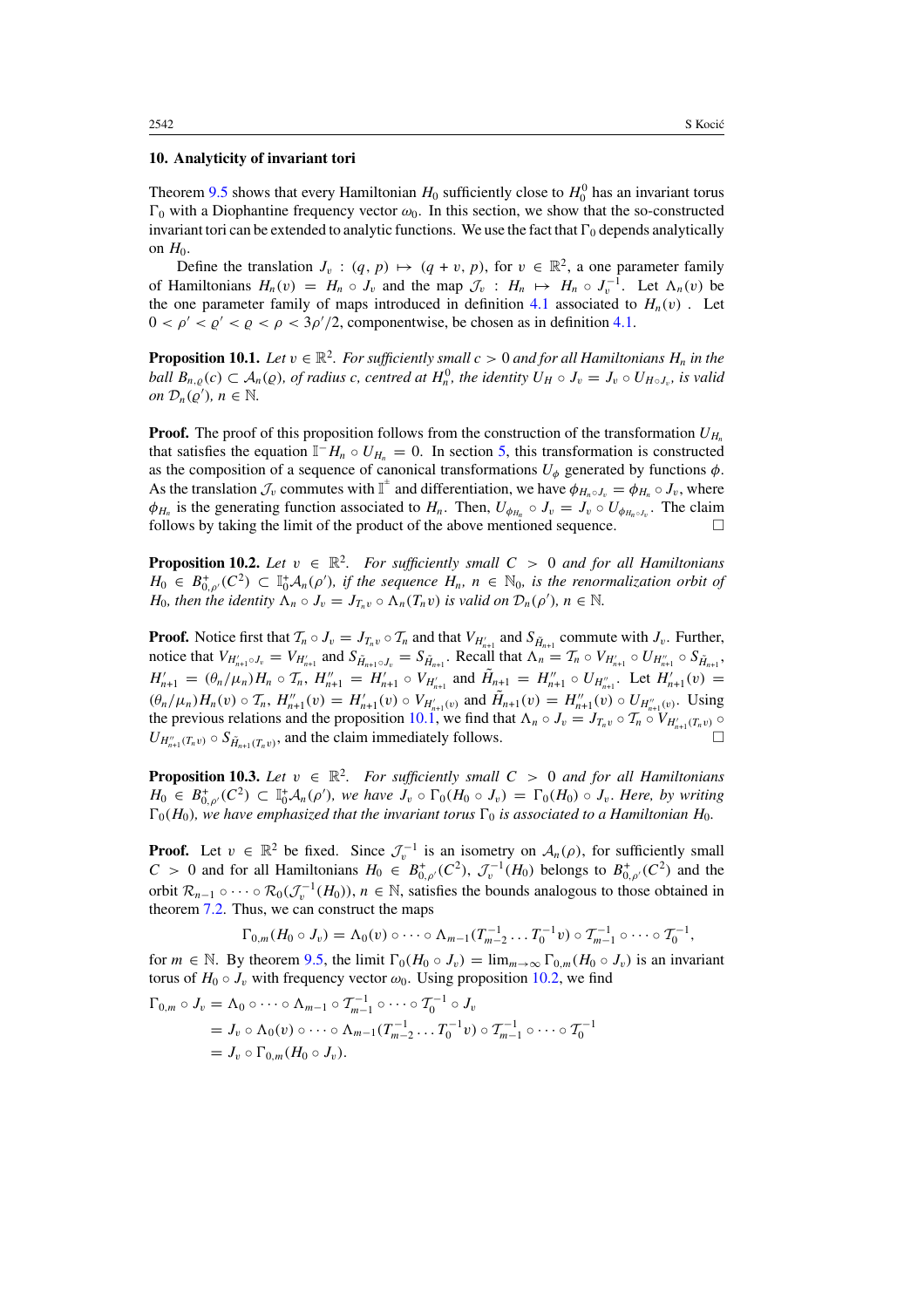## 10. Analyticity of invariant tori

Theorem 9.5 shows that every Hamiltonian $H_0$ sufficiently close to $H_0^0$ has an invariant torus $\Gamma_0$ with a Diophantine frequency vector $\omega_0$. In this section, we show that the so-constructed invariant tori can be extended to analytic functions. We use the fact that $\Gamma_0$ depends analytically on $H_0$.

Define the translation $J_v : (q, p) \mapsto (q + v, p)$, for $v \in \mathbb{R}^2$, a one parameter family of Hamiltonians $H_n(v) = H_n \circ J_v$ and the map $\mathcal{J}_v : H_n \mapsto H_n \circ J_v^{-1}$. Let $\Lambda_n(v)$ be the one parameter family of maps introduced in definition 4.1 associated to $H_n(v)$ . Let $0 < \rho' < \varrho' < \varrho < \rho < 3\rho'/2$, componentwise, be chosen as in definition 4.1.

**Proposition 10.1.** *Let $v \in \mathbb{R}^2$. For sufficiently small $c > 0$ and for all Hamiltonians $H_n$ in the ball $B_{n,\varrho}(c) \subset \mathcal{A}_n(\varrho)$, of radius $c$, centred at $H_n^0$, the identity $U_H \circ J_v = J_v \circ U_{H\circ J_v}$, is valid on $\mathcal{D}_n(\varrho')$, $n \in \mathbb{N}$.*

**Proof.** The proof of this proposition follows from the construction of the transformation $U_{H_n}$ that satisfies the equation $\mathbb{I}^- H_n \circ U_{H_n} = 0$. In section 5, this transformation is constructed as the composition of a sequence of canonical transformations $U_\phi$ generated by functions $\phi$. As the translation $\mathcal{J}_v$ commutes with $\mathbb{I}^\pm$ and differentiation, we have $\phi_{H_n\circ J_v} = \phi_{H_n} \circ J_v$, where $\phi_{H_n}$ is the generating function associated to $H_n$. Then, $U_{\phi_{H_n}} \circ J_v = J_v \circ U_{\phi_{H_n\circ J_v}}$. The claim follows by taking the limit of the product of the above mentioned sequence. $\square$

**Proposition 10.2.** *Let $v \in \mathbb{R}^2$. For sufficiently small $C > 0$ and for all Hamiltonians $H_0 \in B^+_{0,\rho'}(C^2) \subset \mathbb{I}_0^+\mathcal{A}_n(\rho')$, if the sequence $H_n$, $n \in \mathbb{N}_0$, is the renormalization orbit of $H_0$, then the identity $\Lambda_n \circ J_v = J_{T_n v} \circ \Lambda_n(T_n v)$ is valid on $\mathcal{D}_n(\rho')$, $n \in \mathbb{N}$.*

**Proof.** Notice first that $\mathcal{T}_n \circ J_v = J_{T_n v} \circ \mathcal{T}_n$ and that $V_{H'_{n+1}}$ and $S_{\tilde{H}_{n+1}}$ commute with $J_v$. Further, notice that $V_{H'_{n+1}\circ J_v} = V_{H'_{n+1}}$ and $S_{\tilde{H}_{n+1}\circ J_v} = S_{\tilde{H}_{n+1}}$. Recall that $\Lambda_n = \mathcal{T}_n \circ V_{H'_{n+1}} \circ U_{H''_{n+1}} \circ S_{\tilde{H}_{n+1}}$, $H'_{n+1} = (\theta_n/\mu_n) H_n \circ \mathcal{T}_n$, $H''_{n+1} = H'_{n+1} \circ V_{H'_{n+1}}$ and $\tilde{H}_{n+1} = H''_{n+1} \circ U_{H''_{n+1}}$. Let $H'_{n+1}(v) = (\theta_n/\mu_n) H_n(v) \circ \mathcal{T}_n$, $H''_{n+1}(v) = H'_{n+1}(v) \circ V_{H'_{n+1}(v)}$ and $\tilde{H}_{n+1}(v) = H''_{n+1}(v) \circ U_{H''_{n+1}(v)}$. Using the previous relations and the proposition 10.1, we find that $\Lambda_n \circ J_v = J_{T_n v} \circ \mathcal{T}_n \circ V_{H'_{n+1}(T_n v)} \circ U_{H''_{n+1}(T_n v)} \circ S_{\tilde{H}_{n+1}(T_n v)}$, and the claim immediately follows. $\square$

**Proposition 10.3.** *Let $v \in \mathbb{R}^2$. For sufficiently small $C > 0$ and for all Hamiltonians $H_0 \in B^+_{0,\rho'}(C^2) \subset \mathbb{I}_0^+\mathcal{A}_n(\rho')$, we have $J_v \circ \Gamma_0(H_0 \circ J_v) = \Gamma_0(H_0) \circ J_v$. Here, by writing $\Gamma_0(H_0)$, we have emphasized that the invariant torus $\Gamma_0$ is associated to a Hamiltonian $H_0$.*

**Proof.** Let $v \in \mathbb{R}^2$ be fixed. Since $\mathcal{J}_v^{-1}$ is an isometry on $\mathcal{A}_n(\rho)$, for sufficiently small $C > 0$ and for all Hamiltonians $H_0 \in B^+_{0,\rho'}(C^2)$, $\mathcal{J}_v^{-1}(H_0)$ belongs to $B^+_{0,\rho'}(C^2)$ and the orbit $\mathcal{R}_{n-1} \circ \cdots \circ \mathcal{R}_0(\mathcal{J}_v^{-1}(H_0))$, $n \in \mathbb{N}$, satisfies the bounds analogous to those obtained in theorem 7.2. Thus, we can construct the maps

$$\Gamma_{0,m}(H_0 \circ J_v) = \Lambda_0(v) \circ \cdots \circ \Lambda_{m-1}(T_{m-2}^{-1} \ldots T_0^{-1} v) \circ \mathcal{T}_{m-1}^{-1} \circ \cdots \circ \mathcal{T}_0^{-1},$$

for $m \in \mathbb{N}$. By theorem 9.5, the limit $\Gamma_0(H_0 \circ J_v) = \lim_{m\to\infty} \Gamma_{0,m}(H_0 \circ J_v)$ is an invariant torus of $H_0 \circ J_v$ with frequency vector $\omega_0$. Using proposition 10.2, we find

$$\begin{aligned}
\Gamma_{0,m} \circ J_v &= \Lambda_0 \circ \cdots \circ \Lambda_{m-1} \circ \mathcal{T}_{m-1}^{-1} \circ \cdots \circ \mathcal{T}_0^{-1} \circ J_v \\
&= J_v \circ \Lambda_0(v) \circ \cdots \circ \Lambda_{m-1}(T_{m-2}^{-1} \ldots T_0^{-1} v) \circ \mathcal{T}_{m-1}^{-1} \circ \cdots \circ \mathcal{T}_0^{-1} \\
&= J_v \circ \Gamma_{0,m}(H_0 \circ J_v).
\end{aligned}$$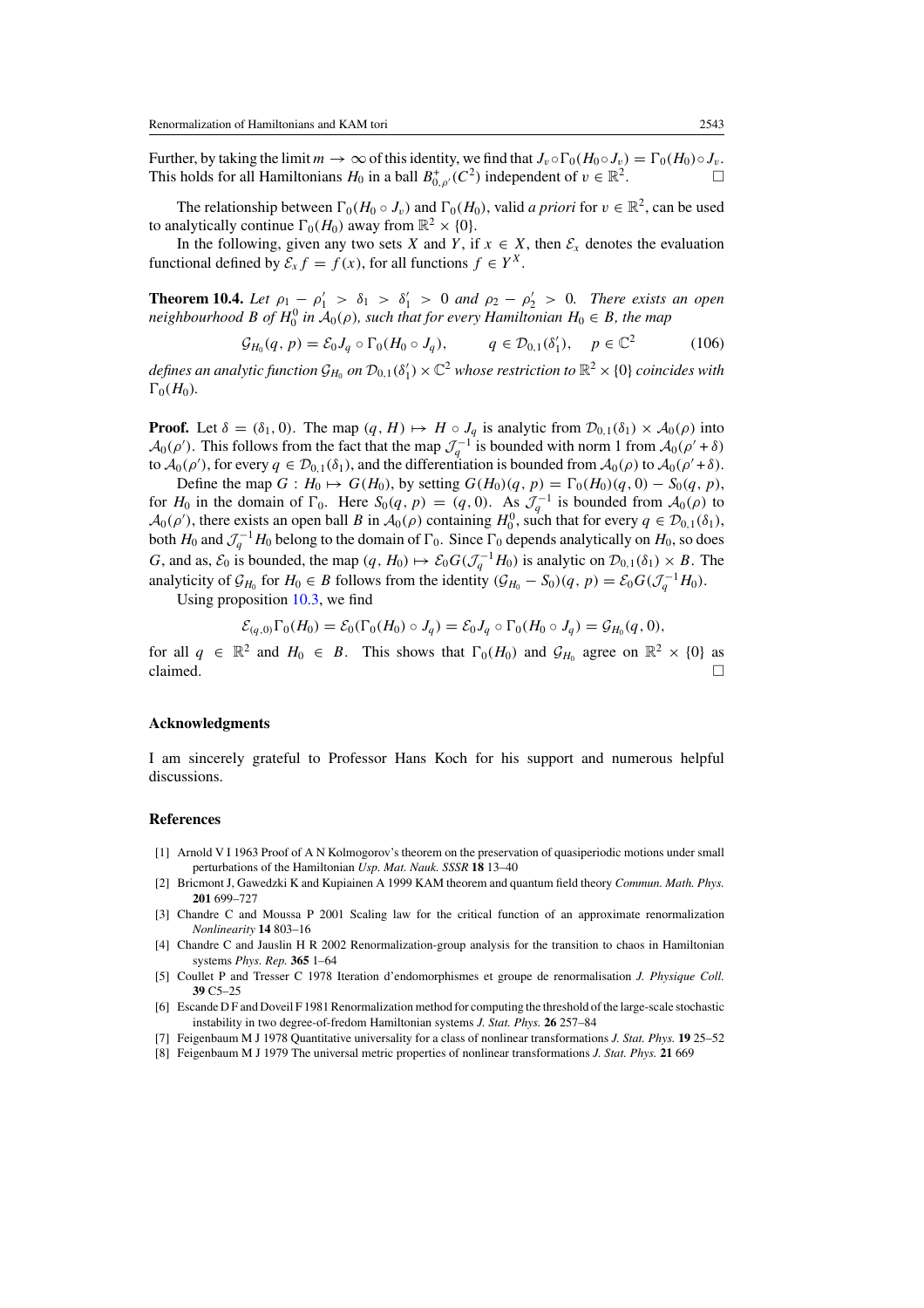Further, by taking the limit $m \to \infty$ of this identity, we find that $J_v \circ \Gamma_0(H_0 \circ J_v) = \Gamma_0(H_0) \circ J_v$. This holds for all Hamiltonians $H_0$ in a ball $B^+_{0,\rho'}(C^2)$ independent of $v \in \mathbb{R}^2$. □

The relationship between $\Gamma_0(H_0 \circ J_v)$ and $\Gamma_0(H_0)$, valid *a priori* for $v \in \mathbb{R}^2$, can be used to analytically continue $\Gamma_0(H_0)$ away from $\mathbb{R}^2 \times \{0\}$.

In the following, given any two sets $X$ and $Y$, if $x \in X$, then $\mathcal{E}_x$ denotes the evaluation functional defined by $\mathcal{E}_x f = f(x)$, for all functions $f \in Y^X$.

**Theorem 10.4.** *Let $\rho_1 - \rho_1' > \delta_1 > \delta_1' > 0$ and $\rho_2 - \rho_2' > 0$. There exists an open neighbourhood $B$ of $H_0^0$ in $\mathcal{A}_0(\rho)$, such that for every Hamiltonian $H_0 \in B$, the map*

$$\mathcal{G}_{H_0}(q, p) = \mathcal{E}_0 J_q \circ \Gamma_0(H_0 \circ J_q), \qquad q \in \mathcal{D}_{0,1}(\delta_1'), \quad p \in \mathbb{C}^2 \tag{106}$$

*defines an analytic function $\mathcal{G}_{H_0}$ on $\mathcal{D}_{0,1}(\delta_1') \times \mathbb{C}^2$ whose restriction to $\mathbb{R}^2 \times \{0\}$ coincides with $\Gamma_0(H_0)$.*

**Proof.** Let $\delta = (\delta_1, 0)$. The map $(q, H) \mapsto H \circ J_q$ is analytic from $\mathcal{D}_{0,1}(\delta_1) \times \mathcal{A}_0(\rho)$ into $\mathcal{A}_0(\rho')$. This follows from the fact that the map $\mathcal{J}_q^{-1}$ is bounded with norm 1 from $\mathcal{A}_0(\rho' + \delta)$ to $\mathcal{A}_0(\rho')$, for every $q \in \mathcal{D}_{0,1}(\delta_1)$, and the differentiation is bounded from $\mathcal{A}_0(\rho)$ to $\mathcal{A}_0(\rho' + \delta)$.

Define the map $G : H_0 \mapsto G(H_0)$, by setting $G(H_0)(q, p) = \Gamma_0(H_0)(q, 0) - S_0(q, p)$, for $H_0$ in the domain of $\Gamma_0$. Here $S_0(q, p) = (q, 0)$. As $\mathcal{J}_q^{-1}$ is bounded from $\mathcal{A}_0(\rho)$ to $\mathcal{A}_0(\rho')$, there exists an open ball $B$ in $\mathcal{A}_0(\rho)$ containing $H_0^0$, such that for every $q \in \mathcal{D}_{0,1}(\delta_1)$, both $H_0$ and $\mathcal{J}_q^{-1} H_0$ belong to the domain of $\Gamma_0$. Since $\Gamma_0$ depends analytically on $H_0$, so does $G$, and as, $\mathcal{E}_0$ is bounded, the map $(q, H_0) \mapsto \mathcal{E}_0 G(\mathcal{J}_q^{-1} H_0)$ is analytic on $\mathcal{D}_{0,1}(\delta_1) \times B$. The analyticity of $\mathcal{G}_{H_0}$ for $H_0 \in B$ follows from the identity $(\mathcal{G}_{H_0} - S_0)(q, p) = \mathcal{E}_0 G(\mathcal{J}_q^{-1} H_0)$.

Using proposition 10.3, we find

$$\mathcal{E}_{(q,0)} \Gamma_0(H_0) = \mathcal{E}_0(\Gamma_0(H_0) \circ J_q) = \mathcal{E}_0 J_q \circ \Gamma_0(H_0 \circ J_q) = \mathcal{G}_{H_0}(q, 0),$$

for all $q \in \mathbb{R}^2$ and $H_0 \in B$. This shows that $\Gamma_0(H_0)$ and $\mathcal{G}_{H_0}$ agree on $\mathbb{R}^2 \times \{0\}$ as claimed. □

## Acknowledgments

I am sincerely grateful to Professor Hans Koch for his support and numerous helpful discussions.

## References

[1] Arnold V I 1963 Proof of A N Kolmogorov's theorem on the preservation of quasiperiodic motions under small perturbations of the Hamiltonian *Usp. Mat. Nauk. SSSR* **18** 13–40

[2] Bricmont J, Gawedzki K and Kupiainen A 1999 KAM theorem and quantum field theory *Commun. Math. Phys.* **201** 699–727

[3] Chandre C and Moussa P 2001 Scaling law for the critical function of an approximate renormalization *Nonlinearity* **14** 803–16

[4] Chandre C and Jauslin H R 2002 Renormalization-group analysis for the transition to chaos in Hamiltonian systems *Phys. Rep.* **365** 1–64

[5] Coullet P and Tresser C 1978 Iteration d'endomorphismes et groupe de renormalisation *J. Physique Coll.* **39** C5–25

[6] Escande D F and Doveil F 1981 Renormalization method for computing the threshold of the large-scale stochastic instability in two degree-of-fredom Hamiltonian systems *J. Stat. Phys.* **26** 257–84

[7] Feigenbaum M J 1978 Quantitative universality for a class of nonlinear transformations *J. Stat. Phys.* **19** 25–52

[8] Feigenbaum M J 1979 The universal metric properties of nonlinear transformations *J. Stat. Phys.* **21** 669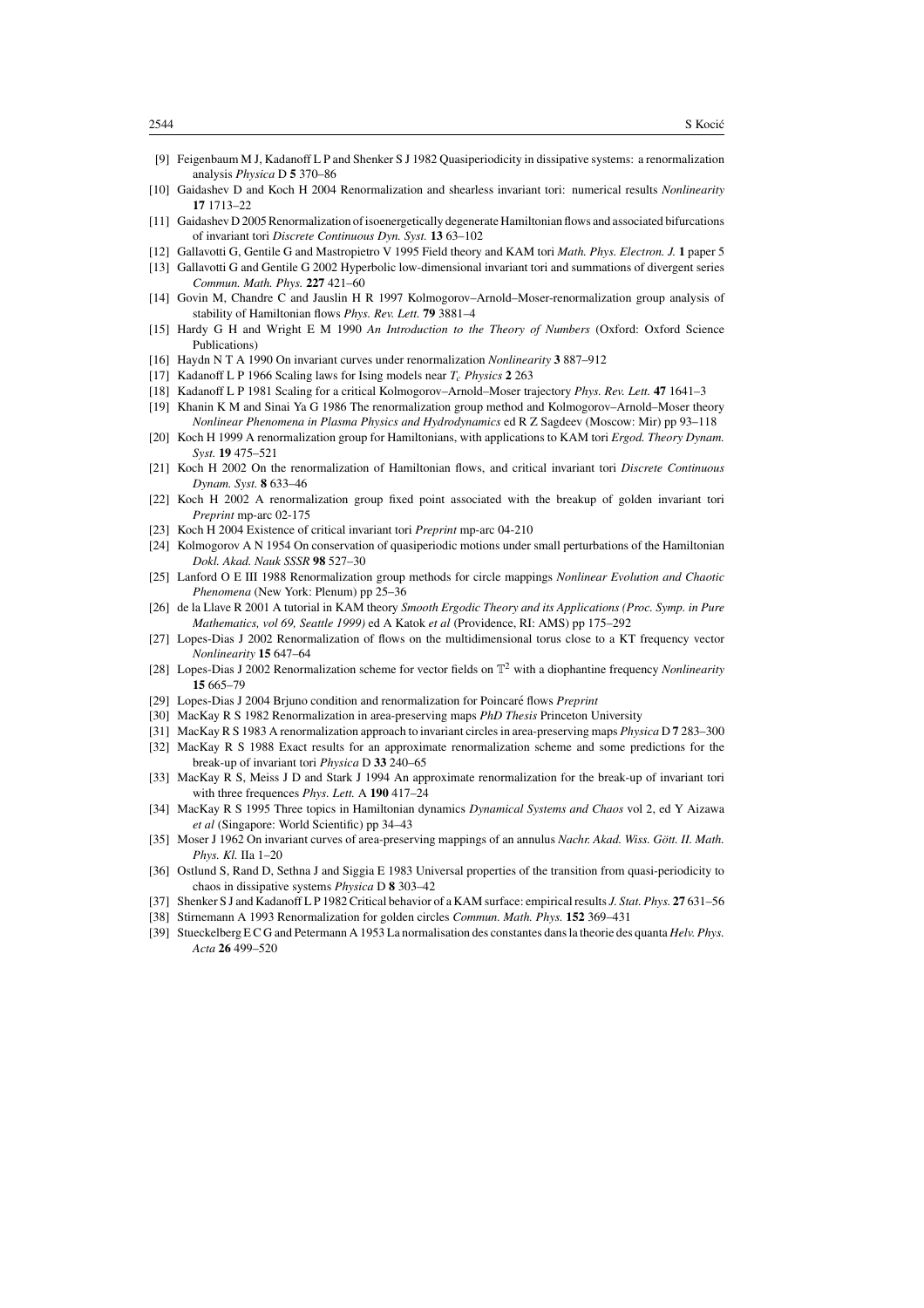[9] Feigenbaum M J, Kadanoff L P and Shenker S J 1982 Quasiperiodicity in dissipative systems: a renormalization analysis *Physica* D **5** 370–86

[10] Gaidashev D and Koch H 2004 Renormalization and shearless invariant tori: numerical results *Nonlinearity* **17** 1713–22

[11] Gaidashev D 2005 Renormalization of isoenergetically degenerate Hamiltonian flows and associated bifurcations of invariant tori *Discrete Continuous Dyn. Syst.* **13** 63–102

[12] Gallavotti G, Gentile G and Mastropietro V 1995 Field theory and KAM tori *Math. Phys. Electron. J.* **1** paper 5

[13] Gallavotti G and Gentile G 2002 Hyperbolic low-dimensional invariant tori and summations of divergent series *Commun. Math. Phys.* **227** 421–60

[14] Govin M, Chandre C and Jauslin H R 1997 Kolmogorov–Arnold–Moser-renormalization group analysis of stability of Hamiltonian flows *Phys. Rev. Lett.* **79** 3881–4

[15] Hardy G H and Wright E M 1990 *An Introduction to the Theory of Numbers* (Oxford: Oxford Science Publications)

[16] Haydn N T A 1990 On invariant curves under renormalization *Nonlinearity* **3** 887–912

[17] Kadanoff L P 1966 Scaling laws for Ising models near $T_c$ *Physics* **2** 263

[18] Kadanoff L P 1981 Scaling for a critical Kolmogorov–Arnold–Moser trajectory *Phys. Rev. Lett.* **47** 1641–3

[19] Khanin K M and Sinai Ya G 1986 The renormalization group method and Kolmogorov–Arnold–Moser theory *Nonlinear Phenomena in Plasma Physics and Hydrodynamics* ed R Z Sagdeev (Moscow: Mir) pp 93–118

[20] Koch H 1999 A renormalization group for Hamiltonians, with applications to KAM tori *Ergod. Theory Dynam. Syst.* **19** 475–521

[21] Koch H 2002 On the renormalization of Hamiltonian flows, and critical invariant tori *Discrete Continuous Dynam. Syst.* **8** 633–46

[22] Koch H 2002 A renormalization group fixed point associated with the breakup of golden invariant tori *Preprint* mp-arc 02-175

[23] Koch H 2004 Existence of critical invariant tori *Preprint* mp-arc 04-210

[24] Kolmogorov A N 1954 On conservation of quasiperiodic motions under small perturbations of the Hamiltonian *Dokl. Akad. Nauk SSSR* **98** 527–30

[25] Lanford O E III 1988 Renormalization group methods for circle mappings *Nonlinear Evolution and Chaotic Phenomena* (New York: Plenum) pp 25–36

[26] de la Llave R 2001 A tutorial in KAM theory *Smooth Ergodic Theory and its Applications (Proc. Symp. in Pure Mathematics, vol 69, Seattle 1999)* ed A Katok *et al* (Providence, RI: AMS) pp 175–292

[27] Lopes-Dias J 2002 Renormalization of flows on the multidimensional torus close to a KT frequency vector *Nonlinearity* **15** 647–64

[28] Lopes-Dias J 2002 Renormalization scheme for vector fields on $\mathbb{T}^2$ with a diophantine frequency *Nonlinearity* **15** 665–79

[29] Lopes-Dias J 2004 Brjuno condition and renormalization for Poincaré flows *Preprint*

[30] MacKay R S 1982 Renormalization in area-preserving maps *PhD Thesis* Princeton University

[31] MacKay R S 1983 A renormalization approach to invariant circles in area-preserving maps *Physica* D **7** 283–300

[32] MacKay R S 1988 Exact results for an approximate renormalization scheme and some predictions for the break-up of invariant tori *Physica* D **33** 240–65

[33] MacKay R S, Meiss J D and Stark J 1994 An approximate renormalization for the break-up of invariant tori with three frequences *Phys. Lett.* A **190** 417–24

[34] MacKay R S 1995 Three topics in Hamiltonian dynamics *Dynamical Systems and Chaos* vol 2, ed Y Aizawa *et al* (Singapore: World Scientific) pp 34–43

[35] Moser J 1962 On invariant curves of area-preserving mappings of an annulus *Nachr. Akad. Wiss. Gött. II. Math. Phys. Kl.* IIa 1–20

[36] Ostlund S, Rand D, Sethna J and Siggia E 1983 Universal properties of the transition from quasi-periodicity to chaos in dissipative systems *Physica* D **8** 303–42

[37] Shenker S J and Kadanoff L P 1982 Critical behavior of a KAM surface: empirical results *J. Stat. Phys.* **27** 631–56

[38] Stirnemann A 1993 Renormalization for golden circles *Commun. Math. Phys.* **152** 369–431

[39] Stueckelberg E C G and Petermann A 1953 La normalisation des constantes dans la theorie des quanta *Helv. Phys. Acta* **26** 499–520